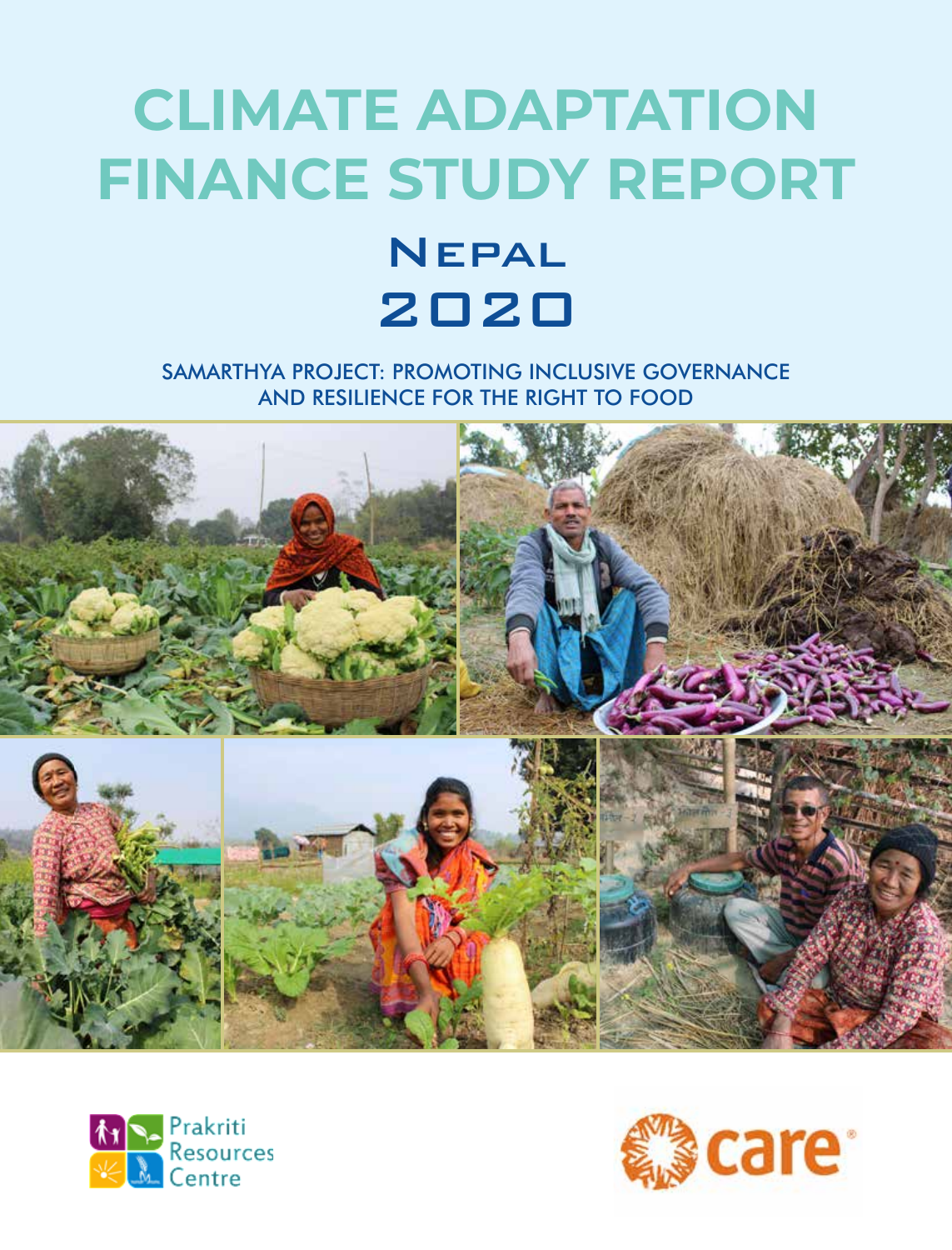# CLIMATE ADAPTATION FINANCE STUDY REPORT

## Nepal

## 2020

SAMARTHYA PROJECT: PROMOTING INCLUSIVE GOVERNANCE AND RESILIENCE FOR THE RIGHT TO FOOD

Prakriti Resources Centre

care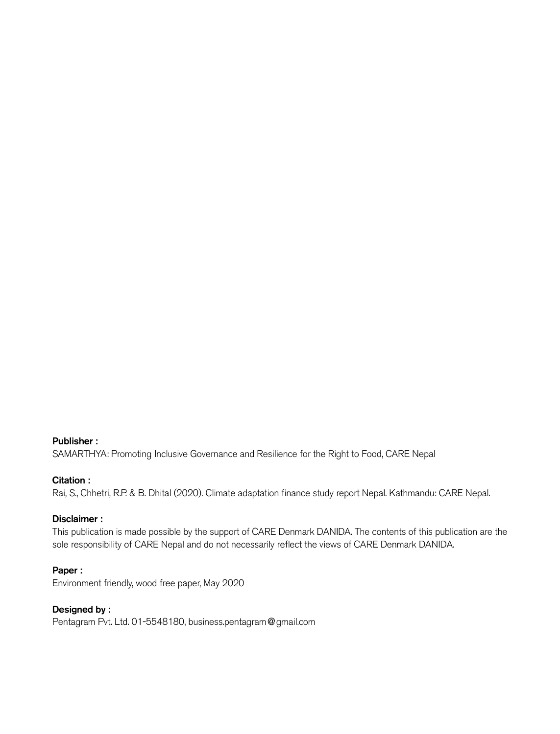**Publisher :**
SAMARTHYA: Promoting Inclusive Governance and Resilience for the Right to Food, CARE Nepal

**Citation :**
Rai, S., Chhetri, R.P. & B. Dhital (2020). Climate adaptation finance study report Nepal. Kathmandu: CARE Nepal.

**Disclaimer :**
This publication is made possible by the support of CARE Denmark DANIDA. The contents of this publication are the sole responsibility of CARE Nepal and do not necessarily reflect the views of CARE Denmark DANIDA.

**Paper :**
Environment friendly, wood free paper, May 2020

**Designed by :**
Pentagram Pvt. Ltd. 01-5548180, business.pentagram@gmail.com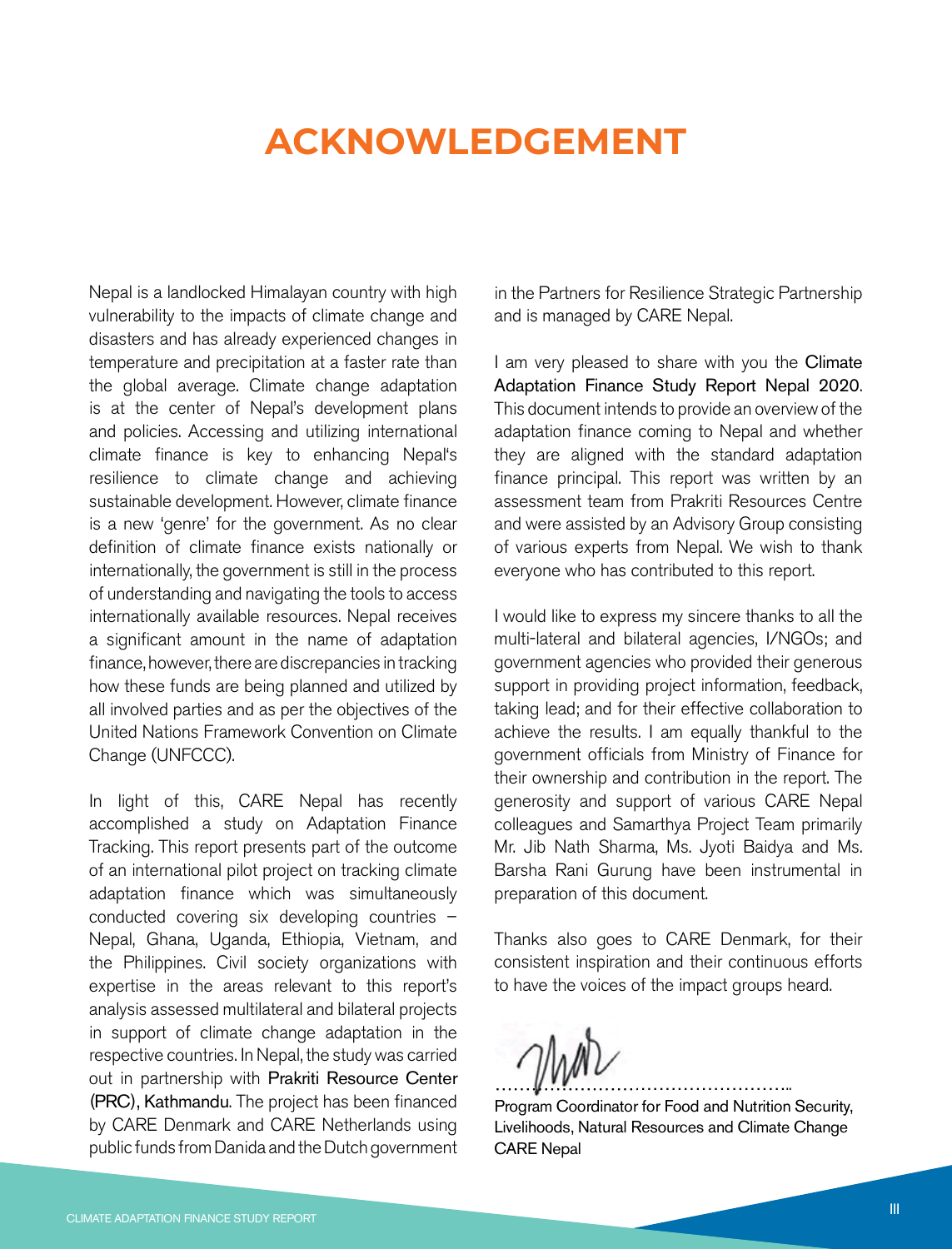# ACKNOWLEDGEMENT

Nepal is a landlocked Himalayan country with high vulnerability to the impacts of climate change and disasters and has already experienced changes in temperature and precipitation at a faster rate than the global average. Climate change adaptation is at the center of Nepal's development plans and policies. Accessing and utilizing international climate finance is key to enhancing Nepal's resilience to climate change and achieving sustainable development. However, climate finance is a new 'genre' for the government. As no clear definition of climate finance exists nationally or internationally, the government is still in the process of understanding and navigating the tools to access internationally available resources. Nepal receives a significant amount in the name of adaptation finance, however, there are discrepancies in tracking how these funds are being planned and utilized by all involved parties and as per the objectives of the United Nations Framework Convention on Climate Change (UNFCCC).

In light of this, CARE Nepal has recently accomplished a study on Adaptation Finance Tracking. This report presents part of the outcome of an international pilot project on tracking climate adaptation finance which was simultaneously conducted covering six developing countries – Nepal, Ghana, Uganda, Ethiopia, Vietnam, and the Philippines. Civil society organizations with expertise in the areas relevant to this report's analysis assessed multilateral and bilateral projects in support of climate change adaptation in the respective countries. In Nepal, the study was carried out in partnership with Prakriti Resource Center (PRC), Kathmandu. The project has been financed by CARE Denmark and CARE Netherlands using public funds from Danida and the Dutch government in the Partners for Resilience Strategic Partnership and is managed by CARE Nepal.

I am very pleased to share with you the Climate Adaptation Finance Study Report Nepal 2020. This document intends to provide an overview of the adaptation finance coming to Nepal and whether they are aligned with the standard adaptation finance principal. This report was written by an assessment team from Prakriti Resources Centre and were assisted by an Advisory Group consisting of various experts from Nepal. We wish to thank everyone who has contributed to this report.

I would like to express my sincere thanks to all the multi-lateral and bilateral agencies, I/NGOs; and government agencies who provided their generous support in providing project information, feedback, taking lead; and for their effective collaboration to achieve the results. I am equally thankful to the government officials from Ministry of Finance for their ownership and contribution in the report. The generosity and support of various CARE Nepal colleagues and Samarthya Project Team primarily Mr. Jib Nath Sharma, Ms. Jyoti Baidya and Ms. Barsha Rani Gurung have been instrumental in preparation of this document.

Thanks also goes to CARE Denmark, for their consistent inspiration and their continuous efforts to have the voices of the impact groups heard.

…………………………………………..

Program Coordinator for Food and Nutrition Security, Livelihoods, Natural Resources and Climate Change
CARE Nepal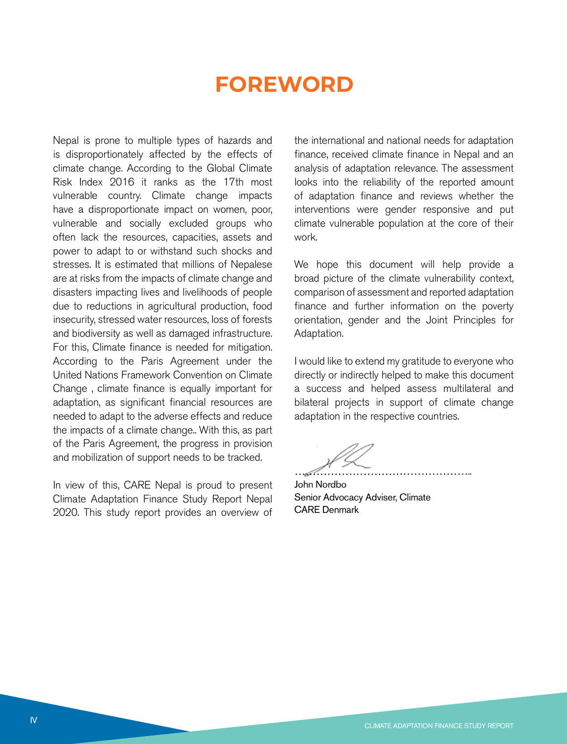# FOREWORD

Nepal is prone to multiple types of hazards and is disproportionately affected by the effects of climate change. According to the Global Climate Risk Index 2016 it ranks as the 17th most vulnerable country. Climate change impacts have a disproportionate impact on women, poor, vulnerable and socially excluded groups who often lack the resources, capacities, assets and power to adapt to or withstand such shocks and stresses. It is estimated that millions of Nepalese are at risks from the impacts of climate change and disasters impacting lives and livelihoods of people due to reductions in agricultural production, food insecurity, stressed water resources, loss of forests and biodiversity as well as damaged infrastructure. For this, Climate finance is needed for mitigation. According to the Paris Agreement under the United Nations Framework Convention on Climate Change , climate finance is equally important for adaptation, as significant financial resources are needed to adapt to the adverse effects and reduce the impacts of a climate change.. With this, as part of the Paris Agreement, the progress in provision and mobilization of support needs to be tracked.

In view of this, CARE Nepal is proud to present Climate Adaptation Finance Study Report Nepal 2020. This study report provides an overview of the international and national needs for adaptation finance, received climate finance in Nepal and an analysis of adaptation relevance. The assessment looks into the reliability of the reported amount of adaptation finance and reviews whether the interventions were gender responsive and put climate vulnerable population at the core of their work.

We hope this document will help provide a broad picture of the climate vulnerability context, comparison of assessment and reported adaptation finance and further information on the poverty orientation, gender and the Joint Principles for Adaptation.

I would like to extend my gratitude to everyone who directly or indirectly helped to make this document a success and helped assess multilateral and bilateral projects in support of climate change adaptation in the respective countries.

…………………………………………..

John Nordbo
Senior Advocacy Adviser, Climate
CARE Denmark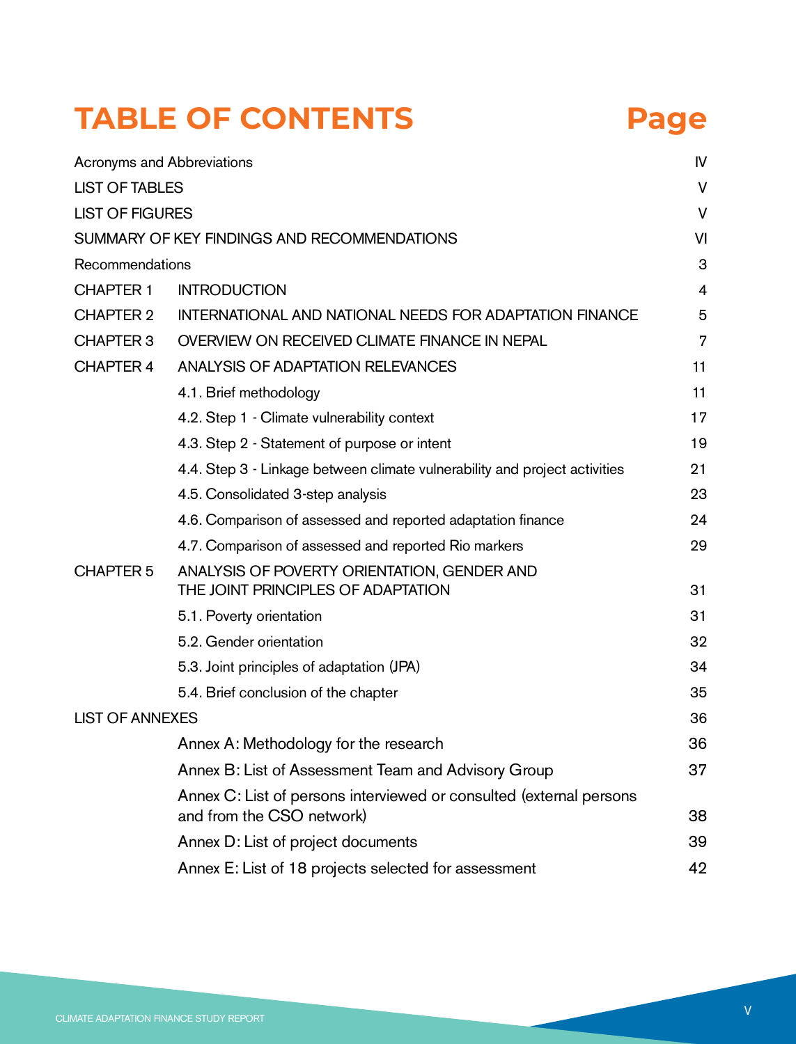# TABLE OF CONTENTS

| | | Page |
|---|---|---|
| Acronyms and Abbreviations | | IV |
| LIST OF TABLES | | V |
| LIST OF FIGURES | | V |
| SUMMARY OF KEY FINDINGS AND RECOMMENDATIONS | | VI |
| Recommendations | | 3 |
| CHAPTER 1 | INTRODUCTION | 4 |
| CHAPTER 2 | INTERNATIONAL AND NATIONAL NEEDS FOR ADAPTATION FINANCE | 5 |
| CHAPTER 3 | OVERVIEW ON RECEIVED CLIMATE FINANCE IN NEPAL | 7 |
| CHAPTER 4 | ANALYSIS OF ADAPTATION RELEVANCES | 11 |
| | 4.1. Brief methodology | 11 |
| | 4.2. Step 1 - Climate vulnerability context | 17 |
| | 4.3. Step 2 - Statement of purpose or intent | 19 |
| | 4.4. Step 3 - Linkage between climate vulnerability and project activities | 21 |
| | 4.5. Consolidated 3-step analysis | 23 |
| | 4.6. Comparison of assessed and reported adaptation finance | 24 |
| | 4.7. Comparison of assessed and reported Rio markers | 29 |
| CHAPTER 5 | ANALYSIS OF POVERTY ORIENTATION, GENDER AND THE JOINT PRINCIPLES OF ADAPTATION | 31 |
| | 5.1. Poverty orientation | 31 |
| | 5.2. Gender orientation | 32 |
| | 5.3. Joint principles of adaptation (JPA) | 34 |
| | 5.4. Brief conclusion of the chapter | 35 |
| LIST OF ANNEXES | | 36 |
| | Annex A: Methodology for the research | 36 |
| | Annex B: List of Assessment Team and Advisory Group | 37 |
| | Annex C: List of persons interviewed or consulted (external persons and from the CSO network) | 38 |
| | Annex D: List of project documents | 39 |
| | Annex E: List of 18 projects selected for assessment | 42 |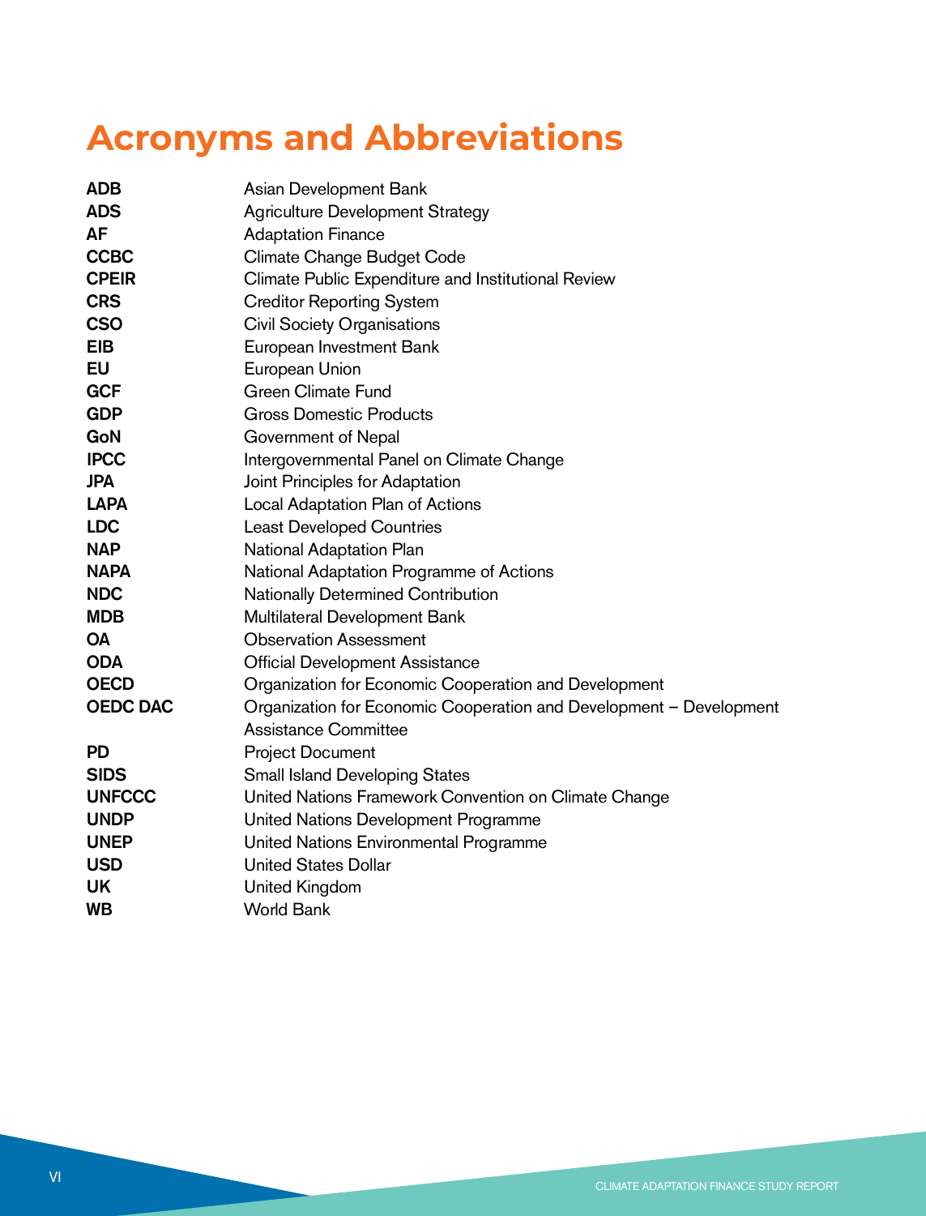# Acronyms and Abbreviations

| | |
|---|---|
| **ADB** | Asian Development Bank |
| **ADS** | Agriculture Development Strategy |
| **AF** | Adaptation Finance |
| **CCBC** | Climate Change Budget Code |
| **CPEIR** | Climate Public Expenditure and Institutional Review |
| **CRS** | Creditor Reporting System |
| **CSO** | Civil Society Organisations |
| **EIB** | European Investment Bank |
| **EU** | European Union |
| **GCF** | Green Climate Fund |
| **GDP** | Gross Domestic Products |
| **GoN** | Government of Nepal |
| **IPCC** | Intergovernmental Panel on Climate Change |
| **JPA** | Joint Principles for Adaptation |
| **LAPA** | Local Adaptation Plan of Actions |
| **LDC** | Least Developed Countries |
| **NAP** | National Adaptation Plan |
| **NAPA** | National Adaptation Programme of Actions |
| **NDC** | Nationally Determined Contribution |
| **MDB** | Multilateral Development Bank |
| **OA** | Observation Assessment |
| **ODA** | Official Development Assistance |
| **OECD** | Organization for Economic Cooperation and Development |
| **OEDC DAC** | Organization for Economic Cooperation and Development – Development Assistance Committee |
| **PD** | Project Document |
| **SIDS** | Small Island Developing States |
| **UNFCCC** | United Nations Framework Convention on Climate Change |
| **UNDP** | United Nations Development Programme |
| **UNEP** | United Nations Environmental Programme |
| **USD** | United States Dollar |
| **UK** | United Kingdom |
| **WB** | World Bank |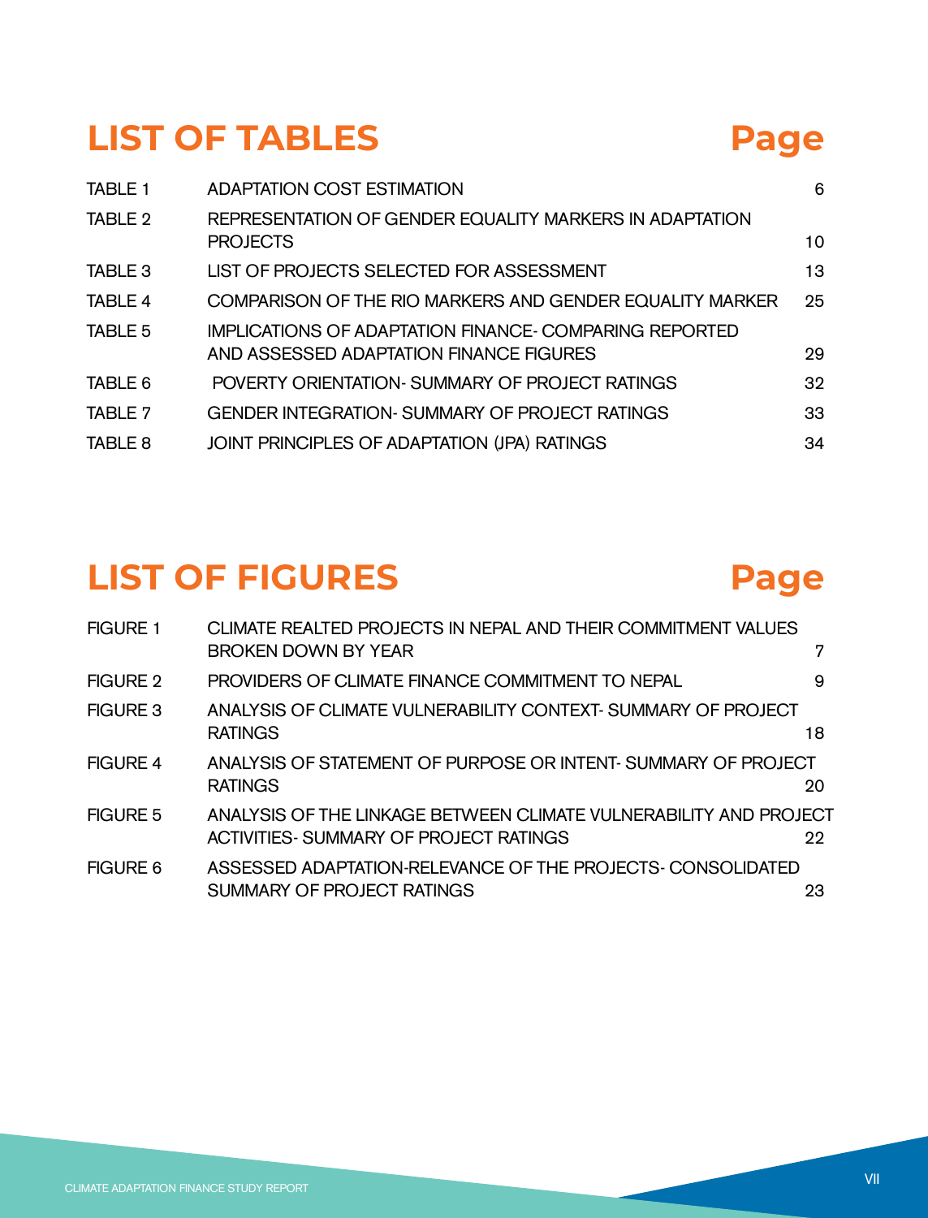# LIST OF TABLES

| | | Page |
|---|---|---|
| TABLE 1 | ADAPTATION COST ESTIMATION | 6 |
| TABLE 2 | REPRESENTATION OF GENDER EQUALITY MARKERS IN ADAPTATION PROJECTS | 10 |
| TABLE 3 | LIST OF PROJECTS SELECTED FOR ASSESSMENT | 13 |
| TABLE 4 | COMPARISON OF THE RIO MARKERS AND GENDER EQUALITY MARKER | 25 |
| TABLE 5 | IMPLICATIONS OF ADAPTATION FINANCE- COMPARING REPORTED AND ASSESSED ADAPTATION FINANCE FIGURES | 29 |
| TABLE 6 | POVERTY ORIENTATION- SUMMARY OF PROJECT RATINGS | 32 |
| TABLE 7 | GENDER INTEGRATION- SUMMARY OF PROJECT RATINGS | 33 |
| TABLE 8 | JOINT PRINCIPLES OF ADAPTATION (JPA) RATINGS | 34 |

# LIST OF FIGURES

| | | Page |
|---|---|---|
| FIGURE 1 | CLIMATE REALTED PROJECTS IN NEPAL AND THEIR COMMITMENT VALUES BROKEN DOWN BY YEAR | 7 |
| FIGURE 2 | PROVIDERS OF CLIMATE FINANCE COMMITMENT TO NEPAL | 9 |
| FIGURE 3 | ANALYSIS OF CLIMATE VULNERABILITY CONTEXT- SUMMARY OF PROJECT RATINGS | 18 |
| FIGURE 4 | ANALYSIS OF STATEMENT OF PURPOSE OR INTENT- SUMMARY OF PROJECT RATINGS | 20 |
| FIGURE 5 | ANALYSIS OF THE LINKAGE BETWEEN CLIMATE VULNERABILITY AND PROJECT ACTIVITIES- SUMMARY OF PROJECT RATINGS | 22 |
| FIGURE 6 | ASSESSED ADAPTATION-RELEVANCE OF THE PROJECTS- CONSOLIDATED SUMMARY OF PROJECT RATINGS | 23 |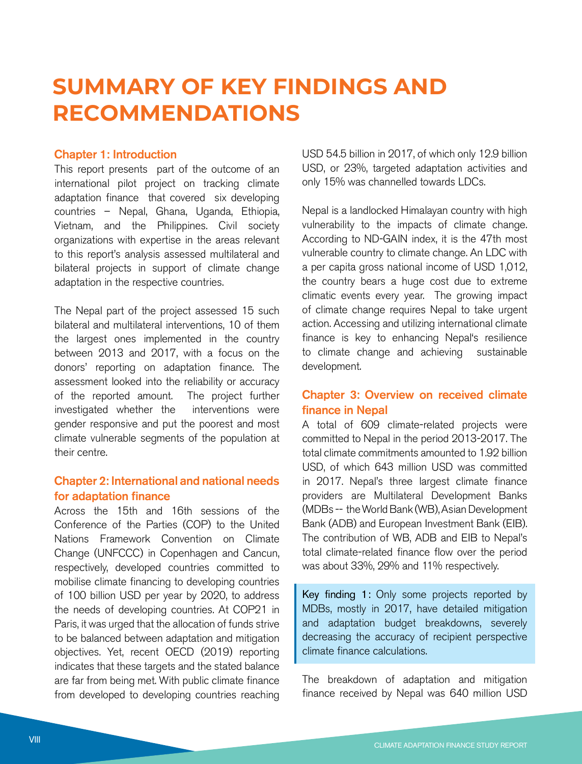# SUMMARY OF KEY FINDINGS AND RECOMMENDATIONS

### Chapter 1: Introduction

This report presents part of the outcome of an international pilot project on tracking climate adaptation finance that covered six developing countries – Nepal, Ghana, Uganda, Ethiopia, Vietnam, and the Philippines. Civil society organizations with expertise in the areas relevant to this report's analysis assessed multilateral and bilateral projects in support of climate change adaptation in the respective countries.

The Nepal part of the project assessed 15 such bilateral and multilateral interventions, 10 of them the largest ones implemented in the country between 2013 and 2017, with a focus on the donors' reporting on adaptation finance. The assessment looked into the reliability or accuracy of the reported amount. The project further investigated whether the interventions were gender responsive and put the poorest and most climate vulnerable segments of the population at their centre.

### Chapter 2: International and national needs for adaptation finance

Across the 15th and 16th sessions of the Conference of the Parties (COP) to the United Nations Framework Convention on Climate Change (UNFCCC) in Copenhagen and Cancun, respectively, developed countries committed to mobilise climate financing to developing countries of 100 billion USD per year by 2020, to address the needs of developing countries. At COP21 in Paris, it was urged that the allocation of funds strive to be balanced between adaptation and mitigation objectives. Yet, recent OECD (2019) reporting indicates that these targets and the stated balance are far from being met. With public climate finance from developed to developing countries reaching USD 54.5 billion in 2017, of which only 12.9 billion USD, or 23%, targeted adaptation activities and only 15% was channelled towards LDCs.

Nepal is a landlocked Himalayan country with high vulnerability to the impacts of climate change. According to ND-GAIN index, it is the 47th most vulnerable country to climate change. An LDC with a per capita gross national income of USD 1,012, the country bears a huge cost due to extreme climatic events every year. The growing impact of climate change requires Nepal to take urgent action. Accessing and utilizing international climate finance is key to enhancing Nepal's resilience to climate change and achieving sustainable development.

### Chapter 3: Overview on received climate finance in Nepal

A total of 609 climate-related projects were committed to Nepal in the period 2013-2017. The total climate commitments amounted to 1.92 billion USD, of which 643 million USD was committed in 2017. Nepal's three largest climate finance providers are Multilateral Development Banks (MDBs -- the World Bank (WB), Asian Development Bank (ADB) and European Investment Bank (EIB). The contribution of WB, ADB and EIB to Nepal's total climate-related finance flow over the period was about 33%, 29% and 11% respectively.

> Key finding 1: Only some projects reported by MDBs, mostly in 2017, have detailed mitigation and adaptation budget breakdowns, severely decreasing the accuracy of recipient perspective climate finance calculations.

The breakdown of adaptation and mitigation finance received by Nepal was 640 million USD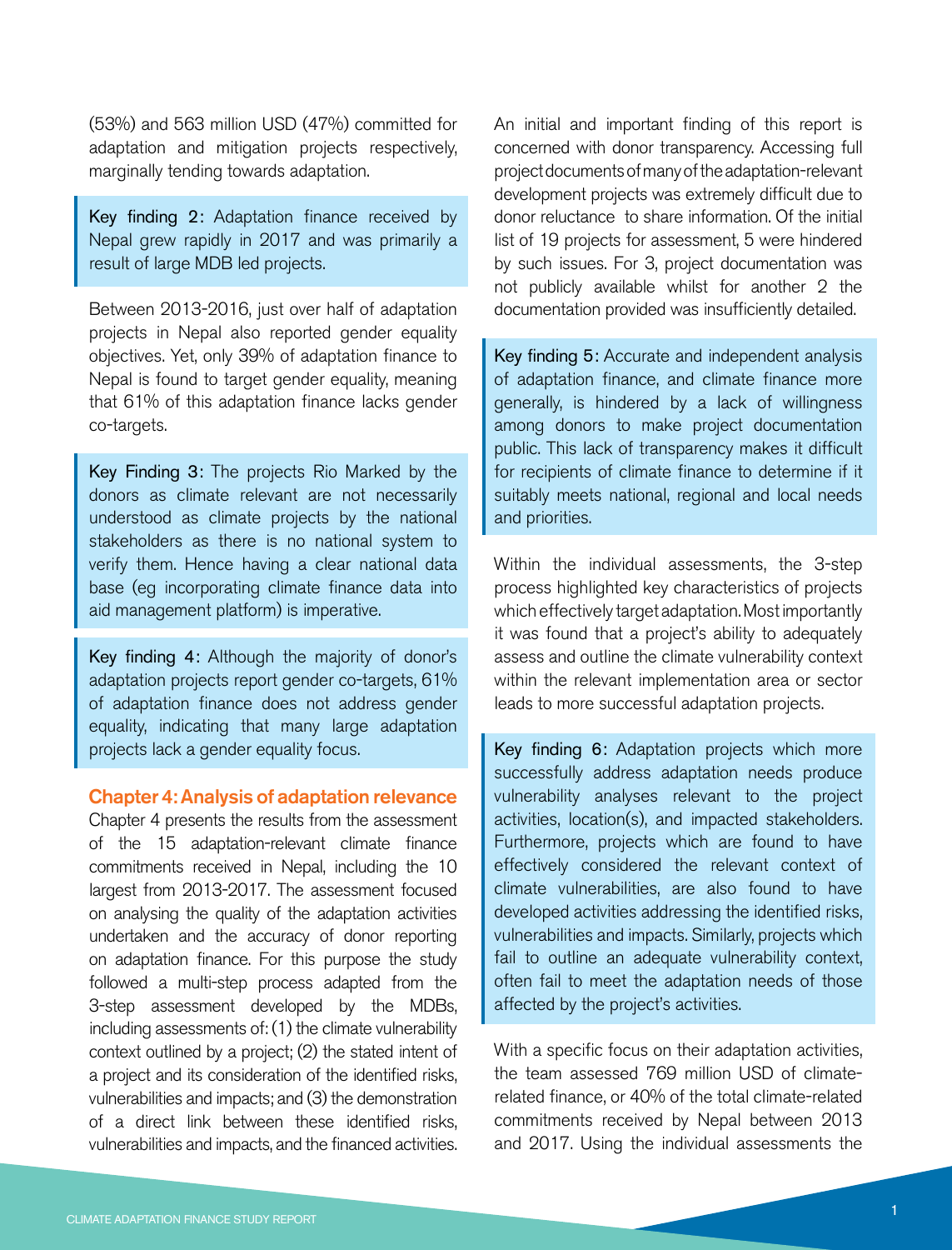(53%) and 563 million USD (47%) committed for adaptation and mitigation projects respectively, marginally tending towards adaptation.

> Key finding 2: Adaptation finance received by Nepal grew rapidly in 2017 and was primarily a result of large MDB led projects.

Between 2013-2016, just over half of adaptation projects in Nepal also reported gender equality objectives. Yet, only 39% of adaptation finance to Nepal is found to target gender equality, meaning that 61% of this adaptation finance lacks gender co-targets.

> Key Finding 3: The projects Rio Marked by the donors as climate relevant are not necessarily understood as climate projects by the national stakeholders as there is no national system to verify them. Hence having a clear national data base (eg incorporating climate finance data into aid management platform) is imperative.

> Key finding 4: Although the majority of donor's adaptation projects report gender co-targets, 61% of adaptation finance does not address gender equality, indicating that many large adaptation projects lack a gender equality focus.

## Chapter 4: Analysis of adaptation relevance

Chapter 4 presents the results from the assessment of the 15 adaptation-relevant climate finance commitments received in Nepal, including the 10 largest from 2013-2017. The assessment focused on analysing the quality of the adaptation activities undertaken and the accuracy of donor reporting on adaptation finance. For this purpose the study followed a multi-step process adapted from the 3-step assessment developed by the MDBs, including assessments of: (1) the climate vulnerability context outlined by a project; (2) the stated intent of a project and its consideration of the identified risks, vulnerabilities and impacts; and (3) the demonstration of a direct link between these identified risks, vulnerabilities and impacts, and the financed activities.

An initial and important finding of this report is concerned with donor transparency. Accessing full project documents of many of the adaptation-relevant development projects was extremely difficult due to donor reluctance to share information. Of the initial list of 19 projects for assessment, 5 were hindered by such issues. For 3, project documentation was not publicly available whilst for another 2 the documentation provided was insufficiently detailed.

> Key finding 5: Accurate and independent analysis of adaptation finance, and climate finance more generally, is hindered by a lack of willingness among donors to make project documentation public. This lack of transparency makes it difficult for recipients of climate finance to determine if it suitably meets national, regional and local needs and priorities.

Within the individual assessments, the 3-step process highlighted key characteristics of projects which effectively target adaptation. Most importantly it was found that a project's ability to adequately assess and outline the climate vulnerability context within the relevant implementation area or sector leads to more successful adaptation projects.

> Key finding 6: Adaptation projects which more successfully address adaptation needs produce vulnerability analyses relevant to the project activities, location(s), and impacted stakeholders. Furthermore, projects which are found to have effectively considered the relevant context of climate vulnerabilities, are also found to have developed activities addressing the identified risks, vulnerabilities and impacts. Similarly, projects which fail to outline an adequate vulnerability context, often fail to meet the adaptation needs of those affected by the project's activities.

With a specific focus on their adaptation activities, the team assessed 769 million USD of climate-related finance, or 40% of the total climate-related commitments received by Nepal between 2013 and 2017. Using the individual assessments the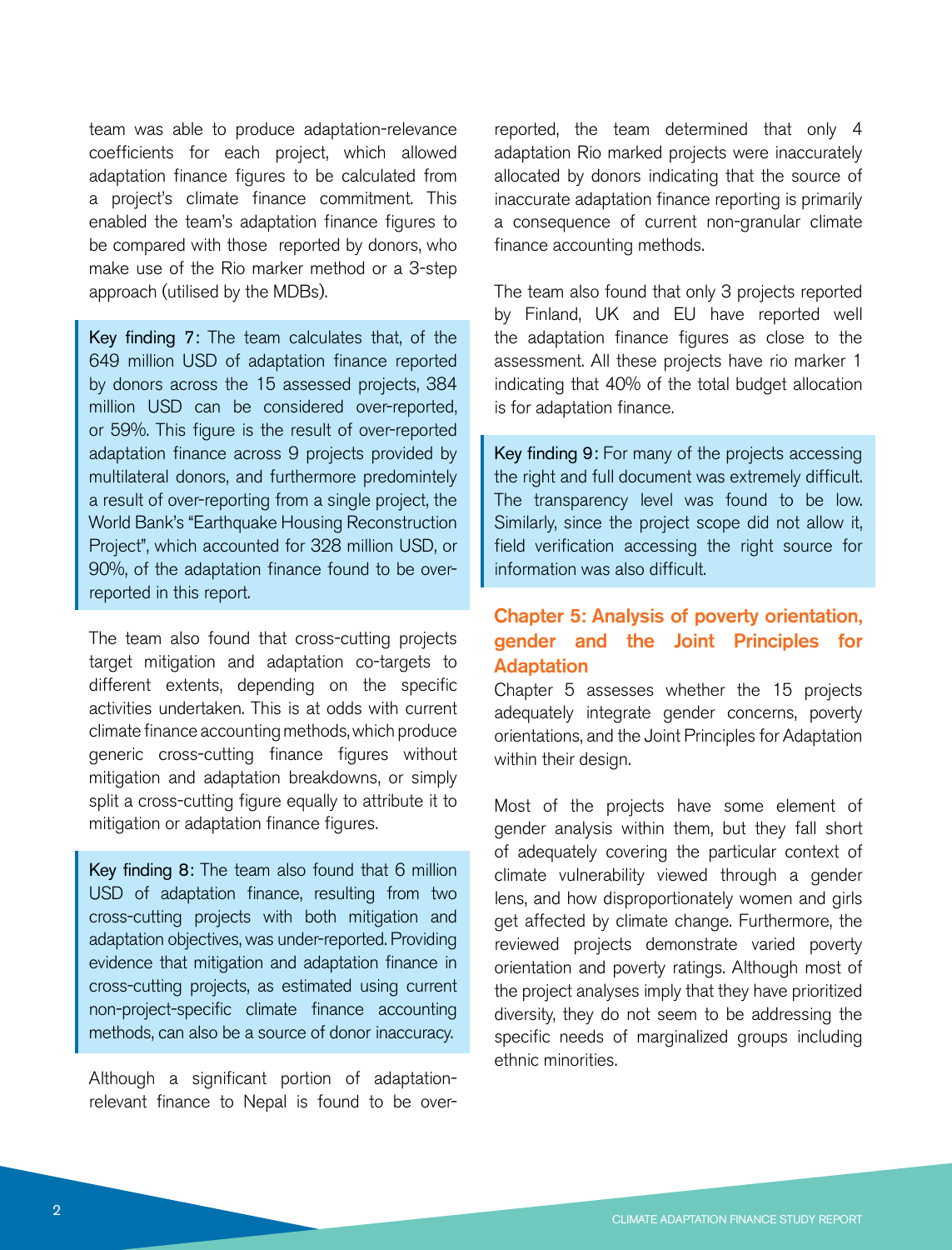team was able to produce adaptation-relevance coefficients for each project, which allowed adaptation finance figures to be calculated from a project's climate finance commitment. This enabled the team's adaptation finance figures to be compared with those reported by donors, who make use of the Rio marker method or a 3-step approach (utilised by the MDBs).

**Key finding 7:** The team calculates that, of the 649 million USD of adaptation finance reported by donors across the 15 assessed projects, 384 million USD can be considered over-reported, or 59%. This figure is the result of over-reported adaptation finance across 9 projects provided by multilateral donors, and furthermore predomintely a result of over-reporting from a single project, the World Bank's "Earthquake Housing Reconstruction Project", which accounted for 328 million USD, or 90%, of the adaptation finance found to be over-reported in this report.

The team also found that cross-cutting projects target mitigation and adaptation co-targets to different extents, depending on the specific activities undertaken. This is at odds with current climate finance accounting methods, which produce generic cross-cutting finance figures without mitigation and adaptation breakdowns, or simply split a cross-cutting figure equally to attribute it to mitigation or adaptation finance figures.

**Key finding 8:** The team also found that 6 million USD of adaptation finance, resulting from two cross-cutting projects with both mitigation and adaptation objectives, was under-reported. Providing evidence that mitigation and adaptation finance in cross-cutting projects, as estimated using current non-project-specific climate finance accounting methods, can also be a source of donor inaccuracy.

Although a significant portion of adaptation-relevant finance to Nepal is found to be over-reported, the team determined that only 4 adaptation Rio marked projects were inaccurately allocated by donors indicating that the source of inaccurate adaptation finance reporting is primarily a consequence of current non-granular climate finance accounting methods.

The team also found that only 3 projects reported by Finland, UK and EU have reported well the adaptation finance figures as close to the assessment. All these projects have rio marker 1 indicating that 40% of the total budget allocation is for adaptation finance.

**Key finding 9:** For many of the projects accessing the right and full document was extremely difficult. The transparency level was found to be low. Similarly, since the project scope did not allow it, field verification accessing the right source for information was also difficult.

## Chapter 5: Analysis of poverty orientation, gender and the Joint Principles for Adaptation

Chapter 5 assesses whether the 15 projects adequately integrate gender concerns, poverty orientations, and the Joint Principles for Adaptation within their design.

Most of the projects have some element of gender analysis within them, but they fall short of adequately covering the particular context of climate vulnerability viewed through a gender lens, and how disproportionately women and girls get affected by climate change. Furthermore, the reviewed projects demonstrate varied poverty orientation and poverty ratings. Although most of the project analyses imply that they have prioritized diversity, they do not seem to be addressing the specific needs of marginalized groups including ethnic minorities.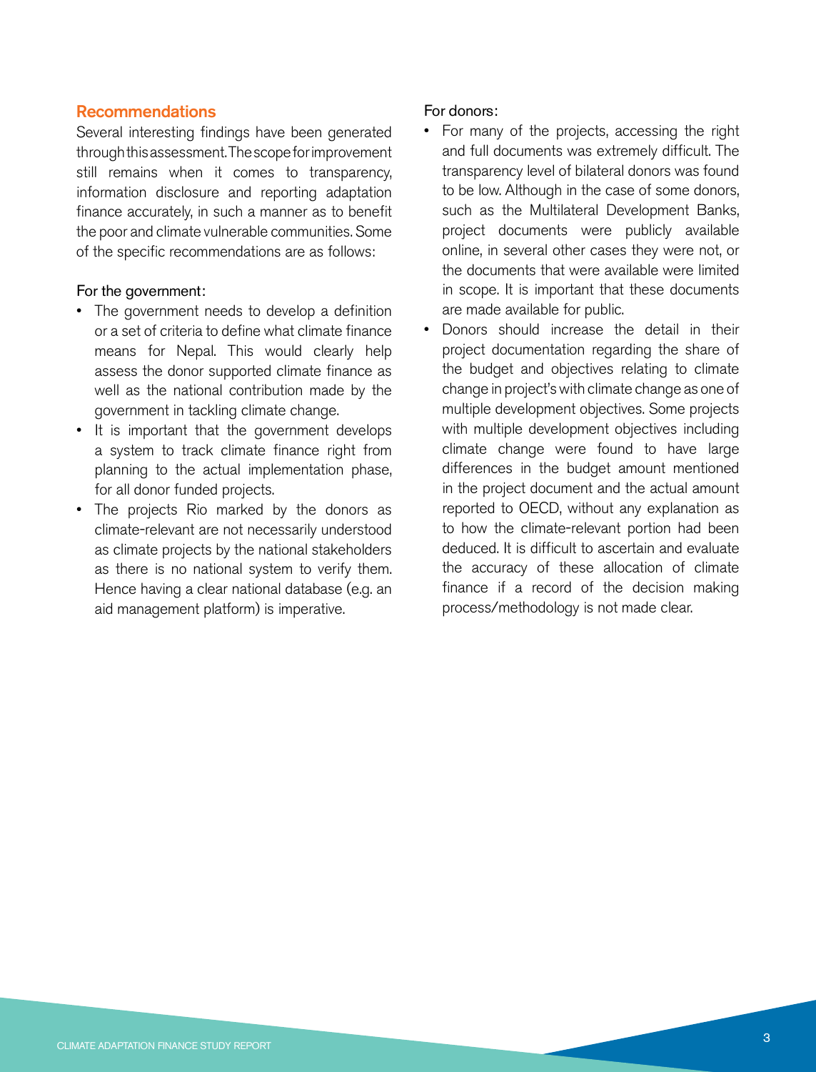## Recommendations

Several interesting findings have been generated through this assessment. The scope for improvement still remains when it comes to transparency, information disclosure and reporting adaptation finance accurately, in such a manner as to benefit the poor and climate vulnerable communities. Some of the specific recommendations are as follows:

For the government:

- The government needs to develop a definition or a set of criteria to define what climate finance means for Nepal. This would clearly help assess the donor supported climate finance as well as the national contribution made by the government in tackling climate change.
- It is important that the government develops a system to track climate finance right from planning to the actual implementation phase, for all donor funded projects.
- The projects Rio marked by the donors as climate-relevant are not necessarily understood as climate projects by the national stakeholders as there is no national system to verify them. Hence having a clear national database (e.g. an aid management platform) is imperative.

For donors:

- For many of the projects, accessing the right and full documents was extremely difficult. The transparency level of bilateral donors was found to be low. Although in the case of some donors, such as the Multilateral Development Banks, project documents were publicly available online, in several other cases they were not, or the documents that were available were limited in scope. It is important that these documents are made available for public.
- Donors should increase the detail in their project documentation regarding the share of the budget and objectives relating to climate change in project's with climate change as one of multiple development objectives. Some projects with multiple development objectives including climate change were found to have large differences in the budget amount mentioned in the project document and the actual amount reported to OECD, without any explanation as to how the climate-relevant portion had been deduced. It is difficult to ascertain and evaluate the accuracy of these allocation of climate finance if a record of the decision making process/methodology is not made clear.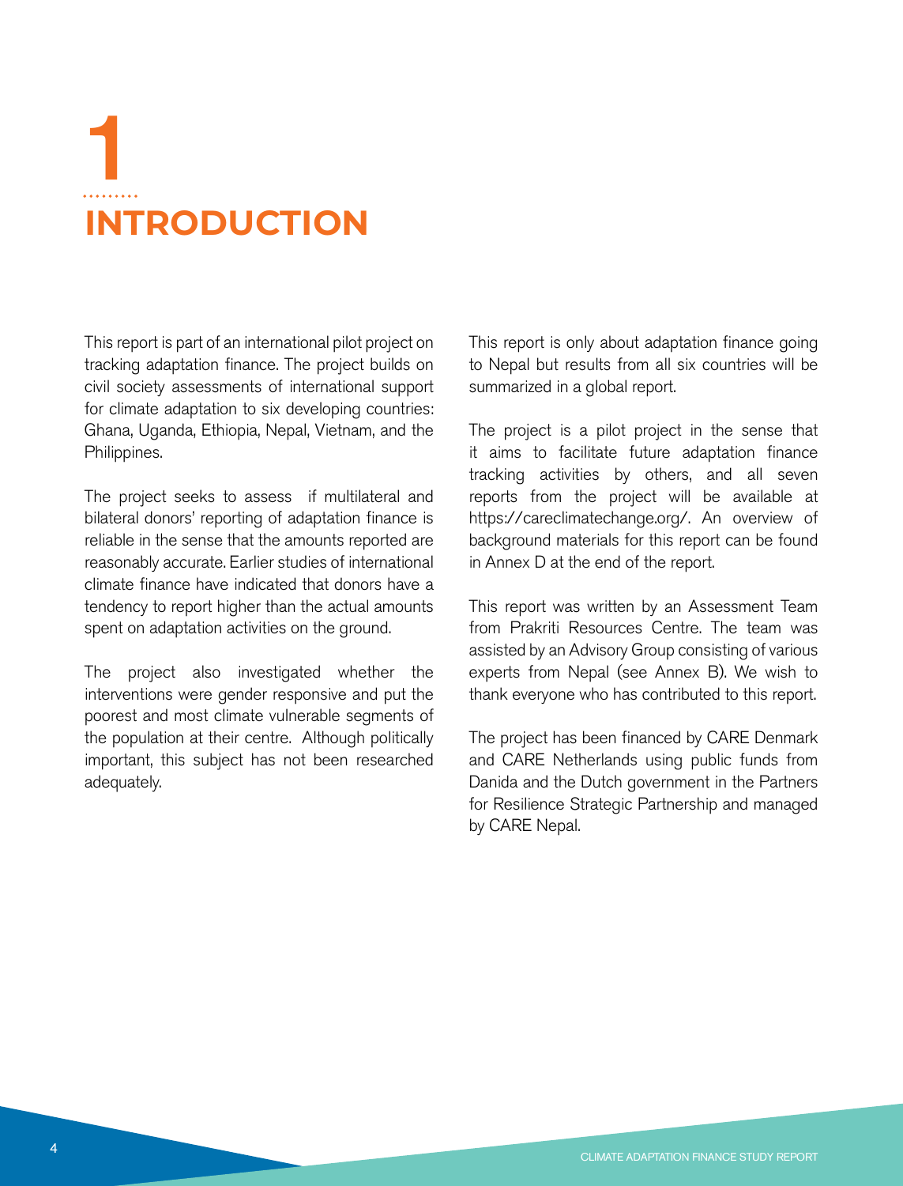# 1 INTRODUCTION

This report is part of an international pilot project on tracking adaptation finance. The project builds on civil society assessments of international support for climate adaptation to six developing countries: Ghana, Uganda, Ethiopia, Nepal, Vietnam, and the Philippines.

The project seeks to assess if multilateral and bilateral donors' reporting of adaptation finance is reliable in the sense that the amounts reported are reasonably accurate. Earlier studies of international climate finance have indicated that donors have a tendency to report higher than the actual amounts spent on adaptation activities on the ground.

The project also investigated whether the interventions were gender responsive and put the poorest and most climate vulnerable segments of the population at their centre. Although politically important, this subject has not been researched adequately.

This report is only about adaptation finance going to Nepal but results from all six countries will be summarized in a global report.

The project is a pilot project in the sense that it aims to facilitate future adaptation finance tracking activities by others, and all seven reports from the project will be available at https://careclimatechange.org/. An overview of background materials for this report can be found in Annex D at the end of the report.

This report was written by an Assessment Team from Prakriti Resources Centre. The team was assisted by an Advisory Group consisting of various experts from Nepal (see Annex B). We wish to thank everyone who has contributed to this report.

The project has been financed by CARE Denmark and CARE Netherlands using public funds from Danida and the Dutch government in the Partners for Resilience Strategic Partnership and managed by CARE Nepal.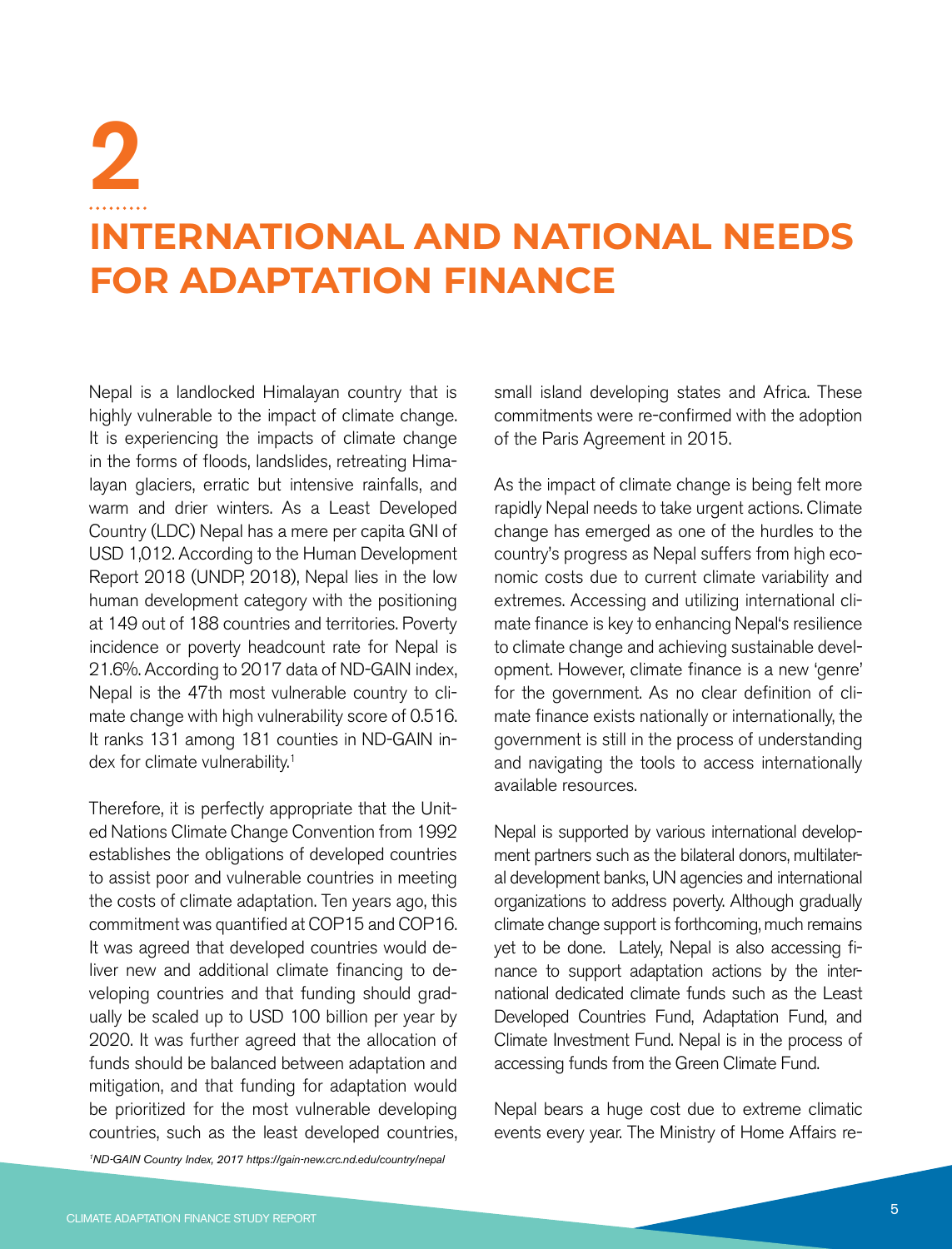# 2 INTERNATIONAL AND NATIONAL NEEDS FOR ADAPTATION FINANCE

Nepal is a landlocked Himalayan country that is highly vulnerable to the impact of climate change. It is experiencing the impacts of climate change in the forms of floods, landslides, retreating Himalayan glaciers, erratic but intensive rainfalls, and warm and drier winters. As a Least Developed Country (LDC) Nepal has a mere per capita GNI of USD 1,012. According to the Human Development Report 2018 (UNDP, 2018), Nepal lies in the low human development category with the positioning at 149 out of 188 countries and territories. Poverty incidence or poverty headcount rate for Nepal is 21.6%. According to 2017 data of ND-GAIN index, Nepal is the 47th most vulnerable country to climate change with high vulnerability score of 0.516. It ranks 131 among 181 counties in ND-GAIN index for climate vulnerability.[1]

Therefore, it is perfectly appropriate that the United Nations Climate Change Convention from 1992 establishes the obligations of developed countries to assist poor and vulnerable countries in meeting the costs of climate adaptation. Ten years ago, this commitment was quantified at COP15 and COP16. It was agreed that developed countries would deliver new and additional climate financing to developing countries and that funding should gradually be scaled up to USD 100 billion per year by 2020. It was further agreed that the allocation of funds should be balanced between adaptation and mitigation, and that funding for adaptation would be prioritized for the most vulnerable developing countries, such as the least developed countries, small island developing states and Africa. These commitments were re-confirmed with the adoption of the Paris Agreement in 2015.

As the impact of climate change is being felt more rapidly Nepal needs to take urgent actions. Climate change has emerged as one of the hurdles to the country's progress as Nepal suffers from high economic costs due to current climate variability and extremes. Accessing and utilizing international climate finance is key to enhancing Nepal's resilience to climate change and achieving sustainable development. However, climate finance is a new 'genre' for the government. As no clear definition of climate finance exists nationally or internationally, the government is still in the process of understanding and navigating the tools to access internationally available resources.

Nepal is supported by various international development partners such as the bilateral donors, multilateral development banks, UN agencies and international organizations to address poverty. Although gradually climate change support is forthcoming, much remains yet to be done. Lately, Nepal is also accessing finance to support adaptation actions by the international dedicated climate funds such as the Least Developed Countries Fund, Adaptation Fund, and Climate Investment Fund. Nepal is in the process of accessing funds from the Green Climate Fund.

Nepal bears a huge cost due to extreme climatic events every year. The Ministry of Home Affairs re-

[1] *ND-GAIN Country Index, 2017 https://gain-new.crc.nd.edu/country/nepal*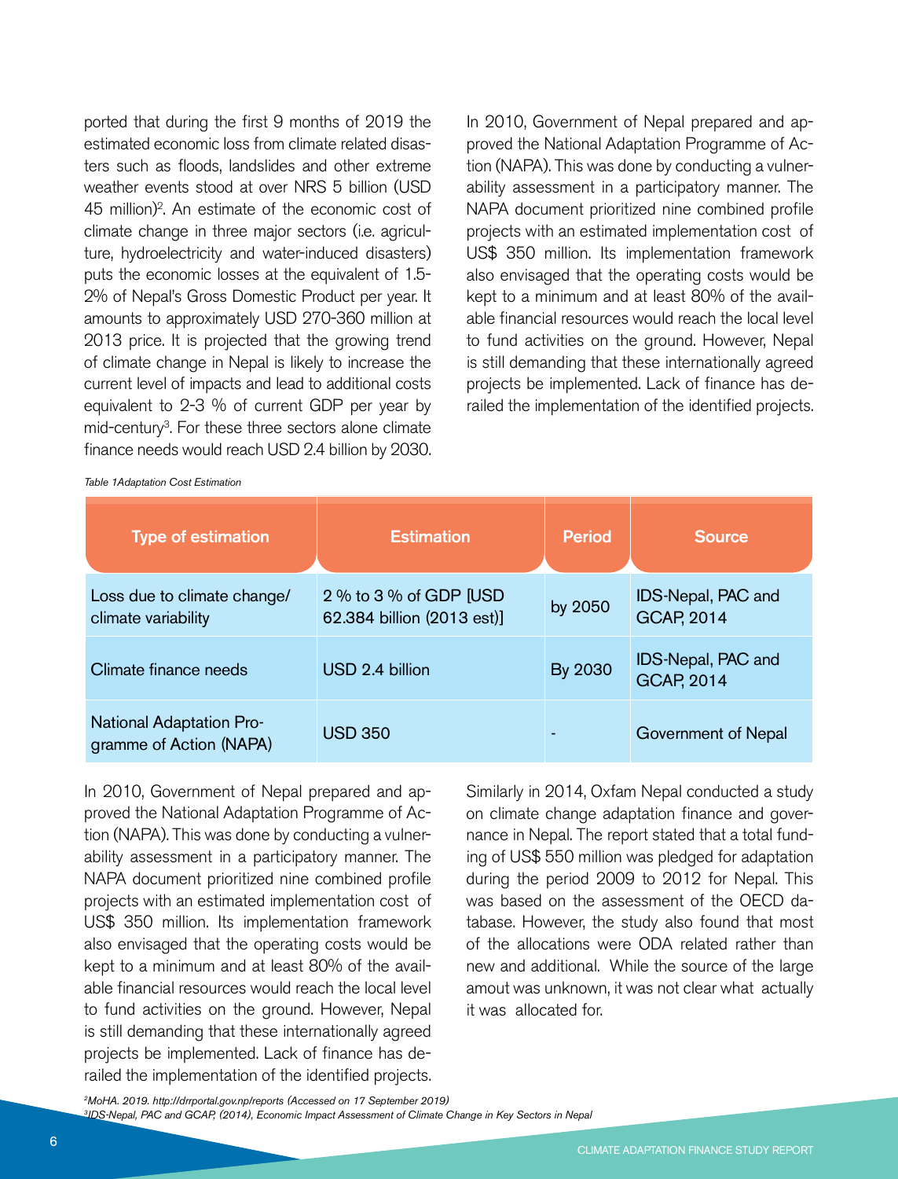ported that during the first 9 months of 2019 the estimated economic loss from climate related disasters such as floods, landslides and other extreme weather events stood at over NRS 5 billion (USD 45 million)[2]. An estimate of the economic cost of climate change in three major sectors (i.e. agriculture, hydroelectricity and water-induced disasters) puts the economic losses at the equivalent of 1.5-2% of Nepal's Gross Domestic Product per year. It amounts to approximately USD 270-360 million at 2013 price. It is projected that the growing trend of climate change in Nepal is likely to increase the current level of impacts and lead to additional costs equivalent to 2-3 % of current GDP per year by mid-century[3]. For these three sectors alone climate finance needs would reach USD 2.4 billion by 2030.

In 2010, Government of Nepal prepared and approved the National Adaptation Programme of Action (NAPA). This was done by conducting a vulnerability assessment in a participatory manner. The NAPA document prioritized nine combined profile projects with an estimated implementation cost of US$ 350 million. Its implementation framework also envisaged that the operating costs would be kept to a minimum and at least 80% of the available financial resources would reach the local level to fund activities on the ground. However, Nepal is still demanding that these internationally agreed projects be implemented. Lack of finance has derailed the implementation of the identified projects.

*Table 1Adaptation Cost Estimation*

| Type of estimation | Estimation | Period | Source |
|---|---|---|---|
| Loss due to climate change/ climate variability | 2 % to 3 % of GDP [USD 62.384 billion (2013 est)] | by 2050 | IDS-Nepal, PAC and GCAP, 2014 |
| Climate finance needs | USD 2.4 billion | By 2030 | IDS-Nepal, PAC and GCAP, 2014 |
| National Adaptation Programme of Action (NAPA) | USD 350 | - | Government of Nepal |

In 2010, Government of Nepal prepared and approved the National Adaptation Programme of Action (NAPA). This was done by conducting a vulnerability assessment in a participatory manner. The NAPA document prioritized nine combined profile projects with an estimated implementation cost of US$ 350 million. Its implementation framework also envisaged that the operating costs would be kept to a minimum and at least 80% of the available financial resources would reach the local level to fund activities on the ground. However, Nepal is still demanding that these internationally agreed projects be implemented. Lack of finance has derailed the implementation of the identified projects.

Similarly in 2014, Oxfam Nepal conducted a study on climate change adaptation finance and governance in Nepal. The report stated that a total funding of US$ 550 million was pledged for adaptation during the period 2009 to 2012 for Nepal. This was based on the assessment of the OECD database. However, the study also found that most of the allocations were ODA related rather than new and additional. While the source of the large amout was unknown, it was not clear what actually it was allocated for.

[2]MoHA. 2019. http://drrportal.gov.np/reports (Accessed on 17 September 2019)
[3]IDS-Nepal, PAC and GCAP, (2014), Economic Impact Assessment of Climate Change in Key Sectors in Nepal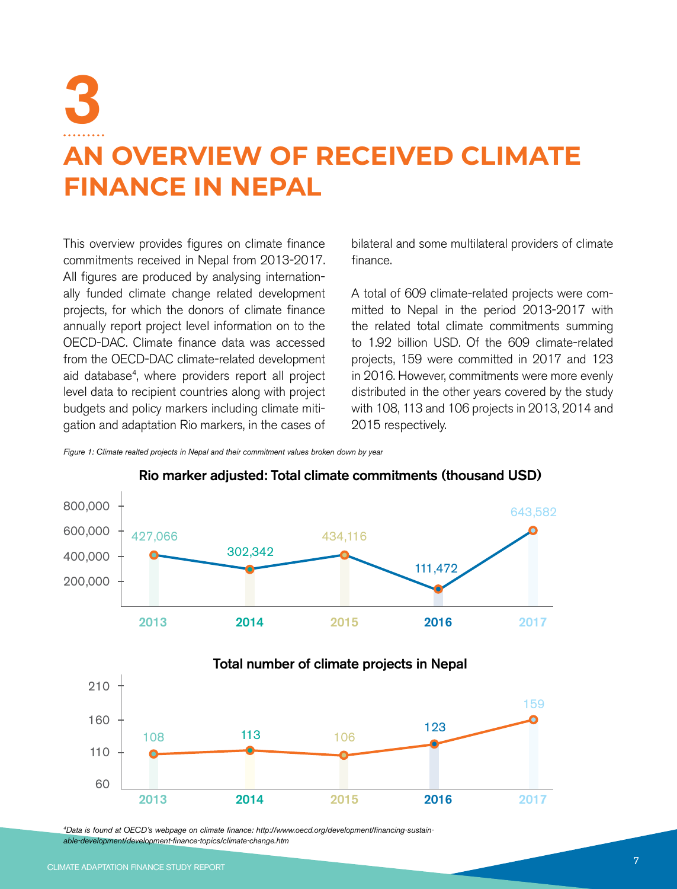# 3

# AN OVERVIEW OF RECEIVED CLIMATE FINANCE IN NEPAL

This overview provides figures on climate finance commitments received in Nepal from 2013-2017. All figures are produced by analysing internationally funded climate change related development projects, for which the donors of climate finance annually report project level information on to the OECD-DAC. Climate finance data was accessed from the OECD-DAC climate-related development aid database[4], where providers report all project level data to recipient countries along with project budgets and policy markers including climate mitigation and adaptation Rio markers, in the cases of bilateral and some multilateral providers of climate finance.

A total of 609 climate-related projects were committed to Nepal in the period 2013-2017 with the related total climate commitments summing to 1.92 billion USD. Of the 609 climate-related projects, 159 were committed in 2017 and 123 in 2016. However, commitments were more evenly distributed in the other years covered by the study with 108, 113 and 106 projects in 2013, 2014 and 2015 respectively.

*Figure 1: Climate realted projects in Nepal and their commitment values broken down by year*

**Rio marker adjusted: Total climate commitments (thousand USD)**

| Year | 2013 | 2014 | 2015 | 2016 | 2017 |
|---|---|---|---|---|---|
| Total climate commitments (thousand USD) | 427,066 | 302,342 | 434,116 | 111,472 | 643,582 |

**Total number of climate projects in Nepal**

| Year | 2013 | 2014 | 2015 | 2016 | 2017 |
|---|---|---|---|---|---|
| Number of projects | 108 | 113 | 106 | 123 | 159 |

[4]Data is found at OECD's webpage on climate finance: http://www.oecd.org/development/financing-sustainable-development/development-finance-topics/climate-change.htm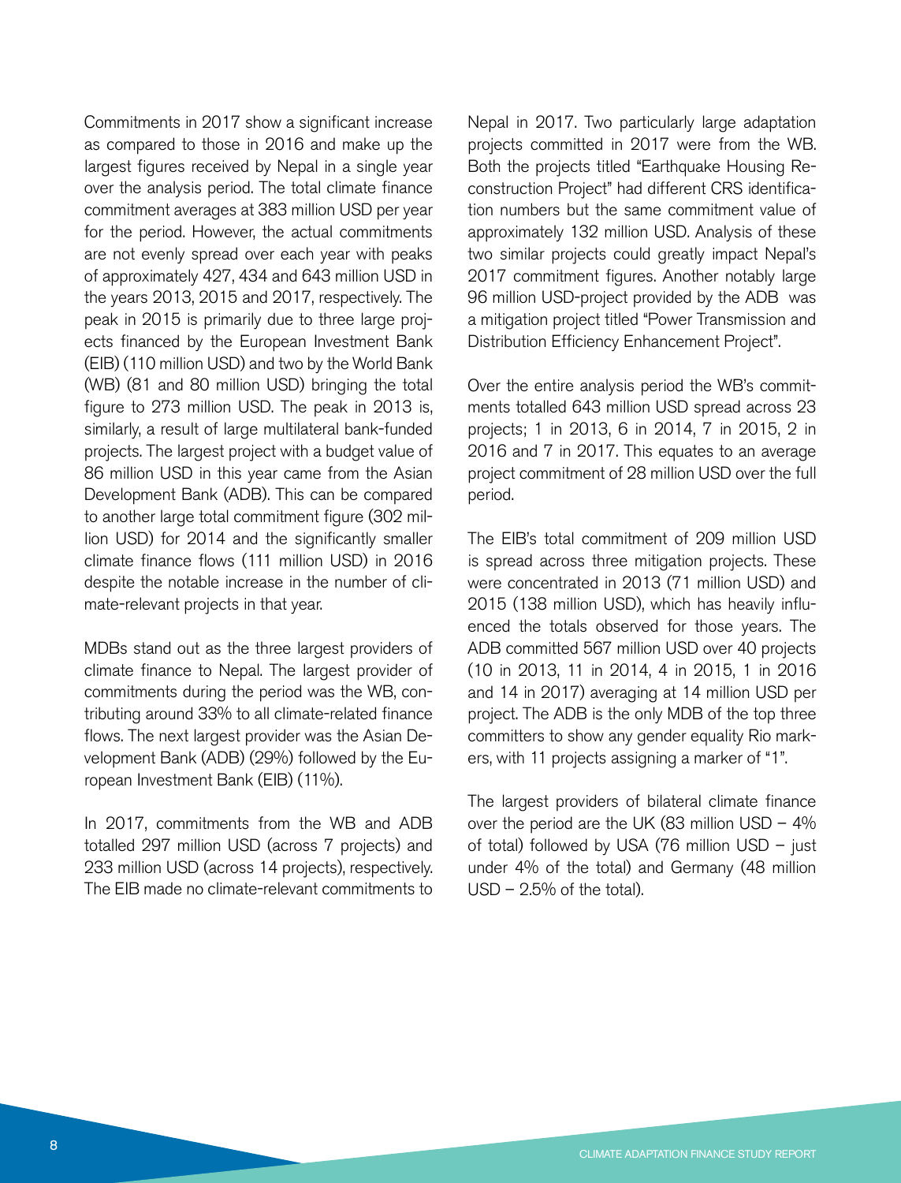Commitments in 2017 show a significant increase as compared to those in 2016 and make up the largest figures received by Nepal in a single year over the analysis period. The total climate finance commitment averages at 383 million USD per year for the period. However, the actual commitments are not evenly spread over each year with peaks of approximately 427, 434 and 643 million USD in the years 2013, 2015 and 2017, respectively. The peak in 2015 is primarily due to three large projects financed by the European Investment Bank (EIB) (110 million USD) and two by the World Bank (WB) (81 and 80 million USD) bringing the total figure to 273 million USD. The peak in 2013 is, similarly, a result of large multilateral bank-funded projects. The largest project with a budget value of 86 million USD in this year came from the Asian Development Bank (ADB). This can be compared to another large total commitment figure (302 million USD) for 2014 and the significantly smaller climate finance flows (111 million USD) in 2016 despite the notable increase in the number of climate-relevant projects in that year.

MDBs stand out as the three largest providers of climate finance to Nepal. The largest provider of commitments during the period was the WB, contributing around 33% to all climate-related finance flows. The next largest provider was the Asian Development Bank (ADB) (29%) followed by the European Investment Bank (EIB) (11%).

In 2017, commitments from the WB and ADB totalled 297 million USD (across 7 projects) and 233 million USD (across 14 projects), respectively. The EIB made no climate-relevant commitments to Nepal in 2017. Two particularly large adaptation projects committed in 2017 were from the WB. Both the projects titled "Earthquake Housing Reconstruction Project" had different CRS identification numbers but the same commitment value of approximately 132 million USD. Analysis of these two similar projects could greatly impact Nepal's 2017 commitment figures. Another notably large 96 million USD-project provided by the ADB was a mitigation project titled "Power Transmission and Distribution Efficiency Enhancement Project".

Over the entire analysis period the WB's commitments totalled 643 million USD spread across 23 projects; 1 in 2013, 6 in 2014, 7 in 2015, 2 in 2016 and 7 in 2017. This equates to an average project commitment of 28 million USD over the full period.

The EIB's total commitment of 209 million USD is spread across three mitigation projects. These were concentrated in 2013 (71 million USD) and 2015 (138 million USD), which has heavily influenced the totals observed for those years. The ADB committed 567 million USD over 40 projects (10 in 2013, 11 in 2014, 4 in 2015, 1 in 2016 and 14 in 2017) averaging at 14 million USD per project. The ADB is the only MDB of the top three committers to show any gender equality Rio markers, with 11 projects assigning a marker of "1".

The largest providers of bilateral climate finance over the period are the UK (83 million USD – 4% of total) followed by USA (76 million USD – just under 4% of the total) and Germany (48 million USD – 2.5% of the total).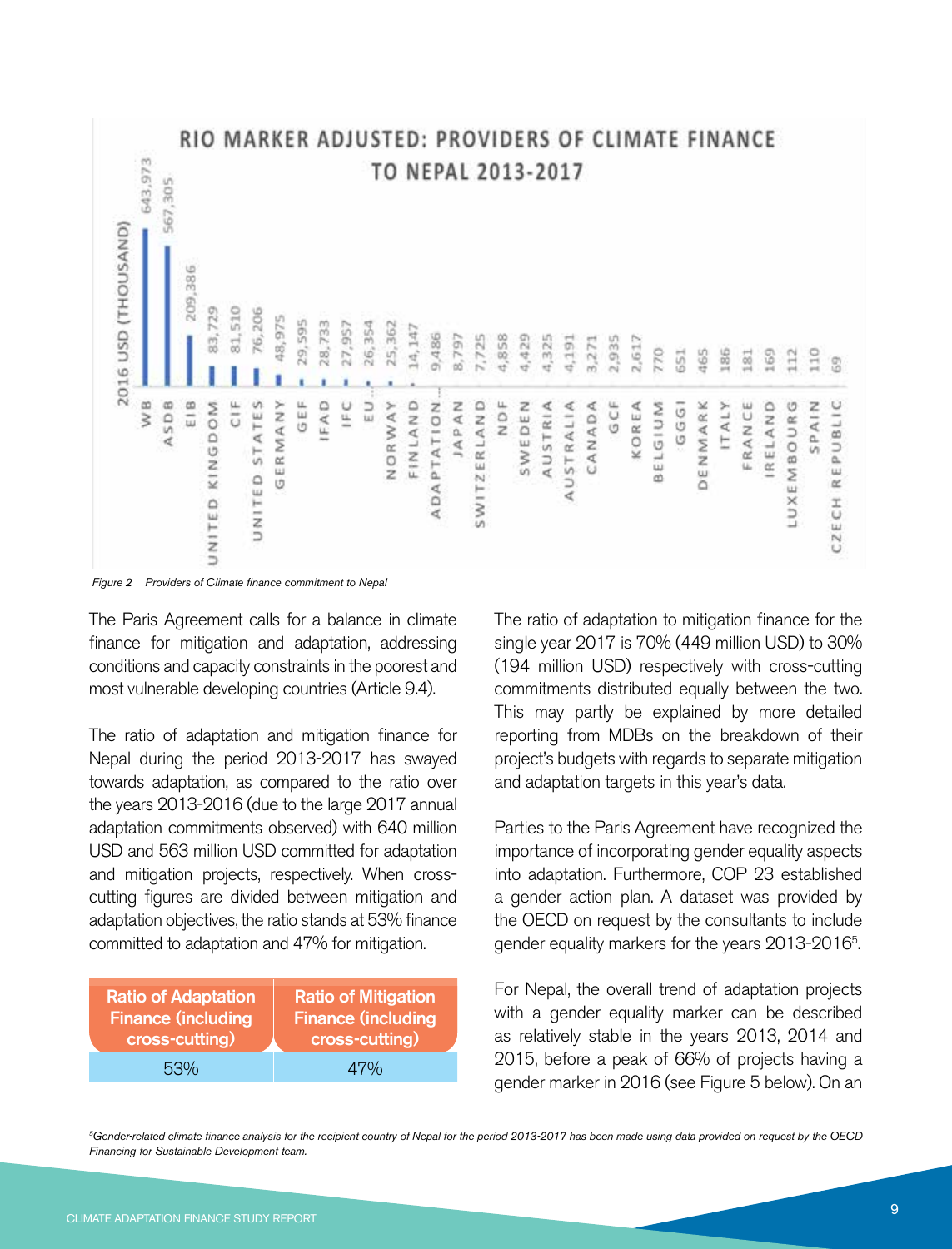## RIO MARKER ADJUSTED: PROVIDERS OF CLIMATE FINANCE TO NEPAL 2013-2017

| Provider | 2016 USD (Thousand) |
|---|---|
| WB | 643,973 |
| ASDB | 567,305 |
| EIB | 209,386 |
| UNITED KINGDOM | 83,729 |
| CIF | 81,510 |
| UNITED STATES | 76,206 |
| GERMANY | 48,975 |
| GEF | 29,595 |
| IFAD | 28,733 |
| IFC | 27,957 |
| EU... | 26,354 |
| NORWAY | 25,362 |
| FINLAND | 14,147 |
| ADAPTATION... | 9,486 |
| JAPAN | 8,797 |
| SWITZERLAND | 7,725 |
| NDF | 4,858 |
| SWEDEN | 4,429 |
| AUSTRIA | 4,325 |
| AUSTRALIA | 4,191 |
| CANADA | 3,271 |
| GCF | 2,935 |
| KOREA | 2,617 |
| BELGIUM | 770 |
| GGGI | 651 |
| DENMARK | 465 |
| ITALY | 186 |
| FRANCE | 181 |
| IRELAND | 169 |
| LUXEMBOURG | 112 |
| SPAIN | 110 |
| CZECH REPUBLIC | 69 |

*Figure 2 Providers of Climate finance commitment to Nepal*

The Paris Agreement calls for a balance in climate finance for mitigation and adaptation, addressing conditions and capacity constraints in the poorest and most vulnerable developing countries (Article 9.4).

The ratio of adaptation and mitigation finance for Nepal during the period 2013-2017 has swayed towards adaptation, as compared to the ratio over the years 2013-2016 (due to the large 2017 annual adaptation commitments observed) with 640 million USD and 563 million USD committed for adaptation and mitigation projects, respectively. When cross-cutting figures are divided between mitigation and adaptation objectives, the ratio stands at 53% finance committed to adaptation and 47% for mitigation.

| Ratio of Adaptation Finance (including cross-cutting) | Ratio of Mitigation Finance (including cross-cutting) |
|---|---|
| 53% | 47% |

The ratio of adaptation to mitigation finance for the single year 2017 is 70% (449 million USD) to 30% (194 million USD) respectively with cross-cutting commitments distributed equally between the two. This may partly be explained by more detailed reporting from MDBs on the breakdown of their project's budgets with regards to separate mitigation and adaptation targets in this year's data.

Parties to the Paris Agreement have recognized the importance of incorporating gender equality aspects into adaptation. Furthermore, COP 23 established a gender action plan. A dataset was provided by the OECD on request by the consultants to include gender equality markers for the years 2013-2016[5].

For Nepal, the overall trend of adaptation projects with a gender equality marker can be described as relatively stable in the years 2013, 2014 and 2015, before a peak of 66% of projects having a gender marker in 2016 (see Figure 5 below). On an

[5] *Gender-related climate finance analysis for the recipient country of Nepal for the period 2013-2017 has been made using data provided on request by the OECD Financing for Sustainable Development team.*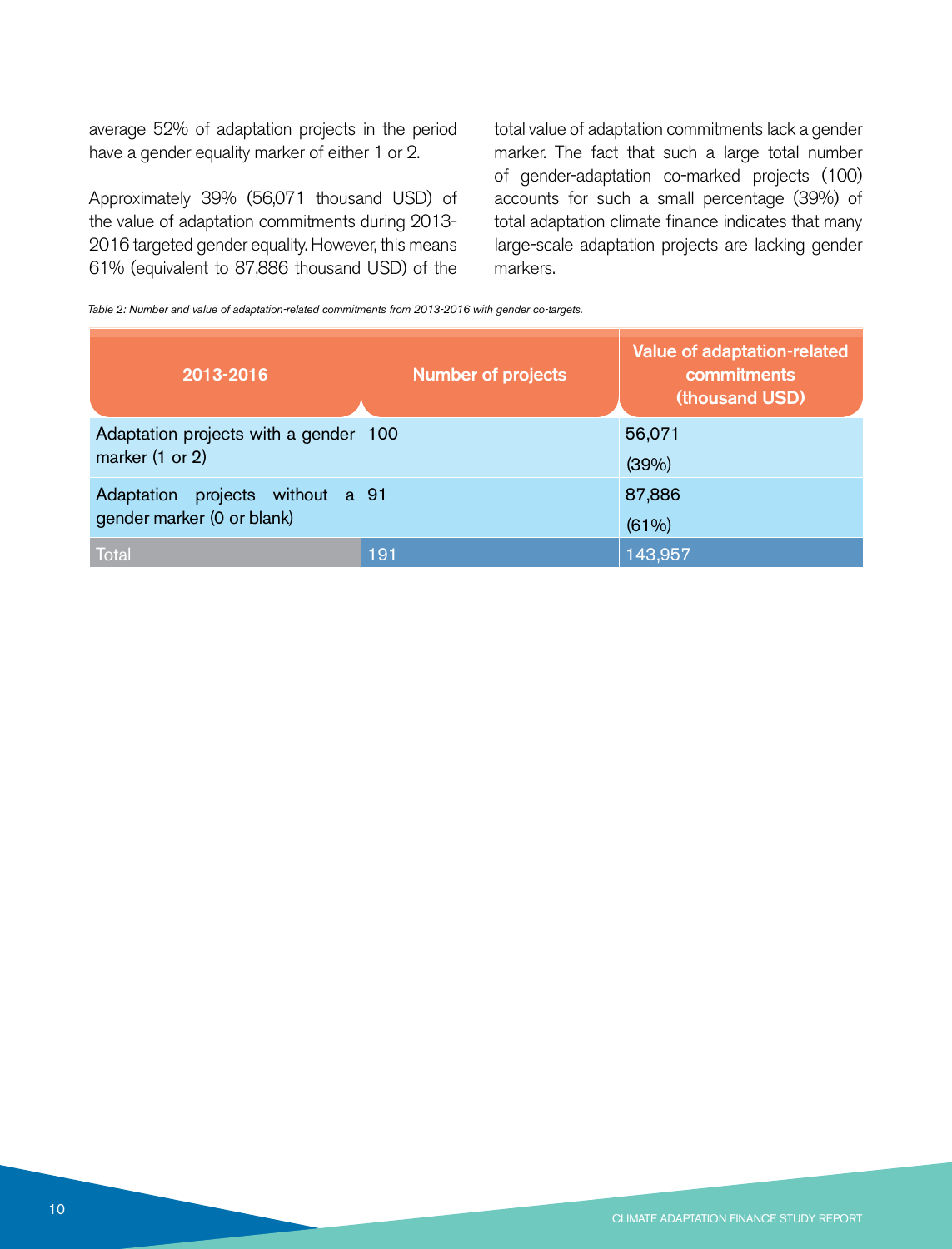average 52% of adaptation projects in the period have a gender equality marker of either 1 or 2.

Approximately 39% (56,071 thousand USD) of the value of adaptation commitments during 2013-2016 targeted gender equality. However, this means 61% (equivalent to 87,886 thousand USD) of the total value of adaptation commitments lack a gender marker. The fact that such a large total number of gender-adaptation co-marked projects (100) accounts for such a small percentage (39%) of total adaptation climate finance indicates that many large-scale adaptation projects are lacking gender markers.

*Table 2: Number and value of adaptation-related commitments from 2013-2016 with gender co-targets.*

| 2013-2016 | Number of projects | Value of adaptation-related commitments (thousand USD) |
|---|---|---|
| Adaptation projects with a gender marker (1 or 2) | 100 | 56,071 (39%) |
| Adaptation projects without a gender marker (0 or blank) | 91 | 87,886 (61%) |
| Total | 191 | 143,957 |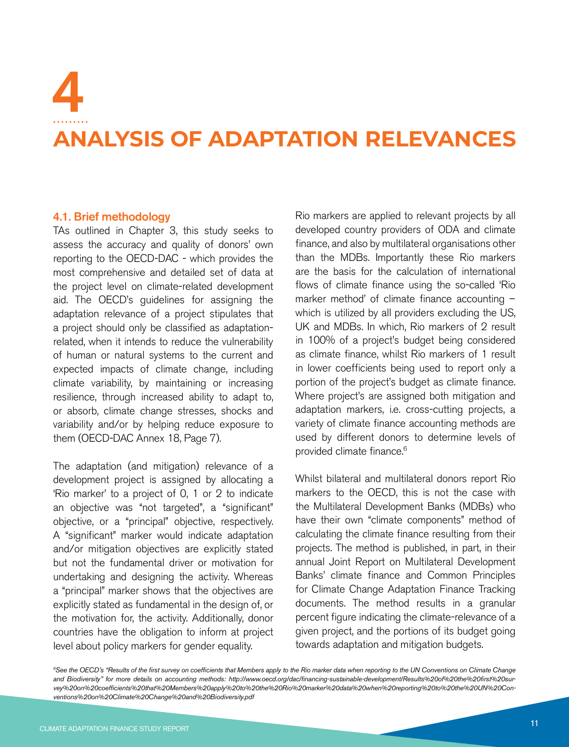# 4

# ANALYSIS OF ADAPTATION RELEVANCES

## 4.1. Brief methodology

TAs outlined in Chapter 3, this study seeks to assess the accuracy and quality of donors' own reporting to the OECD-DAC - which provides the most comprehensive and detailed set of data at the project level on climate-related development aid. The OECD's guidelines for assigning the adaptation relevance of a project stipulates that a project should only be classified as adaptation-related, when it intends to reduce the vulnerability of human or natural systems to the current and expected impacts of climate change, including climate variability, by maintaining or increasing resilience, through increased ability to adapt to, or absorb, climate change stresses, shocks and variability and/or by helping reduce exposure to them (OECD-DAC Annex 18, Page 7).

The adaptation (and mitigation) relevance of a development project is assigned by allocating a 'Rio marker' to a project of 0, 1 or 2 to indicate an objective was "not targeted", a "significant" objective, or a "principal" objective, respectively. A "significant" marker would indicate adaptation and/or mitigation objectives are explicitly stated but not the fundamental driver or motivation for undertaking and designing the activity. Whereas a "principal" marker shows that the objectives are explicitly stated as fundamental in the design of, or the motivation for, the activity. Additionally, donor countries have the obligation to inform at project level about policy markers for gender equality.

Rio markers are applied to relevant projects by all developed country providers of ODA and climate finance, and also by multilateral organisations other than the MDBs. Importantly these Rio markers are the basis for the calculation of international flows of climate finance using the so-called 'Rio marker method' of climate finance accounting – which is utilized by all providers excluding the US, UK and MDBs. In which, Rio markers of 2 result in 100% of a project's budget being considered as climate finance, whilst Rio markers of 1 result in lower coefficients being used to report only a portion of the project's budget as climate finance. Where project's are assigned both mitigation and adaptation markers, i.e. cross-cutting projects, a variety of climate finance accounting methods are used by different donors to determine levels of provided climate finance.[6]

Whilst bilateral and multilateral donors report Rio markers to the OECD, this is not the case with the Multilateral Development Banks (MDBs) who have their own "climate components" method of calculating the climate finance resulting from their projects. The method is published, in part, in their annual Joint Report on Multilateral Development Banks' climate finance and Common Principles for Climate Change Adaptation Finance Tracking documents. The method results in a granular percent figure indicating the climate-relevance of a given project, and the portions of its budget going towards adaptation and mitigation budgets.

*[6]See the OECD's "Results of the first survey on coefficients that Members apply to the Rio marker data when reporting to the UN Conventions on Climate Change and Biodiversity" for more details on accounting methods: http://www.oecd.org/dac/financing-sustainable-development/Results%20of%20the%20first%20survey%20on%20coefficients%20that%20Members%20apply%20to%20the%20Rio%20marker%20data%20when%20reporting%20to%20the%20UN%20Conventions%20on%20Climate%20Change%20and%20Biodiversity.pdf*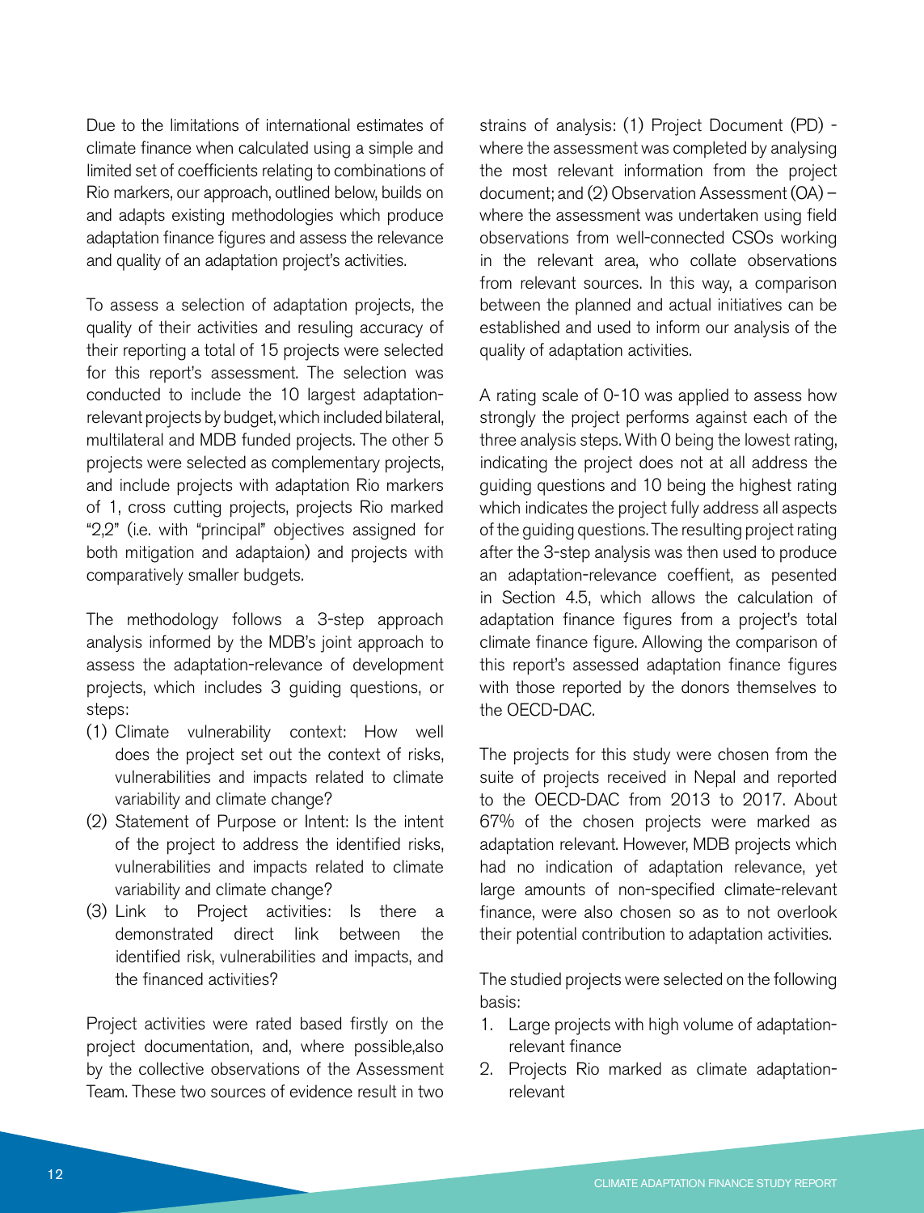Due to the limitations of international estimates of climate finance when calculated using a simple and limited set of coefficients relating to combinations of Rio markers, our approach, outlined below, builds on and adapts existing methodologies which produce adaptation finance figures and assess the relevance and quality of an adaptation project's activities.

To assess a selection of adaptation projects, the quality of their activities and resuling accuracy of their reporting a total of 15 projects were selected for this report's assessment. The selection was conducted to include the 10 largest adaptation-relevant projects by budget, which included bilateral, multilateral and MDB funded projects. The other 5 projects were selected as complementary projects, and include projects with adaptation Rio markers of 1, cross cutting projects, projects Rio marked "2,2" (i.e. with "principal" objectives assigned for both mitigation and adaptaion) and projects with comparatively smaller budgets.

The methodology follows a 3-step approach analysis informed by the MDB's joint approach to assess the adaptation-relevance of development projects, which includes 3 guiding questions, or steps:

(1) Climate vulnerability context: How well does the project set out the context of risks, vulnerabilities and impacts related to climate variability and climate change?
(2) Statement of Purpose or Intent: Is the intent of the project to address the identified risks, vulnerabilities and impacts related to climate variability and climate change?
(3) Link to Project activities: Is there a demonstrated direct link between the identified risk, vulnerabilities and impacts, and the financed activities?

Project activities were rated based firstly on the project documentation, and, where possible,also by the collective observations of the Assessment Team. These two sources of evidence result in two strains of analysis: (1) Project Document (PD) - where the assessment was completed by analysing the most relevant information from the project document; and (2) Observation Assessment (OA) – where the assessment was undertaken using field observations from well-connected CSOs working in the relevant area, who collate observations from relevant sources. In this way, a comparison between the planned and actual initiatives can be established and used to inform our analysis of the quality of adaptation activities.

A rating scale of 0-10 was applied to assess how strongly the project performs against each of the three analysis steps. With 0 being the lowest rating, indicating the project does not at all address the guiding questions and 10 being the highest rating which indicates the project fully address all aspects of the guiding questions. The resulting project rating after the 3-step analysis was then used to produce an adaptation-relevance coeffient, as pesented in Section 4.5, which allows the calculation of adaptation finance figures from a project's total climate finance figure. Allowing the comparison of this report's assessed adaptation finance figures with those reported by the donors themselves to the OECD-DAC.

The projects for this study were chosen from the suite of projects received in Nepal and reported to the OECD-DAC from 2013 to 2017. About 67% of the chosen projects were marked as adaptation relevant. However, MDB projects which had no indication of adaptation relevance, yet large amounts of non-specified climate-relevant finance, were also chosen so as to not overlook their potential contribution to adaptation activities.

The studied projects were selected on the following basis:

1. Large projects with high volume of adaptation-relevant finance
2. Projects Rio marked as climate adaptation-relevant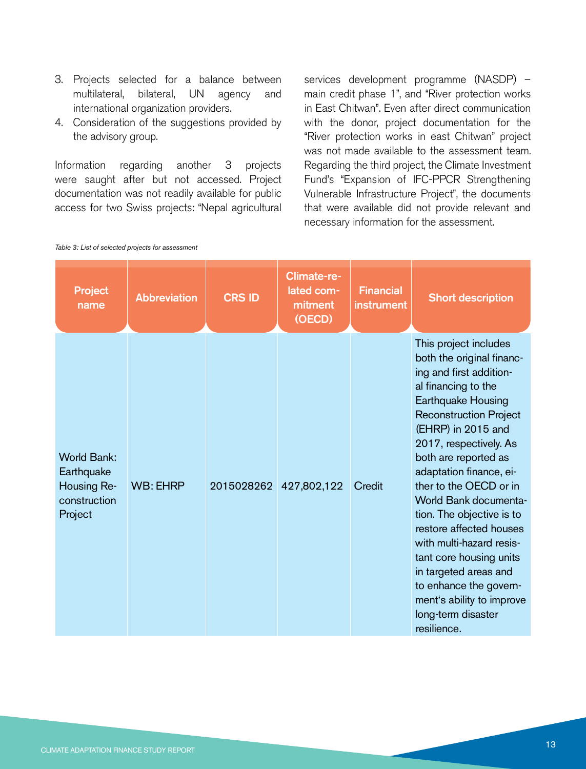3. Projects selected for a balance between multilateral, bilateral, UN agency and international organization providers.
4. Consideration of the suggestions provided by the advisory group.

Information regarding another 3 projects were saught after but not accessed. Project documentation was not readily available for public access for two Swiss projects: "Nepal agricultural services development programme (NASDP) – main credit phase 1", and "River protection works in East Chitwan". Even after direct communication with the donor, project documentation for the "River protection works in east Chitwan" project was not made available to the assessment team. Regarding the third project, the Climate Investment Fund's "Expansion of IFC-PPCR Strengthening Vulnerable Infrastructure Project", the documents that were available did not provide relevant and necessary information for the assessment.

*Table 3: List of selected projects for assessment*

| Project name | Abbreviation | CRS ID | Climate-related commitment (OECD) | Financial instrument | Short description |
|---|---|---|---|---|---|
| World Bank: Earthquake Housing Reconstruction Project | WB: EHRP | 2015028262 | 427,802,122 | Credit | This project includes both the original financing and first additional financing to the Earthquake Housing Reconstruction Project (EHRP) in 2015 and 2017, respectively. As both are reported as adaptation finance, either to the OECD or in World Bank documentation. The objective is to restore affected houses with multi-hazard resistant core housing units in targeted areas and to enhance the government's ability to improve long-term disaster resilience. |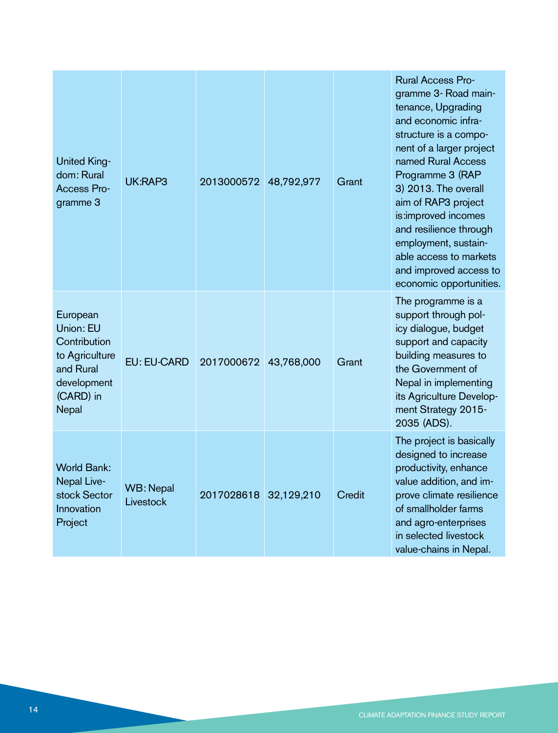| | | | | | |
|---|---|---|---|---|---|
| United Kingdom: Rural Access Programme 3 | UK:RAP3 | 2013000572 | 48,792,977 | Grant | Rural Access Programme 3- Road maintenance, Upgrading and economic infrastructure is a component of a larger project named Rural Access Programme 3 (RAP 3) 2013. The overall aim of RAP3 project is:improved incomes and resilience through employment, sustainable access to markets and improved access to economic opportunities. |
| European Union: EU Contribution to Agriculture and Rural development (CARD) in Nepal | EU: EU-CARD | 2017000672 | 43,768,000 | Grant | The programme is a support through policy dialogue, budget support and capacity building measures to the Government of Nepal in implementing its Agriculture Development Strategy 2015-2035 (ADS). |
| World Bank: Nepal Livestock Sector Innovation Project | WB: Nepal Livestock | 2017028618 | 32,129,210 | Credit | The project is basically designed to increase productivity, enhance value addition, and improve climate resilience of smallholder farms and agro-enterprises in selected livestock value-chains in Nepal. |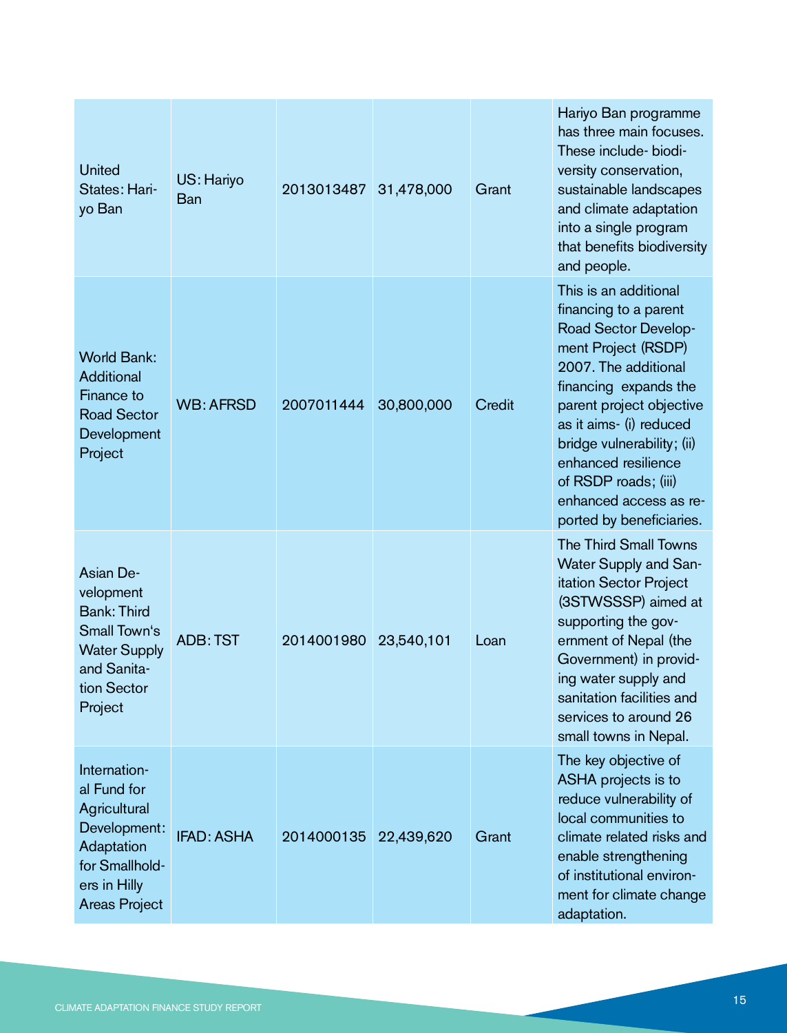| | | | | | |
|---|---|---|---|---|---|
| United States: Hariyo Ban | US: Hariyo Ban | 2013013487 | 31,478,000 | Grant | Hariyo Ban programme has three main focuses. These include- biodiversity conservation, sustainable landscapes and climate adaptation into a single program that benefits biodiversity and people. |
| World Bank: Additional Finance to Road Sector Development Project | WB: AFRSD | 2007011444 | 30,800,000 | Credit | This is an additional financing to a parent Road Sector Development Project (RSDP) 2007. The additional financing expands the parent project objective as it aims- (i) reduced bridge vulnerability; (ii) enhanced resilience of RSDP roads; (iii) enhanced access as reported by beneficiaries. |
| Asian Development Bank: Third Small Town's Water Supply and Sanitation Sector Project | ADB: TST | 2014001980 | 23,540,101 | Loan | The Third Small Towns Water Supply and Sanitation Sector Project (3STWSSSP) aimed at supporting the government of Nepal (the Government) in providing water supply and sanitation facilities and services to around 26 small towns in Nepal. |
| International Fund for Agricultural Development: Adaptation for Smallholders in Hilly Areas Project | IFAD: ASHA | 2014000135 | 22,439,620 | Grant | The key objective of ASHA projects is to reduce vulnerability of local communities to climate related risks and enable strengthening of institutional environment for climate change adaptation. |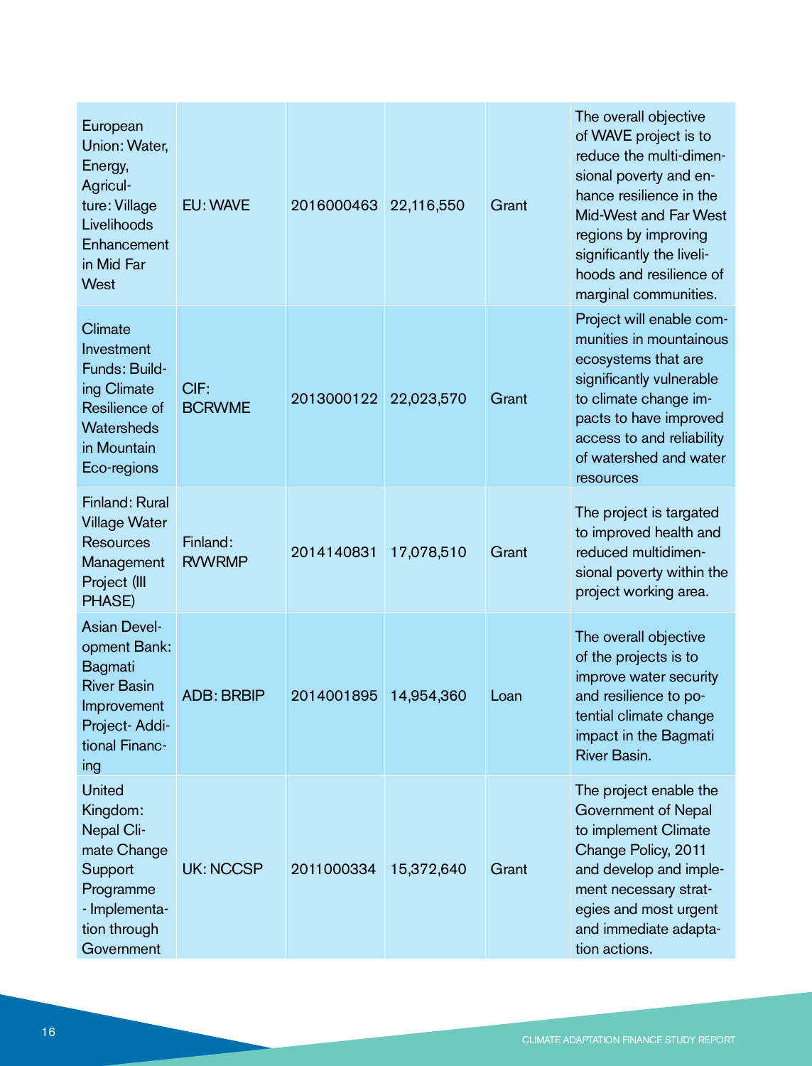| | | | | | |
|---|---|---|---|---|---|
| European Union: Water, Energy, Agriculture: Village Livelihoods Enhancement in Mid Far West | EU: WAVE | 2016000463 | 22,116,550 | Grant | The overall objective of WAVE project is to reduce the multi-dimensional poverty and enhance resilience in the Mid-West and Far West regions by improving significantly the livelihoods and resilience of marginal communities. |
| Climate Investment Funds: Building Climate Resilience of Watersheds in Mountain Eco-regions | CIF: BCRWME | 2013000122 | 22,023,570 | Grant | Project will enable communities in mountainous ecosystems that are significantly vulnerable to climate change impacts to have improved access to and reliability of watershed and water resources |
| Finland: Rural Village Water Resources Management Project (III PHASE) | Finland: RVWRMP | 2014140831 | 17,078,510 | Grant | The project is targated to improved health and reduced multidimensional poverty within the project working area. |
| Asian Development Bank: Bagmati River Basin Improvement Project- Additional Financing | ADB: BRBIP | 2014001895 | 14,954,360 | Loan | The overall objective of the projects is to improve water security and resilience to potential climate change impact in the Bagmati River Basin. |
| United Kingdom: Nepal Climate Change Support Programme - Implementation through Government | UK: NCCSP | 2011000334 | 15,372,640 | Grant | The project enable the Government of Nepal to implement Climate Change Policy, 2011 and develop and implement necessary strategies and most urgent and immediate adaptation actions. |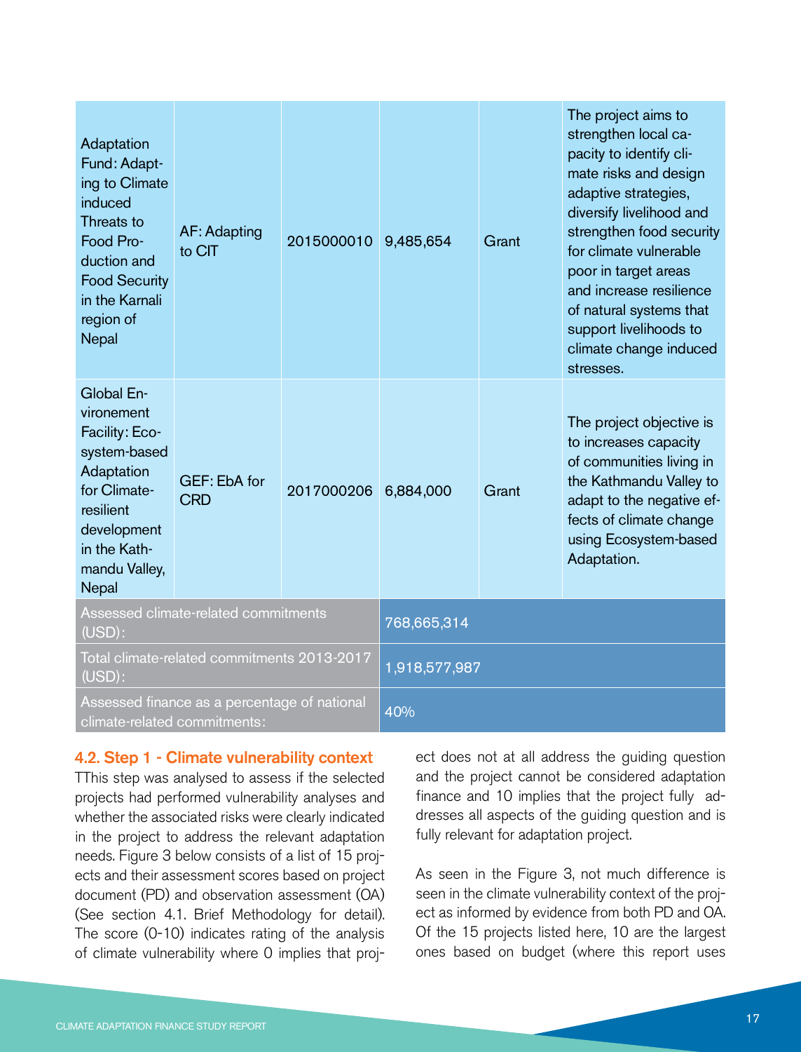| | | | | | |
|---|---|---|---|---|---|
| Adaptation Fund: Adapting to Climate induced Threats to Food Production and Food Security in the Karnali region of Nepal | AF: Adapting to CIT | 2015000010 | 9,485,654 | Grant | The project aims to strengthen local capacity to identify climate risks and design adaptive strategies, diversify livelihood and strengthen food security for climate vulnerable poor in target areas and increase resilience of natural systems that support livelihoods to climate change induced stresses. |
| Global Environement Facility: Ecosystem-based Adaptation for Climate-resilient development in the Kathmandu Valley, Nepal | GEF: EbA for CRD | 2017000206 | 6,884,000 | Grant | The project objective is to increases capacity of communities living in the Kathmandu Valley to adapt to the negative effects of climate change using Ecosystem-based Adaptation. |
| Assessed climate-related commitments (USD): | | | 768,665,314 | | |
| Total climate-related commitments 2013-2017 (USD): | | | 1,918,577,987 | | |
| Assessed finance as a percentage of national climate-related commitments: | | | 40% | | |

## 4.2. Step 1 - Climate vulnerability context

TThis step was analysed to assess if the selected projects had performed vulnerability analyses and whether the associated risks were clearly indicated in the project to address the relevant adaptation needs. Figure 3 below consists of a list of 15 projects and their assessment scores based on project document (PD) and observation assessment (OA) (See section 4.1. Brief Methodology for detail). The score (0-10) indicates rating of the analysis of climate vulnerability where 0 implies that project does not at all address the guiding question and the project cannot be considered adaptation finance and 10 implies that the project fully addresses all aspects of the guiding question and is fully relevant for adaptation project.

As seen in the Figure 3, not much difference is seen in the climate vulnerability context of the project as informed by evidence from both PD and OA. Of the 15 projects listed here, 10 are the largest ones based on budget (where this report uses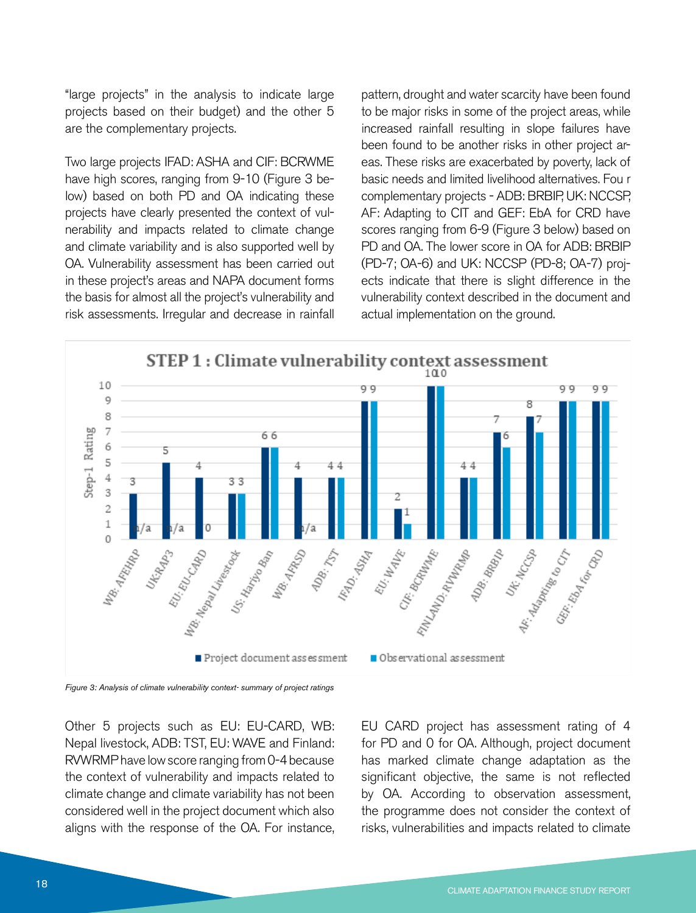"large projects" in the analysis to indicate large projects based on their budget) and the other 5 are the complementary projects.

Two large projects IFAD: ASHA and CIF: BCRWME have high scores, ranging from 9-10 (Figure 3 below) based on both PD and OA indicating these projects have clearly presented the context of vulnerability and impacts related to climate change and climate variability and is also supported well by OA. Vulnerability assessment has been carried out in these project's areas and NAPA document forms the basis for almost all the project's vulnerability and risk assessments. Irregular and decrease in rainfall pattern, drought and water scarcity have been found to be major risks in some of the project areas, while increased rainfall resulting in slope failures have been found to be another risks in other project areas. These risks are exacerbated by poverty, lack of basic needs and limited livelihood alternatives. Fou r complementary projects - ADB: BRBIP, UK: NCCSP, AF: Adapting to CIT and GEF: EbA for CRD have scores ranging from 6-9 (Figure 3 below) based on PD and OA. The lower score in OA for ADB: BRBIP (PD-7; OA-6) and UK: NCCSP (PD-8; OA-7) projects indicate that there is slight difference in the vulnerability context described in the document and actual implementation on the ground.

**STEP 1 : Climate vulnerability context assessment**

| Project | Project document assessment | Observational assessment |
|---|---|---|
| WB: AFEHRP | 3 | n/a |
| UK:RAP3 | 5 | n/a |
| EU: EU-CARD | 4 | 0 |
| WB: Nepal Livestock | 3 | 3 |
| US: Hariyo Ban | 6 | 6 |
| WB: AFRSD | 4 | n/a |
| ADB: TST | 4 | 4 |
| IFAD: ASHA | 9 | 9 |
| EU: WAVE | 2 | 1 |
| CIF: BCRWME | 10 | 10 |
| FINLAND: RVWRMP | 4 | 4 |
| ADB: BRBIP | 7 | 6 |
| UK: NCCSP | 8 | 7 |
| AF: Adapting to CIT | 9 | 9 |
| GEF: EbA for CRD | 9 | 9 |

*Figure 3: Analysis of climate vulnerability context- summary of project ratings*

Other 5 projects such as EU: EU-CARD, WB: Nepal livestock, ADB: TST, EU: WAVE and Finland: RVWRMP have low score ranging from 0-4 because the context of vulnerability and impacts related to climate change and climate variability has not been considered well in the project document which also aligns with the response of the OA. For instance, EU CARD project has assessment rating of 4 for PD and 0 for OA. Although, project document has marked climate change adaptation as the significant objective, the same is not reflected by OA. According to observation assessment, the programme does not consider the context of risks, vulnerabilities and impacts related to climate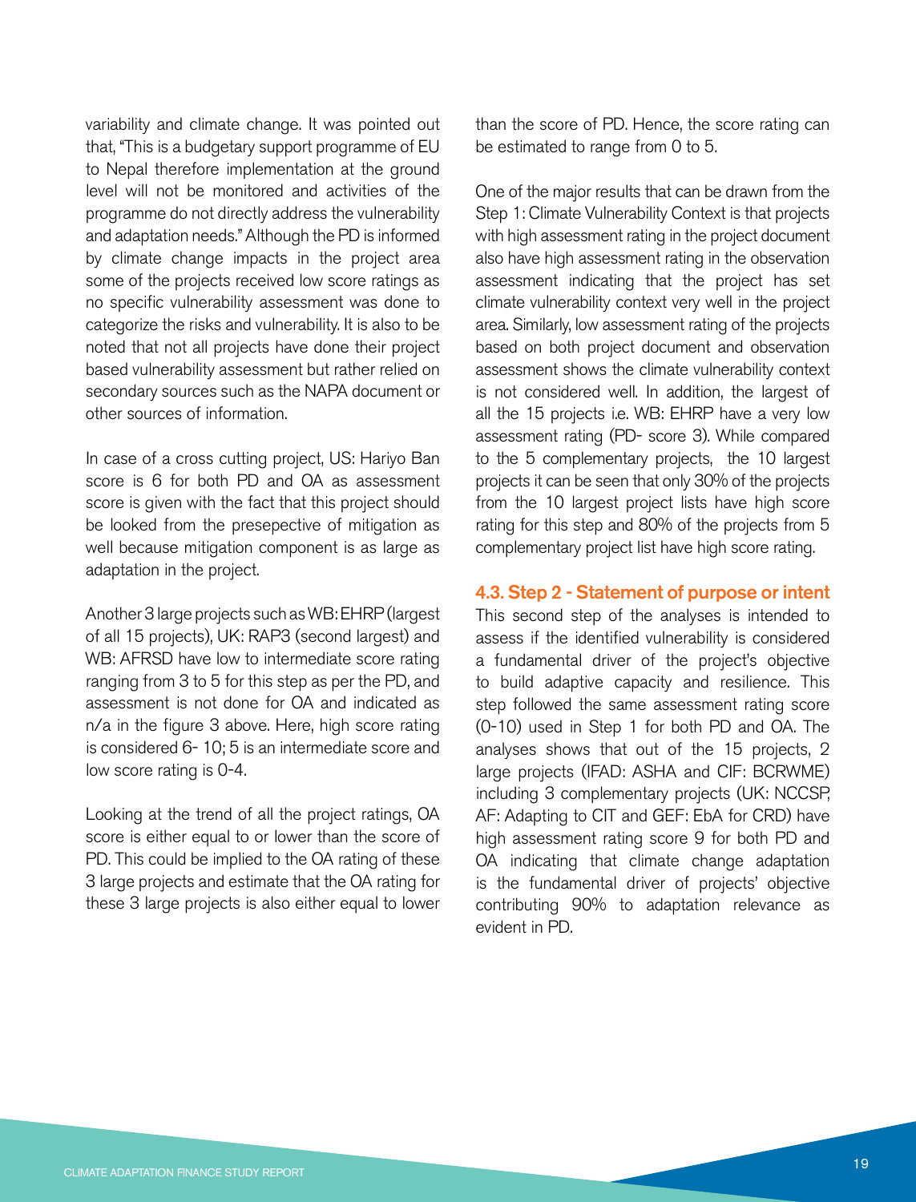variability and climate change. It was pointed out that, "This is a budgetary support programme of EU to Nepal therefore implementation at the ground level will not be monitored and activities of the programme do not directly address the vulnerability and adaptation needs." Although the PD is informed by climate change impacts in the project area some of the projects received low score ratings as no specific vulnerability assessment was done to categorize the risks and vulnerability. It is also to be noted that not all projects have done their project based vulnerability assessment but rather relied on secondary sources such as the NAPA document or other sources of information.

In case of a cross cutting project, US: Hariyo Ban score is 6 for both PD and OA as assessment score is given with the fact that this project should be looked from the presepective of mitigation as well because mitigation component is as large as adaptation in the project.

Another 3 large projects such as WB: EHRP (largest of all 15 projects), UK: RAP3 (second largest) and WB: AFRSD have low to intermediate score rating ranging from 3 to 5 for this step as per the PD, and assessment is not done for OA and indicated as n/a in the figure 3 above. Here, high score rating is considered 6- 10; 5 is an intermediate score and low score rating is 0-4.

Looking at the trend of all the project ratings, OA score is either equal to or lower than the score of PD. This could be implied to the OA rating of these 3 large projects and estimate that the OA rating for these 3 large projects is also either equal to lower than the score of PD. Hence, the score rating can be estimated to range from 0 to 5.

One of the major results that can be drawn from the Step 1: Climate Vulnerability Context is that projects with high assessment rating in the project document also have high assessment rating in the observation assessment indicating that the project has set climate vulnerability context very well in the project area. Similarly, low assessment rating of the projects based on both project document and observation assessment shows the climate vulnerability context is not considered well. In addition, the largest of all the 15 projects i.e. WB: EHRP have a very low assessment rating (PD- score 3). While compared to the 5 complementary projects, the 10 largest projects it can be seen that only 30% of the projects from the 10 largest project lists have high score rating for this step and 80% of the projects from 5 complementary project list have high score rating.

### 4.3. Step 2 - Statement of purpose or intent

This second step of the analyses is intended to assess if the identified vulnerability is considered a fundamental driver of the project's objective to build adaptive capacity and resilience. This step followed the same assessment rating score (0-10) used in Step 1 for both PD and OA. The analyses shows that out of the 15 projects, 2 large projects (IFAD: ASHA and CIF: BCRWME) including 3 complementary projects (UK: NCCSP, AF: Adapting to CIT and GEF: EbA for CRD) have high assessment rating score 9 for both PD and OA indicating that climate change adaptation is the fundamental driver of projects' objective contributing 90% to adaptation relevance as evident in PD.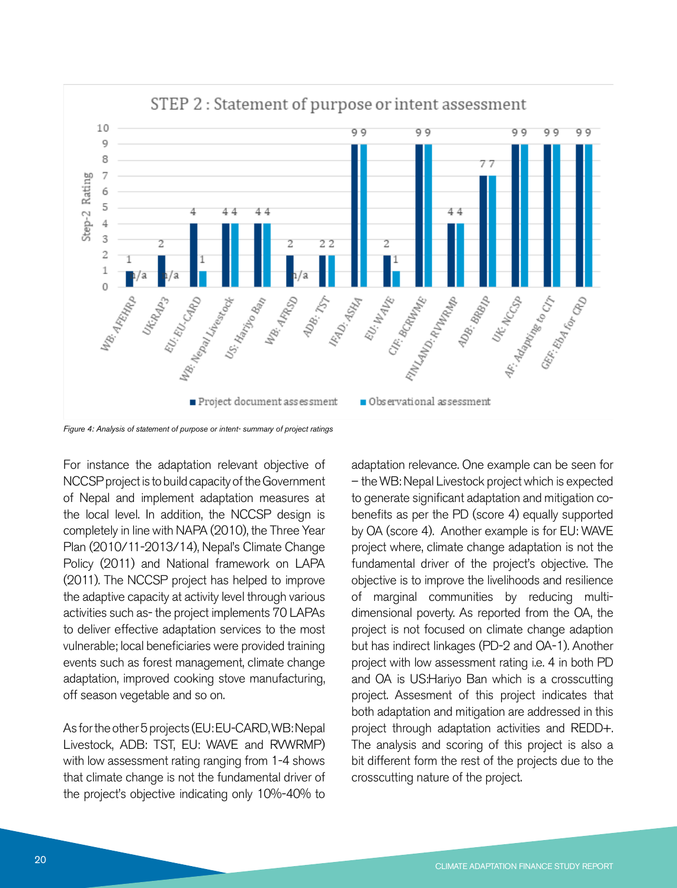*Figure 4: Analysis of statement of purpose or intent- summary of project ratings*

For instance the adaptation relevant objective of NCCSP project is to build capacity of the Government of Nepal and implement adaptation measures at the local level. In addition, the NCCSP design is completely in line with NAPA (2010), the Three Year Plan (2010/11-2013/14), Nepal's Climate Change Policy (2011) and National framework on LAPA (2011). The NCCSP project has helped to improve the adaptive capacity at activity level through various activities such as- the project implements 70 LAPAs to deliver effective adaptation services to the most vulnerable; local beneficiaries were provided training events such as forest management, climate change adaptation, improved cooking stove manufacturing, off season vegetable and so on.

As for the other 5 projects (EU: EU-CARD, WB: Nepal Livestock, ADB: TST, EU: WAVE and RVWRMP) with low assessment rating ranging from 1-4 shows that climate change is not the fundamental driver of the project's objective indicating only 10%-40% to adaptation relevance. One example can be seen for – the WB: Nepal Livestock project which is expected to generate significant adaptation and mitigation co-benefits as per the PD (score 4) equally supported by OA (score 4). Another example is for EU: WAVE project where, climate change adaptation is not the fundamental driver of the project's objective. The objective is to improve the livelihoods and resilience of marginal communities by reducing multi-dimensional poverty. As reported from the OA, the project is not focused on climate change adaption but has indirect linkages (PD-2 and OA-1). Another project with low assessment rating i.e. 4 in both PD and OA is US:Hariyo Ban which is a crosscutting project. Assesment of this project indicates that both adaptation and mitigation are addressed in this project through adaptation activities and REDD+. The analysis and scoring of this project is also a bit different form the rest of the projects due to the crosscutting nature of the project.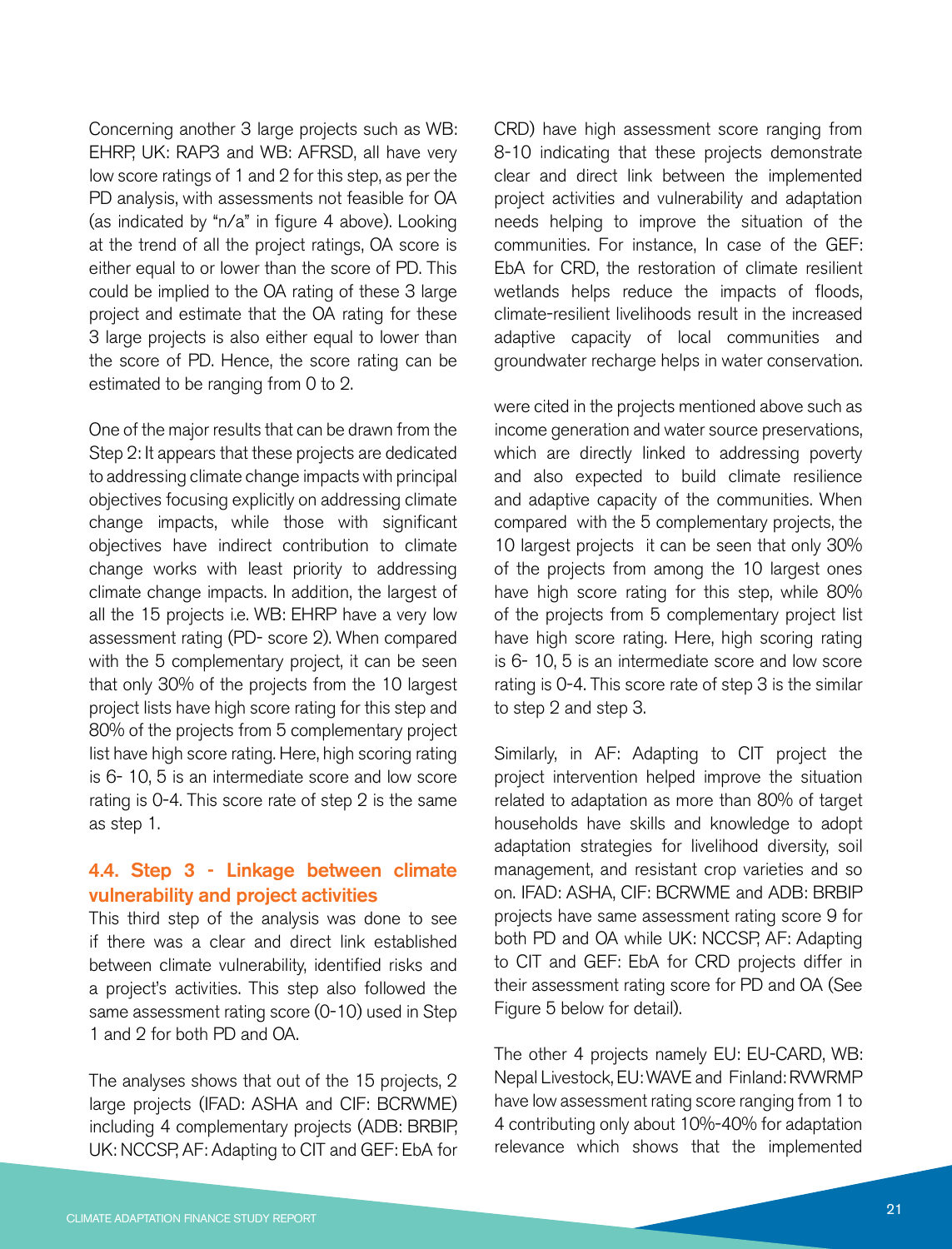Concerning another 3 large projects such as WB: EHRP, UK: RAP3 and WB: AFRSD, all have very low score ratings of 1 and 2 for this step, as per the PD analysis, with assessments not feasible for OA (as indicated by "n/a" in figure 4 above). Looking at the trend of all the project ratings, OA score is either equal to or lower than the score of PD. This could be implied to the OA rating of these 3 large project and estimate that the OA rating for these 3 large projects is also either equal to lower than the score of PD. Hence, the score rating can be estimated to be ranging from 0 to 2.

One of the major results that can be drawn from the Step 2: It appears that these projects are dedicated to addressing climate change impacts with principal objectives focusing explicitly on addressing climate change impacts, while those with significant objectives have indirect contribution to climate change works with least priority to addressing climate change impacts. In addition, the largest of all the 15 projects i.e. WB: EHRP have a very low assessment rating (PD- score 2). When compared with the 5 complementary project, it can be seen that only 30% of the projects from the 10 largest project lists have high score rating for this step and 80% of the projects from 5 complementary project list have high score rating. Here, high scoring rating is 6- 10, 5 is an intermediate score and low score rating is 0-4. This score rate of step 2 is the same as step 1.

### 4.4. Step 3 - Linkage between climate vulnerability and project activities

This third step of the analysis was done to see if there was a clear and direct link established between climate vulnerability, identified risks and a project's activities. This step also followed the same assessment rating score (0-10) used in Step 1 and 2 for both PD and OA.

The analyses shows that out of the 15 projects, 2 large projects (IFAD: ASHA and CIF: BCRWME) including 4 complementary projects (ADB: BRBIP, UK: NCCSP, AF: Adapting to CIT and GEF: EbA for CRD) have high assessment score ranging from 8-10 indicating that these projects demonstrate clear and direct link between the implemented project activities and vulnerability and adaptation needs helping to improve the situation of the communities. For instance, In case of the GEF: EbA for CRD, the restoration of climate resilient wetlands helps reduce the impacts of floods, climate-resilient livelihoods result in the increased adaptive capacity of local communities and groundwater recharge helps in water conservation.

were cited in the projects mentioned above such as income generation and water source preservations, which are directly linked to addressing poverty and also expected to build climate resilience and adaptive capacity of the communities. When compared with the 5 complementary projects, the 10 largest projects it can be seen that only 30% of the projects from among the 10 largest ones have high score rating for this step, while 80% of the projects from 5 complementary project list have high score rating. Here, high scoring rating is 6- 10, 5 is an intermediate score and low score rating is 0-4. This score rate of step 3 is the similar to step 2 and step 3.

Similarly, in AF: Adapting to CIT project the project intervention helped improve the situation related to adaptation as more than 80% of target households have skills and knowledge to adopt adaptation strategies for livelihood diversity, soil management, and resistant crop varieties and so on. IFAD: ASHA, CIF: BCRWME and ADB: BRBIP projects have same assessment rating score 9 for both PD and OA while UK: NCCSP, AF: Adapting to CIT and GEF: EbA for CRD projects differ in their assessment rating score for PD and OA (See Figure 5 below for detail).

The other 4 projects namely EU: EU-CARD, WB: Nepal Livestock, EU: WAVE and Finland: RVWRMP have low assessment rating score ranging from 1 to 4 contributing only about 10%-40% for adaptation relevance which shows that the implemented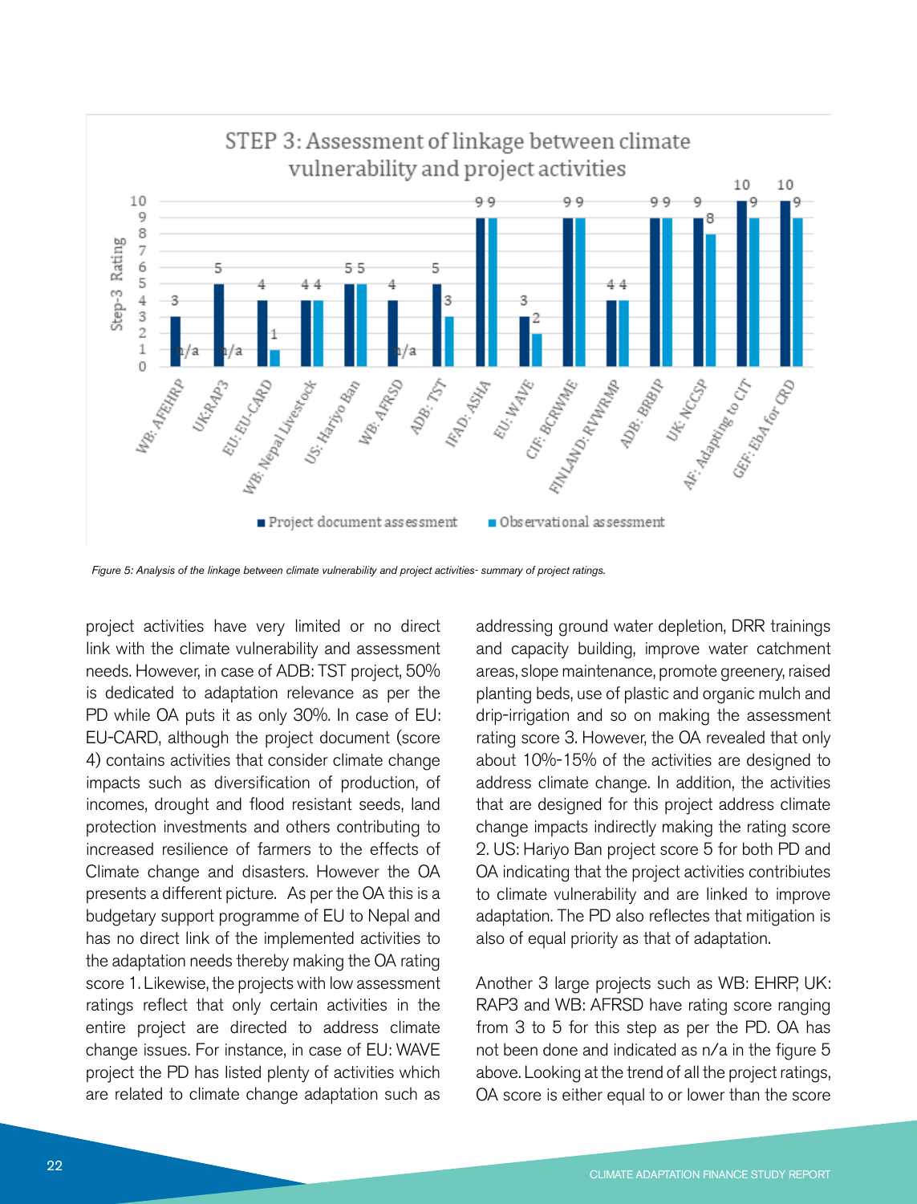**STEP 3: Assessment of linkage between climate vulnerability and project activities**

| Project | Project document assessment | Observational assessment |
|---|---|---|
| WB: AFEHRP | 3 | n/a |
| UK:RAP3 | 5 | n/a |
| EU: EU-CARD | 4 | 1 |
| WB: Nepal Livestock | 4 | 4 |
| US: Hariyo Ban | 5 | 5 |
| WB: AFRSD | 4 | n/a |
| ADB: TST | 5 | 3 |
| IFAD: ASHA | 9 | 9 |
| EU: WAVE | 3 | 2 |
| CIF: BCRWME | 9 | 9 |
| FINLAND: RVWRMP | 4 | 4 |
| ADB: BRBIP | 9 | 9 |
| UK: NCCSP | 9 | 8 |
| AF: Adapting to CIT | 10 | 9 |
| GEF: EbA for CRD | 10 | 9 |

*Figure 5: Analysis of the linkage between climate vulnerability and project activities- summary of project ratings.*

project activities have very limited or no direct link with the climate vulnerability and assessment needs. However, in case of ADB: TST project, 50% is dedicated to adaptation relevance as per the PD while OA puts it as only 30%. In case of EU: EU-CARD, although the project document (score 4) contains activities that consider climate change impacts such as diversification of production, of incomes, drought and flood resistant seeds, land protection investments and others contributing to increased resilience of farmers to the effects of Climate change and disasters. However the OA presents a different picture. As per the OA this is a budgetary support programme of EU to Nepal and has no direct link of the implemented activities to the adaptation needs thereby making the OA rating score 1. Likewise, the projects with low assessment ratings reflect that only certain activities in the entire project are directed to address climate change issues. For instance, in case of EU: WAVE project the PD has listed plenty of activities which are related to climate change adaptation such as addressing ground water depletion, DRR trainings and capacity building, improve water catchment areas, slope maintenance, promote greenery, raised planting beds, use of plastic and organic mulch and drip-irrigation and so on making the assessment rating score 3. However, the OA revealed that only about 10%-15% of the activities are designed to address climate change. In addition, the activities that are designed for this project address climate change impacts indirectly making the rating score 2. US: Hariyo Ban project score 5 for both PD and OA indicating that the project activities contribiutes to climate vulnerability and are linked to improve adaptation. The PD also reflectes that mitigation is also of equal priority as that of adaptation.

Another 3 large projects such as WB: EHRP, UK: RAP3 and WB: AFRSD have rating score ranging from 3 to 5 for this step as per the PD. OA has not been done and indicated as n/a in the figure 5 above. Looking at the trend of all the project ratings, OA score is either equal to or lower than the score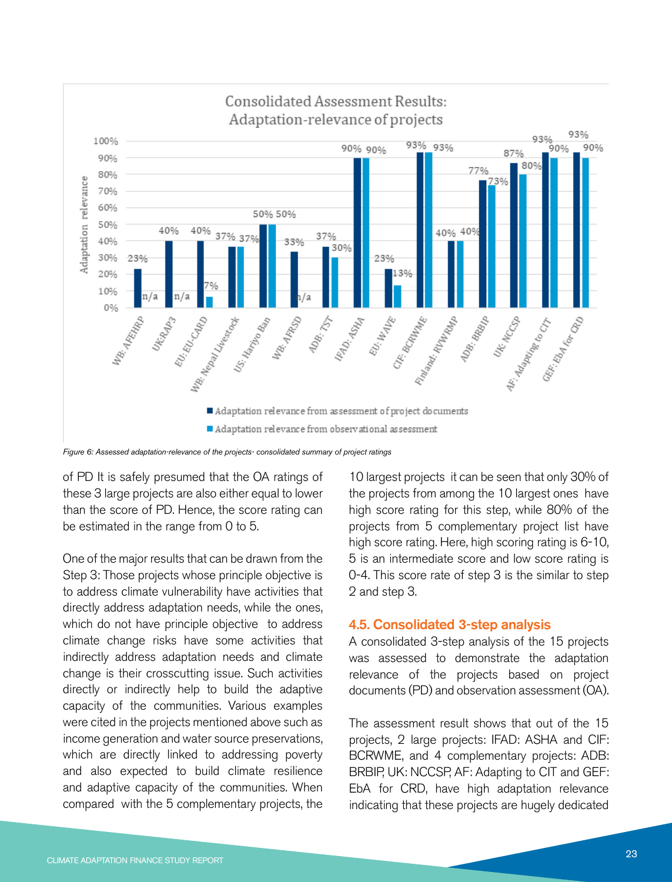Consolidated Assessment Results: Adaptation-relevance of projects

| Project | Adaptation relevance from assessment of project documents | Adaptation relevance from observational assessment |
|---|---|---|
| WB: AFEHRP | 23% | n/a |
| UK:RAP3 | 40% | n/a |
| EU: EU-CARD | 40% | 7% |
| WB: Nepal Livestock | 37% | 37% |
| US: Hariyo Ban | 50% | 50% |
| WB: AFRSD | 33% | n/a |
| ADB: TST | 37% | 30% |
| IFAD: ASHA | 90% | 90% |
| EU: WAVE | 23% | 13% |
| CIF: BCRWME | 93% | 93% |
| Finland: RVWRMP | 40% | 40% |
| ADB: BRBIP | 77% | 73% |
| UK: NCCSP | 87% | 80% |
| AF: Adapting to CIT | 93% | 90% |
| GEF: EbA for CRD | 93% | 90% |

*Figure 6: Assessed adaptation-relevance of the projects- consolidated summary of project ratings*

of PD It is safely presumed that the OA ratings of these 3 large projects are also either equal to lower than the score of PD. Hence, the score rating can be estimated in the range from 0 to 5.

One of the major results that can be drawn from the Step 3: Those projects whose principle objective is to address climate vulnerability have activities that directly address adaptation needs, while the ones, which do not have principle objective to address climate change risks have some activities that indirectly address adaptation needs and climate change is their crosscutting issue. Such activities directly or indirectly help to build the adaptive capacity of the communities. Various examples were cited in the projects mentioned above such as income generation and water source preservations, which are directly linked to addressing poverty and also expected to build climate resilience and adaptive capacity of the communities. When compared with the 5 complementary projects, the 10 largest projects it can be seen that only 30% of the projects from among the 10 largest ones have high score rating for this step, while 80% of the projects from 5 complementary project list have high score rating. Here, high scoring rating is 6-10, 5 is an intermediate score and low score rating is 0-4. This score rate of step 3 is the similar to step 2 and step 3.

### 4.5. Consolidated 3-step analysis

A consolidated 3-step analysis of the 15 projects was assessed to demonstrate the adaptation relevance of the projects based on project documents (PD) and observation assessment (OA).

The assessment result shows that out of the 15 projects, 2 large projects: IFAD: ASHA and CIF: BCRWME, and 4 complementary projects: ADB: BRBIP, UK: NCCSP, AF: Adapting to CIT and GEF: EbA for CRD, have high adaptation relevance indicating that these projects are hugely dedicated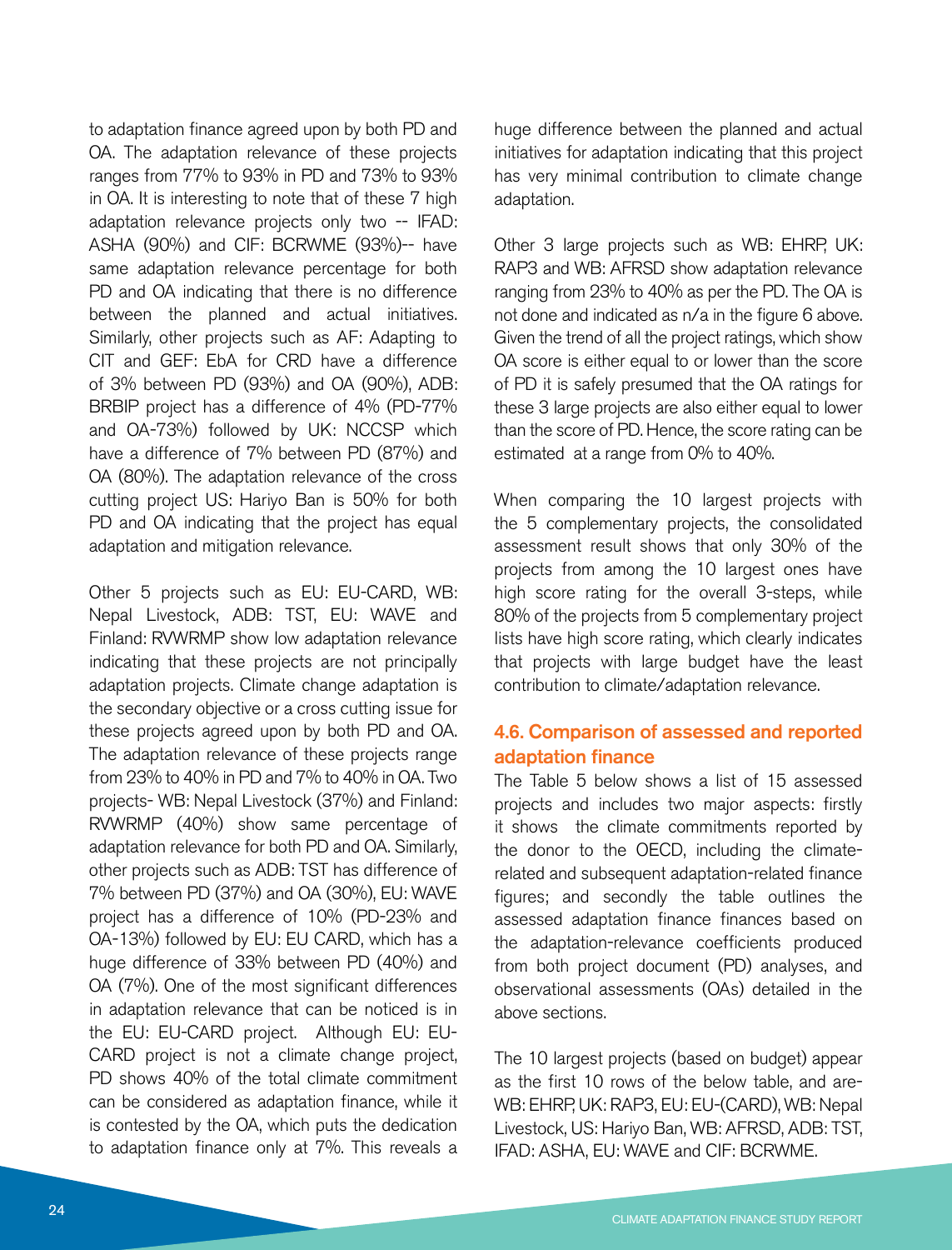to adaptation finance agreed upon by both PD and OA. The adaptation relevance of these projects ranges from 77% to 93% in PD and 73% to 93% in OA. It is interesting to note that of these 7 high adaptation relevance projects only two -- IFAD: ASHA (90%) and CIF: BCRWME (93%)-- have same adaptation relevance percentage for both PD and OA indicating that there is no difference between the planned and actual initiatives. Similarly, other projects such as AF: Adapting to CIT and GEF: EbA for CRD have a difference of 3% between PD (93%) and OA (90%), ADB: BRBIP project has a difference of 4% (PD-77% and OA-73%) followed by UK: NCCSP which have a difference of 7% between PD (87%) and OA (80%). The adaptation relevance of the cross cutting project US: Hariyo Ban is 50% for both PD and OA indicating that the project has equal adaptation and mitigation relevance.

Other 5 projects such as EU: EU-CARD, WB: Nepal Livestock, ADB: TST, EU: WAVE and Finland: RVWRMP show low adaptation relevance indicating that these projects are not principally adaptation projects. Climate change adaptation is the secondary objective or a cross cutting issue for these projects agreed upon by both PD and OA. The adaptation relevance of these projects range from 23% to 40% in PD and 7% to 40% in OA. Two projects- WB: Nepal Livestock (37%) and Finland: RVWRMP (40%) show same percentage of adaptation relevance for both PD and OA. Similarly, other projects such as ADB: TST has difference of 7% between PD (37%) and OA (30%), EU: WAVE project has a difference of 10% (PD-23% and OA-13%) followed by EU: EU CARD, which has a huge difference of 33% between PD (40%) and OA (7%). One of the most significant differences in adaptation relevance that can be noticed is in the EU: EU-CARD project. Although EU: EU-CARD project is not a climate change project, PD shows 40% of the total climate commitment can be considered as adaptation finance, while it is contested by the OA, which puts the dedication to adaptation finance only at 7%. This reveals a huge difference between the planned and actual initiatives for adaptation indicating that this project has very minimal contribution to climate change adaptation.

Other 3 large projects such as WB: EHRP, UK: RAP3 and WB: AFRSD show adaptation relevance ranging from 23% to 40% as per the PD. The OA is not done and indicated as n/a in the figure 6 above. Given the trend of all the project ratings, which show OA score is either equal to or lower than the score of PD it is safely presumed that the OA ratings for these 3 large projects are also either equal to lower than the score of PD. Hence, the score rating can be estimated at a range from 0% to 40%.

When comparing the 10 largest projects with the 5 complementary projects, the consolidated assessment result shows that only 30% of the projects from among the 10 largest ones have high score rating for the overall 3-steps, while 80% of the projects from 5 complementary project lists have high score rating, which clearly indicates that projects with large budget have the least contribution to climate/adaptation relevance.

### 4.6. Comparison of assessed and reported adaptation finance

The Table 5 below shows a list of 15 assessed projects and includes two major aspects: firstly it shows the climate commitments reported by the donor to the OECD, including the climate-related and subsequent adaptation-related finance figures; and secondly the table outlines the assessed adaptation finance finances based on the adaptation-relevance coefficients produced from both project document (PD) analyses, and observational assessments (OAs) detailed in the above sections.

The 10 largest projects (based on budget) appear as the first 10 rows of the below table, and are- WB: EHRP, UK: RAP3, EU: EU-(CARD), WB: Nepal Livestock, US: Hariyo Ban, WB: AFRSD, ADB: TST, IFAD: ASHA, EU: WAVE and CIF: BCRWME.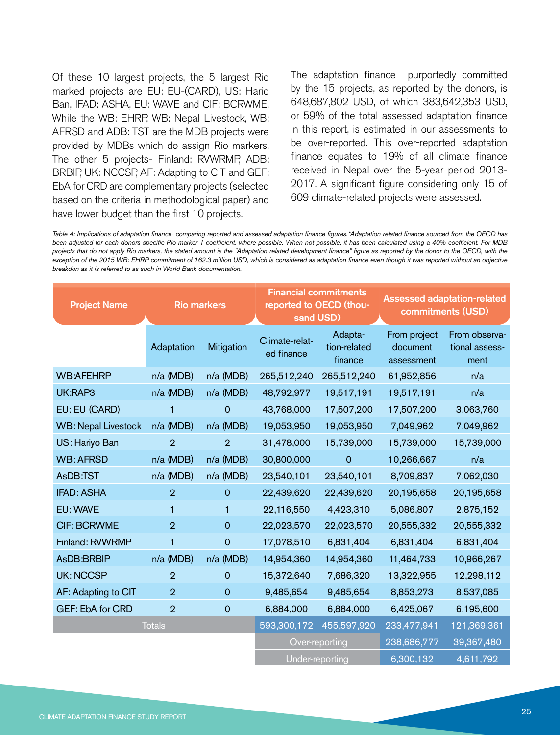Of these 10 largest projects, the 5 largest Rio marked projects are EU: EU-(CARD), US: Hario Ban, IFAD: ASHA, EU: WAVE and CIF: BCRWME. While the WB: EHRP, WB: Nepal Livestock, WB: AFRSD and ADB: TST are the MDB projects were provided by MDBs which do assign Rio markers. The other 5 projects- Finland: RVWRMP, ADB: BRBIP, UK: NCCSP, AF: Adapting to CIT and GEF: EbA for CRD are complementary projects (selected based on the criteria in methodological paper) and have lower budget than the first 10 projects.

The adaptation finance purportedly committed by the 15 projects, as reported by the donors, is 648,687,802 USD, of which 383,642,353 USD, or 59% of the total assessed adaptation finance in this report, is estimated in our assessments to be over-reported. This over-reported adaptation finance equates to 19% of all climate finance received in Nepal over the 5-year period 2013-2017. A significant figure considering only 15 of 609 climate-related projects were assessed.

*Table 4: Implications of adaptation finance- comparing reported and assessed adaptation finance figures.\*Adaptation-related finance sourced from the OECD has been adjusted for each donors specific Rio marker 1 coefficient, where possible. When not possible, it has been calculated using a 40% coefficient. For MDB projects that do not apply Rio markers, the stated amount is the "Adaptation-related development finance" figure as reported by the donor to the OECD, with the exception of the 2015 WB: EHRP commitment of 162.3 million USD, which is considered as adaptation finance even though it was reported without an objective breakdon as it is referred to as such in World Bank documentation.*

| Project Name | Rio markers | | Financial commitments reported to OECD (thousand USD) | | Assessed adaptation-related commitments (USD) | |
|---|---|---|---|---|---|---|
| | Adaptation | Mitigation | Climate-related finance | Adaptation-related finance | From project document assessment | From observational assessment |
| WB:AFEHRP | n/a (MDB) | n/a (MDB) | 265,512,240 | 265,512,240 | 61,952,856 | n/a |
| UK:RAP3 | n/a (MDB) | n/a (MDB) | 48,792,977 | 19,517,191 | 19,517,191 | n/a |
| EU: EU (CARD) | 1 | 0 | 43,768,000 | 17,507,200 | 17,507,200 | 3,063,760 |
| WB: Nepal Livestock | n/a (MDB) | n/a (MDB) | 19,053,950 | 19,053,950 | 7,049,962 | 7,049,962 |
| US: Hariyo Ban | 2 | 2 | 31,478,000 | 15,739,000 | 15,739,000 | 15,739,000 |
| WB: AFRSD | n/a (MDB) | n/a (MDB) | 30,800,000 | 0 | 10,266,667 | n/a |
| AsDB:TST | n/a (MDB) | n/a (MDB) | 23,540,101 | 23,540,101 | 8,709,837 | 7,062,030 |
| IFAD: ASHA | 2 | 0 | 22,439,620 | 22,439,620 | 20,195,658 | 20,195,658 |
| EU: WAVE | 1 | 1 | 22,116,550 | 4,423,310 | 5,086,807 | 2,875,152 |
| CIF: BCRWME | 2 | 0 | 22,023,570 | 22,023,570 | 20,555,332 | 20,555,332 |
| Finland: RVWRMP | 1 | 0 | 17,078,510 | 6,831,404 | 6,831,404 | 6,831,404 |
| AsDB:BRBIP | n/a (MDB) | n/a (MDB) | 14,954,360 | 14,954,360 | 11,464,733 | 10,966,267 |
| UK: NCCSP | 2 | 0 | 15,372,640 | 7,686,320 | 13,322,955 | 12,298,112 |
| AF: Adapting to CIT | 2 | 0 | 9,485,654 | 9,485,654 | 8,853,273 | 8,537,085 |
| GEF: EbA for CRD | 2 | 0 | 6,884,000 | 6,884,000 | 6,425,067 | 6,195,600 |
| Totals | | | 593,300,172 | 455,597,920 | 233,477,941 | 121,369,361 |
| | | | Over-reporting | | 238,686,777 | 39,367,480 |
| | | | Under-reporting | | 6,300,132 | 4,611,792 |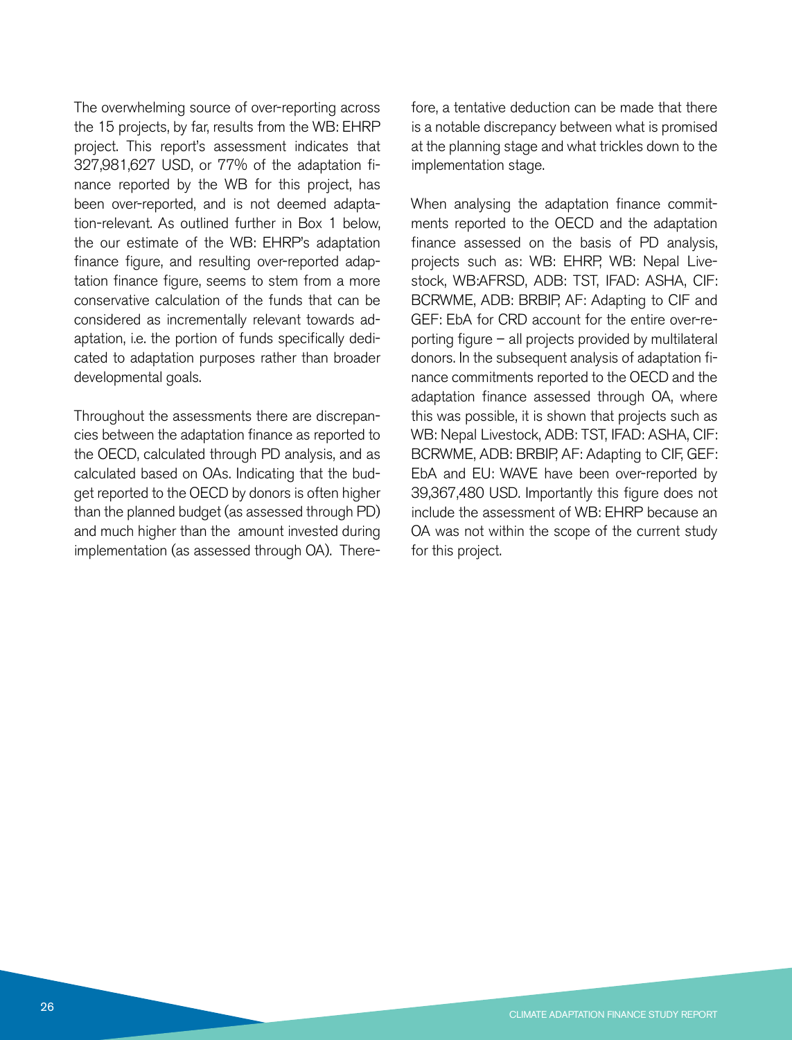The overwhelming source of over-reporting across the 15 projects, by far, results from the WB: EHRP project. This report's assessment indicates that 327,981,627 USD, or 77% of the adaptation finance reported by the WB for this project, has been over-reported, and is not deemed adaptation-relevant. As outlined further in Box 1 below, the our estimate of the WB: EHRP's adaptation finance figure, and resulting over-reported adaptation finance figure, seems to stem from a more conservative calculation of the funds that can be considered as incrementally relevant towards adaptation, i.e. the portion of funds specifically dedicated to adaptation purposes rather than broader developmental goals.

Throughout the assessments there are discrepancies between the adaptation finance as reported to the OECD, calculated through PD analysis, and as calculated based on OAs. Indicating that the budget reported to the OECD by donors is often higher than the planned budget (as assessed through PD) and much higher than the amount invested during implementation (as assessed through OA). Therefore, a tentative deduction can be made that there is a notable discrepancy between what is promised at the planning stage and what trickles down to the implementation stage.

When analysing the adaptation finance commitments reported to the OECD and the adaptation finance assessed on the basis of PD analysis, projects such as: WB: EHRP, WB: Nepal Livestock, WB:AFRSD, ADB: TST, IFAD: ASHA, CIF: BCRWME, ADB: BRBIP, AF: Adapting to CIF and GEF: EbA for CRD account for the entire over-reporting figure – all projects provided by multilateral donors. In the subsequent analysis of adaptation finance commitments reported to the OECD and the adaptation finance assessed through OA, where this was possible, it is shown that projects such as WB: Nepal Livestock, ADB: TST, IFAD: ASHA, CIF: BCRWME, ADB: BRBIP, AF: Adapting to CIF, GEF: EbA and EU: WAVE have been over-reported by 39,367,480 USD. Importantly this figure does not include the assessment of WB: EHRP because an OA was not within the scope of the current study for this project.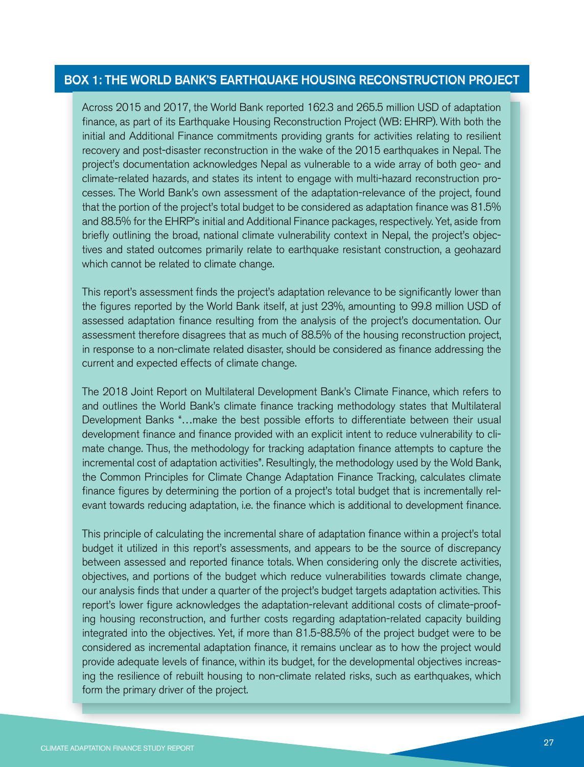## BOX 1: THE WORLD BANK'S EARTHQUAKE HOUSING RECONSTRUCTION PROJECT

Across 2015 and 2017, the World Bank reported 162.3 and 265.5 million USD of adaptation finance, as part of its Earthquake Housing Reconstruction Project (WB: EHRP). With both the initial and Additional Finance commitments providing grants for activities relating to resilient recovery and post-disaster reconstruction in the wake of the 2015 earthquakes in Nepal. The project's documentation acknowledges Nepal as vulnerable to a wide array of both geo- and climate-related hazards, and states its intent to engage with multi-hazard reconstruction processes. The World Bank's own assessment of the adaptation-relevance of the project, found that the portion of the project's total budget to be considered as adaptation finance was 81.5% and 88.5% for the EHRP's initial and Additional Finance packages, respectively. Yet, aside from briefly outlining the broad, national climate vulnerability context in Nepal, the project's objectives and stated outcomes primarily relate to earthquake resistant construction, a geohazard which cannot be related to climate change.

This report's assessment finds the project's adaptation relevance to be significantly lower than the figures reported by the World Bank itself, at just 23%, amounting to 99.8 million USD of assessed adaptation finance resulting from the analysis of the project's documentation. Our assessment therefore disagrees that as much of 88.5% of the housing reconstruction project, in response to a non-climate related disaster, should be considered as finance addressing the current and expected effects of climate change.

The 2018 Joint Report on Multilateral Development Bank's Climate Finance, which refers to and outlines the World Bank's climate finance tracking methodology states that Multilateral Development Banks "…make the best possible efforts to differentiate between their usual development finance and finance provided with an explicit intent to reduce vulnerability to climate change. Thus, the methodology for tracking adaptation finance attempts to capture the incremental cost of adaptation activities". Resultingly, the methodology used by the Wold Bank, the Common Principles for Climate Change Adaptation Finance Tracking, calculates climate finance figures by determining the portion of a project's total budget that is incrementally relevant towards reducing adaptation, i.e. the finance which is additional to development finance.

This principle of calculating the incremental share of adaptation finance within a project's total budget it utilized in this report's assessments, and appears to be the source of discrepancy between assessed and reported finance totals. When considering only the discrete activities, objectives, and portions of the budget which reduce vulnerabilities towards climate change, our analysis finds that under a quarter of the project's budget targets adaptation activities. This report's lower figure acknowledges the adaptation-relevant additional costs of climate-proofing housing reconstruction, and further costs regarding adaptation-related capacity building integrated into the objectives. Yet, if more than 81.5-88.5% of the project budget were to be considered as incremental adaptation finance, it remains unclear as to how the project would provide adequate levels of finance, within its budget, for the developmental objectives increasing the resilience of rebuilt housing to non-climate related risks, such as earthquakes, which form the primary driver of the project.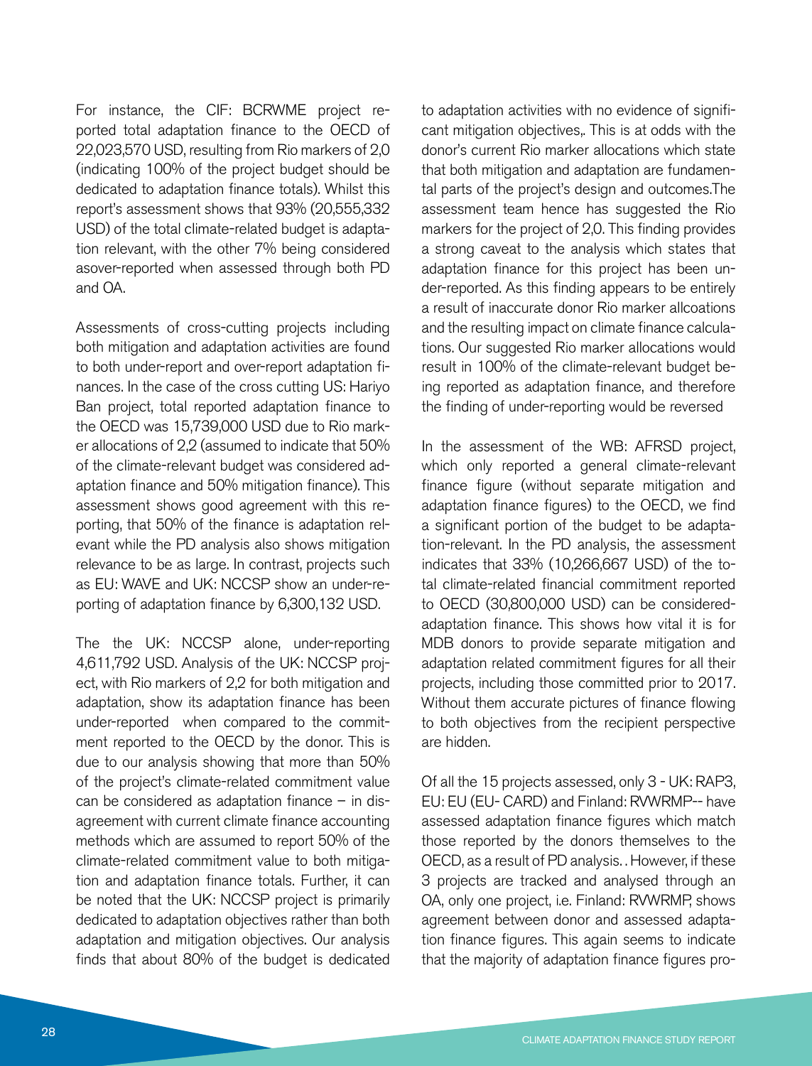For instance, the CIF: BCRWME project reported total adaptation finance to the OECD of 22,023,570 USD, resulting from Rio markers of 2,0 (indicating 100% of the project budget should be dedicated to adaptation finance totals). Whilst this report's assessment shows that 93% (20,555,332 USD) of the total climate-related budget is adaptation relevant, with the other 7% being considered asover-reported when assessed through both PD and OA.

Assessments of cross-cutting projects including both mitigation and adaptation activities are found to both under-report and over-report adaptation finances. In the case of the cross cutting US: Hariyo Ban project, total reported adaptation finance to the OECD was 15,739,000 USD due to Rio marker allocations of 2,2 (assumed to indicate that 50% of the climate-relevant budget was considered adaptation finance and 50% mitigation finance). This assessment shows good agreement with this reporting, that 50% of the finance is adaptation relevant while the PD analysis also shows mitigation relevance to be as large. In contrast, projects such as EU: WAVE and UK: NCCSP show an under-reporting of adaptation finance by 6,300,132 USD.

The the UK: NCCSP alone, under-reporting 4,611,792 USD. Analysis of the UK: NCCSP project, with Rio markers of 2,2 for both mitigation and adaptation, show its adaptation finance has been under-reported when compared to the commitment reported to the OECD by the donor. This is due to our analysis showing that more than 50% of the project's climate-related commitment value can be considered as adaptation finance – in disagreement with current climate finance accounting methods which are assumed to report 50% of the climate-related commitment value to both mitigation and adaptation finance totals. Further, it can be noted that the UK: NCCSP project is primarily dedicated to adaptation objectives rather than both adaptation and mitigation objectives. Our analysis finds that about 80% of the budget is dedicated to adaptation activities with no evidence of significant mitigation objectives,. This is at odds with the donor's current Rio marker allocations which state that both mitigation and adaptation are fundamental parts of the project's design and outcomes.The assessment team hence has suggested the Rio markers for the project of 2,0. This finding provides a strong caveat to the analysis which states that adaptation finance for this project has been under-reported. As this finding appears to be entirely a result of inaccurate donor Rio marker allcoations and the resulting impact on climate finance calculations. Our suggested Rio marker allocations would result in 100% of the climate-relevant budget being reported as adaptation finance, and therefore the finding of under-reporting would be reversed

In the assessment of the WB: AFRSD project, which only reported a general climate-relevant finance figure (without separate mitigation and adaptation finance figures) to the OECD, we find a significant portion of the budget to be adaptation-relevant. In the PD analysis, the assessment indicates that 33% (10,266,667 USD) of the total climate-related financial commitment reported to OECD (30,800,000 USD) can be consideredadaptation finance. This shows how vital it is for MDB donors to provide separate mitigation and adaptation related commitment figures for all their projects, including those committed prior to 2017. Without them accurate pictures of finance flowing to both objectives from the recipient perspective are hidden.

Of all the 15 projects assessed, only 3 - UK: RAP3, EU: EU (EU- CARD) and Finland: RVWRMP-- have assessed adaptation finance figures which match those reported by the donors themselves to the OECD, as a result of PD analysis. . However, if these 3 projects are tracked and analysed through an OA, only one project, i.e. Finland: RVWRMP, shows agreement between donor and assessed adaptation finance figures. This again seems to indicate that the majority of adaptation finance figures pro-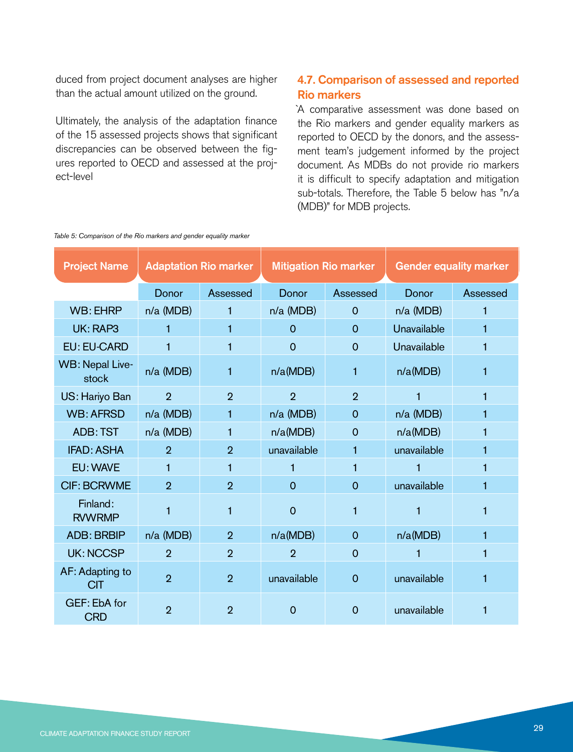duced from project document analyses are higher than the actual amount utilized on the ground.

Ultimately, the analysis of the adaptation finance of the 15 assessed projects shows that significant discrepancies can be observed between the figures reported to OECD and assessed at the project-level

### 4.7. Comparison of assessed and reported Rio markers

`A comparative assessment was done based on the Rio markers and gender equality markers as reported to OECD by the donors, and the assessment team's judgement informed by the project document. As MDBs do not provide rio markers it is difficult to specify adaptation and mitigation sub-totals. Therefore, the Table 5 below has "n/a (MDB)" for MDB projects.

*Table 5: Comparison of the Rio markers and gender equality marker*

| Project Name | Adaptation Rio marker | | Mitigation Rio marker | | Gender equality marker | |
|---|---|---|---|---|---|---|
| | Donor | Assessed | Donor | Assessed | Donor | Assessed |
| WB: EHRP | n/a (MDB) | 1 | n/a (MDB) | 0 | n/a (MDB) | 1 |
| UK: RAP3 | 1 | 1 | 0 | 0 | Unavailable | 1 |
| EU: EU-CARD | 1 | 1 | 0 | 0 | Unavailable | 1 |
| WB: Nepal Livestock | n/a (MDB) | 1 | n/a(MDB) | 1 | n/a(MDB) | 1 |
| US: Hariyo Ban | 2 | 2 | 2 | 2 | 1 | 1 |
| WB: AFRSD | n/a (MDB) | 1 | n/a (MDB) | 0 | n/a (MDB) | 1 |
| ADB: TST | n/a (MDB) | 1 | n/a(MDB) | 0 | n/a(MDB) | 1 |
| IFAD: ASHA | 2 | 2 | unavailable | 1 | unavailable | 1 |
| EU: WAVE | 1 | 1 | 1 | 1 | 1 | 1 |
| CIF: BCRWME | 2 | 2 | 0 | 0 | unavailable | 1 |
| Finland: RVWRMP | 1 | 1 | 0 | 1 | 1 | 1 |
| ADB: BRBIP | n/a (MDB) | 2 | n/a(MDB) | 0 | n/a(MDB) | 1 |
| UK: NCCSP | 2 | 2 | 2 | 0 | 1 | 1 |
| AF: Adapting to CIT | 2 | 2 | unavailable | 0 | unavailable | 1 |
| GEF: EbA for CRD | 2 | 2 | 0 | 0 | unavailable | 1 |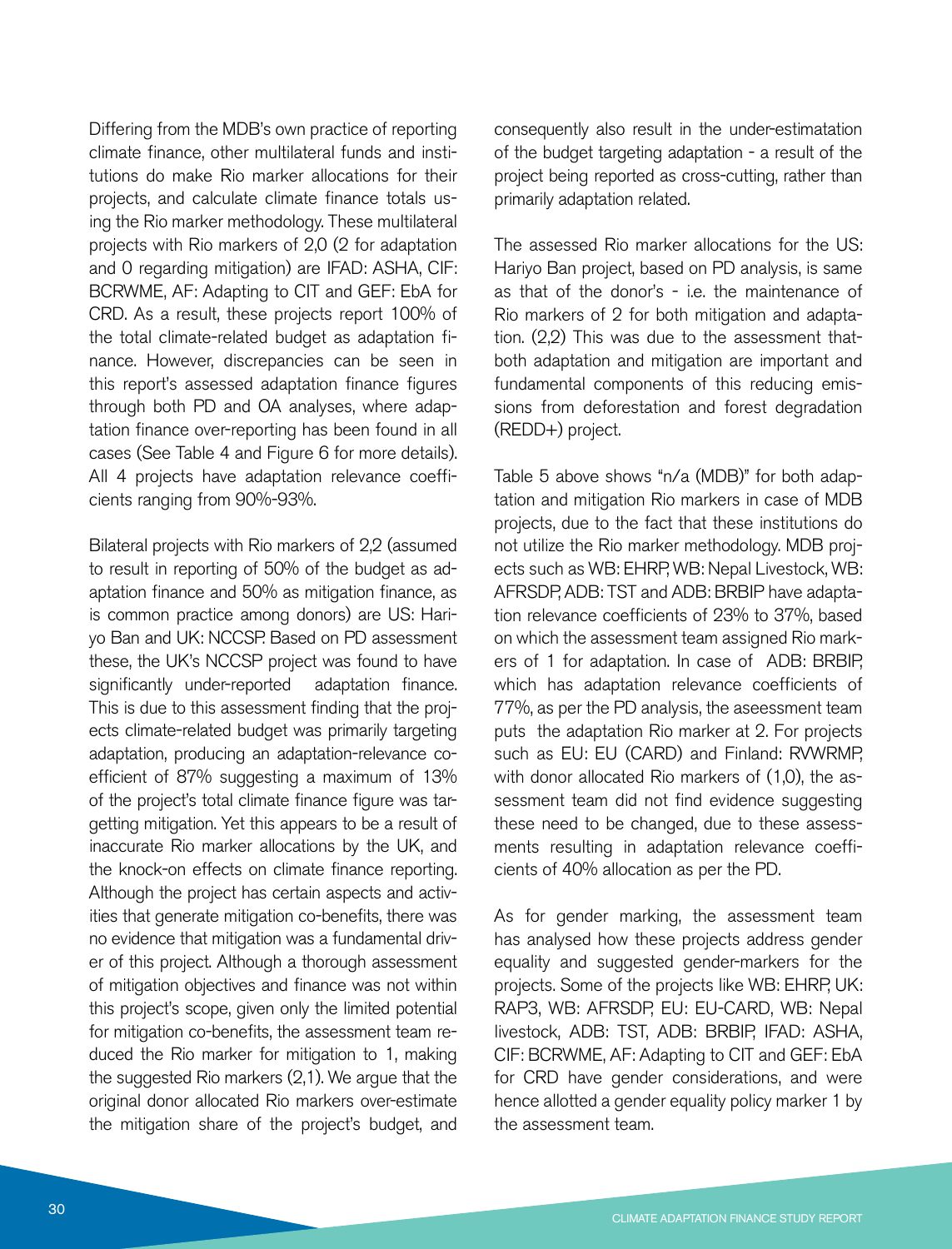Differing from the MDB's own practice of reporting climate finance, other multilateral funds and institutions do make Rio marker allocations for their projects, and calculate climate finance totals using the Rio marker methodology. These multilateral projects with Rio markers of 2,0 (2 for adaptation and 0 regarding mitigation) are IFAD: ASHA, CIF: BCRWME, AF: Adapting to CIT and GEF: EbA for CRD. As a result, these projects report 100% of the total climate-related budget as adaptation finance. However, discrepancies can be seen in this report's assessed adaptation finance figures through both PD and OA analyses, where adaptation finance over-reporting has been found in all cases (See Table 4 and Figure 6 for more details). All 4 projects have adaptation relevance coefficients ranging from 90%-93%.

Bilateral projects with Rio markers of 2,2 (assumed to result in reporting of 50% of the budget as adaptation finance and 50% as mitigation finance, as is common practice among donors) are US: Hariyo Ban and UK: NCCSP. Based on PD assessment these, the UK's NCCSP project was found to have significantly under-reported adaptation finance. This is due to this assessment finding that the projects climate-related budget was primarily targeting adaptation, producing an adaptation-relevance coefficient of 87% suggesting a maximum of 13% of the project's total climate finance figure was targetting mitigation. Yet this appears to be a result of inaccurate Rio marker allocations by the UK, and the knock-on effects on climate finance reporting. Although the project has certain aspects and activities that generate mitigation co-benefits, there was no evidence that mitigation was a fundamental driver of this project. Although a thorough assessment of mitigation objectives and finance was not within this project's scope, given only the limited potential for mitigation co-benefits, the assessment team reduced the Rio marker for mitigation to 1, making the suggested Rio markers (2,1). We argue that the original donor allocated Rio markers over-estimate the mitigation share of the project's budget, and consequently also result in the under-estimatation of the budget targeting adaptation - a result of the project being reported as cross-cutting, rather than primarily adaptation related.

The assessed Rio marker allocations for the US: Hariyo Ban project, based on PD analysis, is same as that of the donor's - i.e. the maintenance of Rio markers of 2 for both mitigation and adaptation. (2,2) This was due to the assessment thatboth adaptation and mitigation are important and fundamental components of this reducing emissions from deforestation and forest degradation (REDD+) project.

Table 5 above shows "n/a (MDB)" for both adaptation and mitigation Rio markers in case of MDB projects, due to the fact that these institutions do not utilize the Rio marker methodology. MDB projects such as WB: EHRP, WB: Nepal Livestock, WB: AFRSDP, ADB: TST and ADB: BRBIP have adaptation relevance coefficients of 23% to 37%, based on which the assessment team assigned Rio markers of 1 for adaptation. In case of ADB: BRBIP, which has adaptation relevance coefficients of 77%, as per the PD analysis, the aseessment team puts the adaptation Rio marker at 2. For projects such as EU: EU (CARD) and Finland: RVWRMP, with donor allocated Rio markers of (1,0), the assessment team did not find evidence suggesting these need to be changed, due to these assessments resulting in adaptation relevance coefficients of 40% allocation as per the PD.

As for gender marking, the assessment team has analysed how these projects address gender equality and suggested gender-markers for the projects. Some of the projects like WB: EHRP, UK: RAP3, WB: AFRSDP, EU: EU-CARD, WB: Nepal livestock, ADB: TST, ADB: BRBIP, IFAD: ASHA, CIF: BCRWME, AF: Adapting to CIT and GEF: EbA for CRD have gender considerations, and were hence allotted a gender equality policy marker 1 by the assessment team.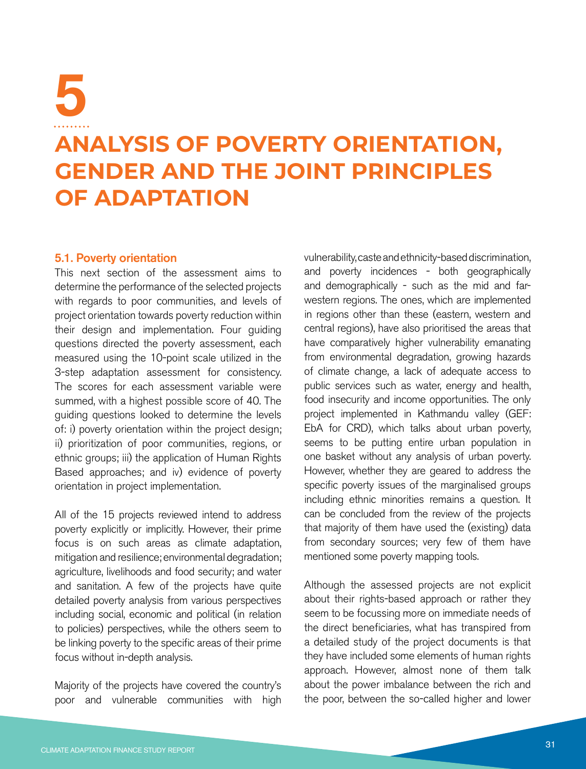# 5

# ANALYSIS OF POVERTY ORIENTATION, GENDER AND THE JOINT PRINCIPLES OF ADAPTATION

## 5.1. Poverty orientation

This next section of the assessment aims to determine the performance of the selected projects with regards to poor communities, and levels of project orientation towards poverty reduction within their design and implementation. Four guiding questions directed the poverty assessment, each measured using the 10-point scale utilized in the 3-step adaptation assessment for consistency. The scores for each assessment variable were summed, with a highest possible score of 40. The guiding questions looked to determine the levels of: i) poverty orientation within the project design; ii) prioritization of poor communities, regions, or ethnic groups; iii) the application of Human Rights Based approaches; and iv) evidence of poverty orientation in project implementation.

All of the 15 projects reviewed intend to address poverty explicitly or implicitly. However, their prime focus is on such areas as climate adaptation, mitigation and resilience; environmental degradation; agriculture, livelihoods and food security; and water and sanitation. A few of the projects have quite detailed poverty analysis from various perspectives including social, economic and political (in relation to policies) perspectives, while the others seem to be linking poverty to the specific areas of their prime focus without in-depth analysis.

Majority of the projects have covered the country's poor and vulnerable communities with high vulnerability, caste and ethnicity-based discrimination, and poverty incidences - both geographically and demographically - such as the mid and far-western regions. The ones, which are implemented in regions other than these (eastern, western and central regions), have also prioritised the areas that have comparatively higher vulnerability emanating from environmental degradation, growing hazards of climate change, a lack of adequate access to public services such as water, energy and health, food insecurity and income opportunities. The only project implemented in Kathmandu valley (GEF: EbA for CRD), which talks about urban poverty, seems to be putting entire urban population in one basket without any analysis of urban poverty. However, whether they are geared to address the specific poverty issues of the marginalised groups including ethnic minorities remains a question. It can be concluded from the review of the projects that majority of them have used the (existing) data from secondary sources; very few of them have mentioned some poverty mapping tools.

Although the assessed projects are not explicit about their rights-based approach or rather they seem to be focussing more on immediate needs of the direct beneficiaries, what has transpired from a detailed study of the project documents is that they have included some elements of human rights approach. However, almost none of them talk about the power imbalance between the rich and the poor, between the so-called higher and lower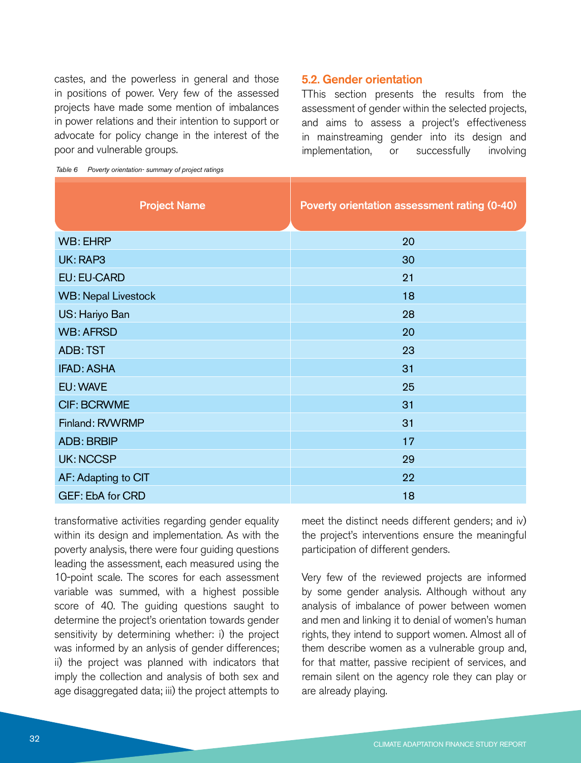castes, and the powerless in general and those in positions of power. Very few of the assessed projects have made some mention of imbalances in power relations and their intention to support or advocate for policy change in the interest of the poor and vulnerable groups.

*Table 6 Poverty orientation- summary of project ratings*

| Project Name | Poverty orientation assessment rating (0-40) |
|---|---|
| WB: EHRP | 20 |
| UK: RAP3 | 30 |
| EU: EU-CARD | 21 |
| WB: Nepal Livestock | 18 |
| US: Hariyo Ban | 28 |
| WB: AFRSD | 20 |
| ADB: TST | 23 |
| IFAD: ASHA | 31 |
| EU: WAVE | 25 |
| CIF: BCRWME | 31 |
| Finland: RVWRMP | 31 |
| ADB: BRBIP | 17 |
| UK: NCCSP | 29 |
| AF: Adapting to CIT | 22 |
| GEF: EbA for CRD | 18 |

## 5.2. Gender orientation

TThis section presents the results from the assessment of gender within the selected projects, and aims to assess a project's effectiveness in mainstreaming gender into its design and implementation, or successfully involving transformative activities regarding gender equality within its design and implementation. As with the poverty analysis, there were four guiding questions leading the assessment, each measured using the 10-point scale. The scores for each assessment variable was summed, with a highest possible score of 40. The guiding questions saught to determine the project's orientation towards gender sensitivity by determining whether: i) the project was informed by an anlysis of gender differences; ii) the project was planned with indicators that imply the collection and analysis of both sex and age disaggregated data; iii) the project attempts to meet the distinct needs different genders; and iv) the project's interventions ensure the meaningful participation of different genders.

Very few of the reviewed projects are informed by some gender analysis. Although without any analysis of imbalance of power between women and men and linking it to denial of women's human rights, they intend to support women. Almost all of them describe women as a vulnerable group and, for that matter, passive recipient of services, and remain silent on the agency role they can play or are already playing.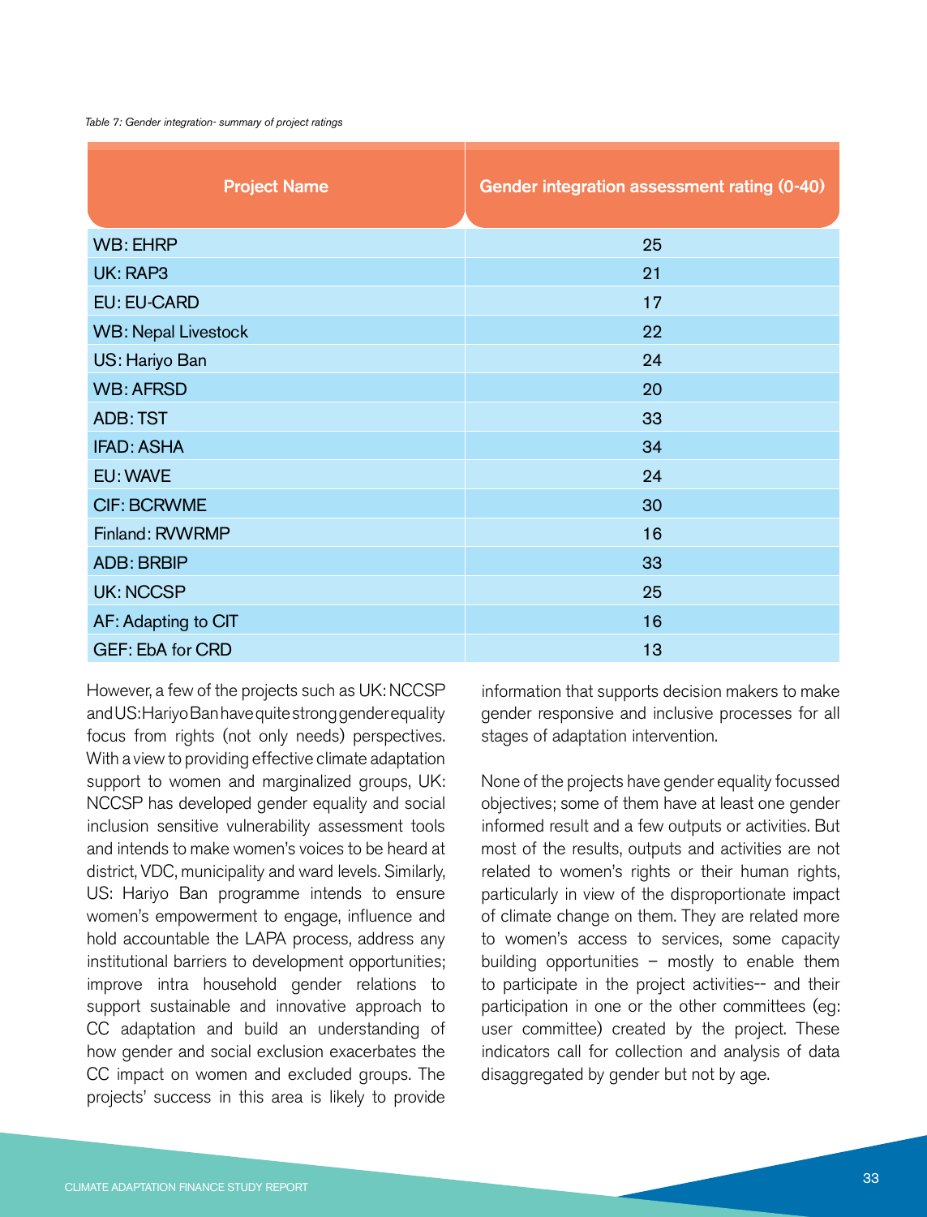*Table 7: Gender integration- summary of project ratings*

| Project Name | Gender integration assessment rating (0-40) |
|---|---|
| WB: EHRP | 25 |
| UK: RAP3 | 21 |
| EU: EU-CARD | 17 |
| WB: Nepal Livestock | 22 |
| US: Hariyo Ban | 24 |
| WB: AFRSD | 20 |
| ADB: TST | 33 |
| IFAD: ASHA | 34 |
| EU: WAVE | 24 |
| CIF: BCRWME | 30 |
| Finland: RVWRMP | 16 |
| ADB: BRBIP | 33 |
| UK: NCCSP | 25 |
| AF: Adapting to CIT | 16 |
| GEF: EbA for CRD | 13 |

However, a few of the projects such as UK: NCCSP and US: Hariyo Ban have quite strong gender equality focus from rights (not only needs) perspectives. With a view to providing effective climate adaptation support to women and marginalized groups, UK: NCCSP has developed gender equality and social inclusion sensitive vulnerability assessment tools and intends to make women's voices to be heard at district, VDC, municipality and ward levels. Similarly, US: Hariyo Ban programme intends to ensure women's empowerment to engage, influence and hold accountable the LAPA process, address any institutional barriers to development opportunities; improve intra household gender relations to support sustainable and innovative approach to CC adaptation and build an understanding of how gender and social exclusion exacerbates the CC impact on women and excluded groups. The projects' success in this area is likely to provide information that supports decision makers to make gender responsive and inclusive processes for all stages of adaptation intervention.

None of the projects have gender equality focussed objectives; some of them have at least one gender informed result and a few outputs or activities. But most of the results, outputs and activities are not related to women's rights or their human rights, particularly in view of the disproportionate impact of climate change on them. They are related more to women's access to services, some capacity building opportunities – mostly to enable them to participate in the project activities-- and their participation in one or the other committees (eg: user committee) created by the project. These indicators call for collection and analysis of data disaggregated by gender but not by age.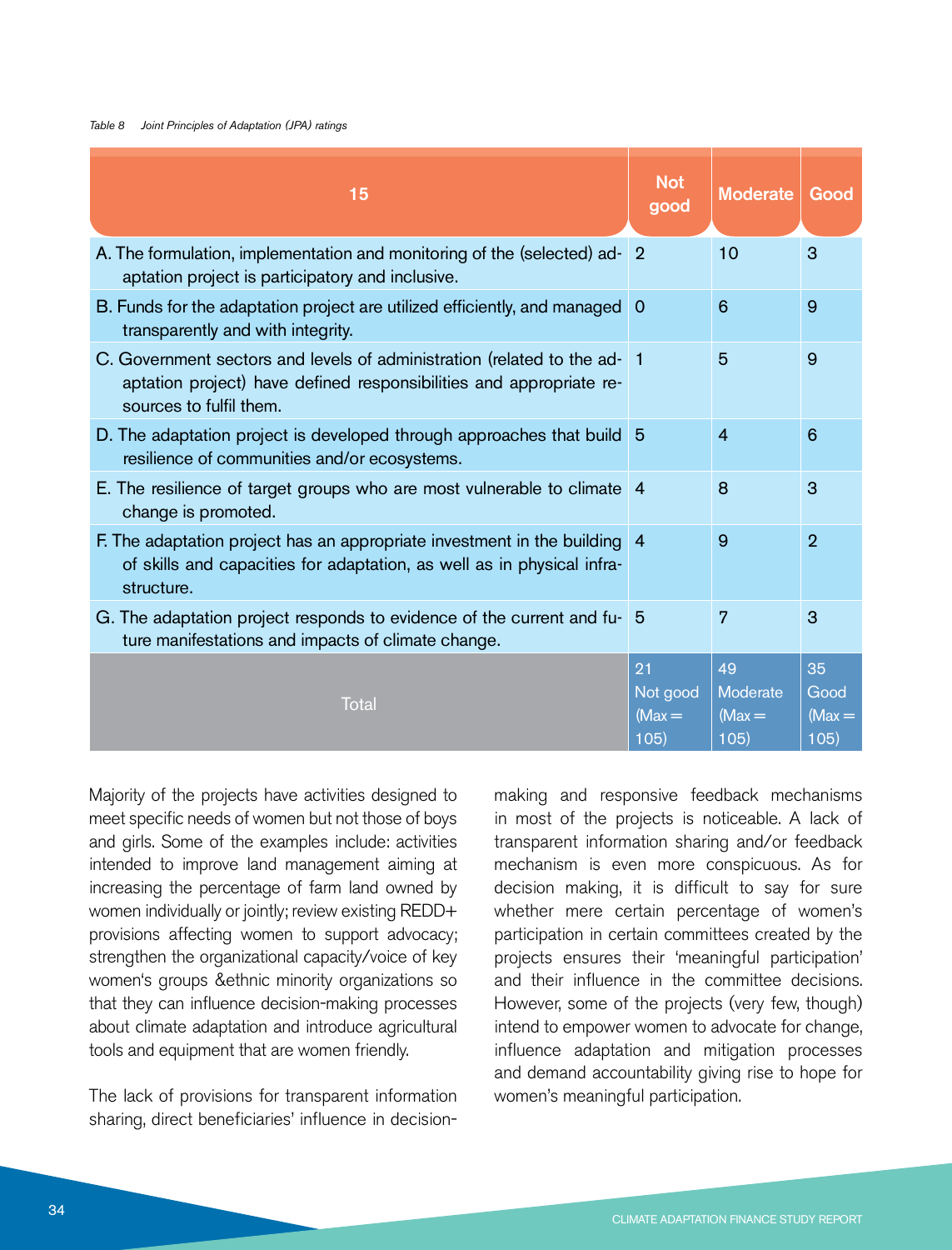*Table 8 Joint Principles of Adaptation (JPA) ratings*

| 15 | Not good | Moderate | Good |
|---|---|---|---|
| A. The formulation, implementation and monitoring of the (selected) adaptation project is participatory and inclusive. | 2 | 10 | 3 |
| B. Funds for the adaptation project are utilized efficiently, and managed transparently and with integrity. | 0 | 6 | 9 |
| C. Government sectors and levels of administration (related to the adaptation project) have defined responsibilities and appropriate resources to fulfil them. | 1 | 5 | 9 |
| D. The adaptation project is developed through approaches that build resilience of communities and/or ecosystems. | 5 | 4 | 6 |
| E. The resilience of target groups who are most vulnerable to climate change is promoted. | 4 | 8 | 3 |
| F. The adaptation project has an appropriate investment in the building of skills and capacities for adaptation, as well as in physical infrastructure. | 4 | 9 | 2 |
| G. The adaptation project responds to evidence of the current and future manifestations and impacts of climate change. | 5 | 7 | 3 |
| Total | 21 Not good (Max = 105) | 49 Moderate (Max = 105) | 35 Good (Max = 105) |

Majority of the projects have activities designed to meet specific needs of women but not those of boys and girls. Some of the examples include: activities intended to improve land management aiming at increasing the percentage of farm land owned by women individually or jointly; review existing REDD+ provisions affecting women to support advocacy; strengthen the organizational capacity/voice of key women's groups &ethnic minority organizations so that they can influence decision-making processes about climate adaptation and introduce agricultural tools and equipment that are women friendly.

The lack of provisions for transparent information sharing, direct beneficiaries' influence in decision-making and responsive feedback mechanisms in most of the projects is noticeable. A lack of transparent information sharing and/or feedback mechanism is even more conspicuous. As for decision making, it is difficult to say for sure whether mere certain percentage of women's participation in certain committees created by the projects ensures their 'meaningful participation' and their influence in the committee decisions. However, some of the projects (very few, though) intend to empower women to advocate for change, influence adaptation and mitigation processes and demand accountability giving rise to hope for women's meaningful participation.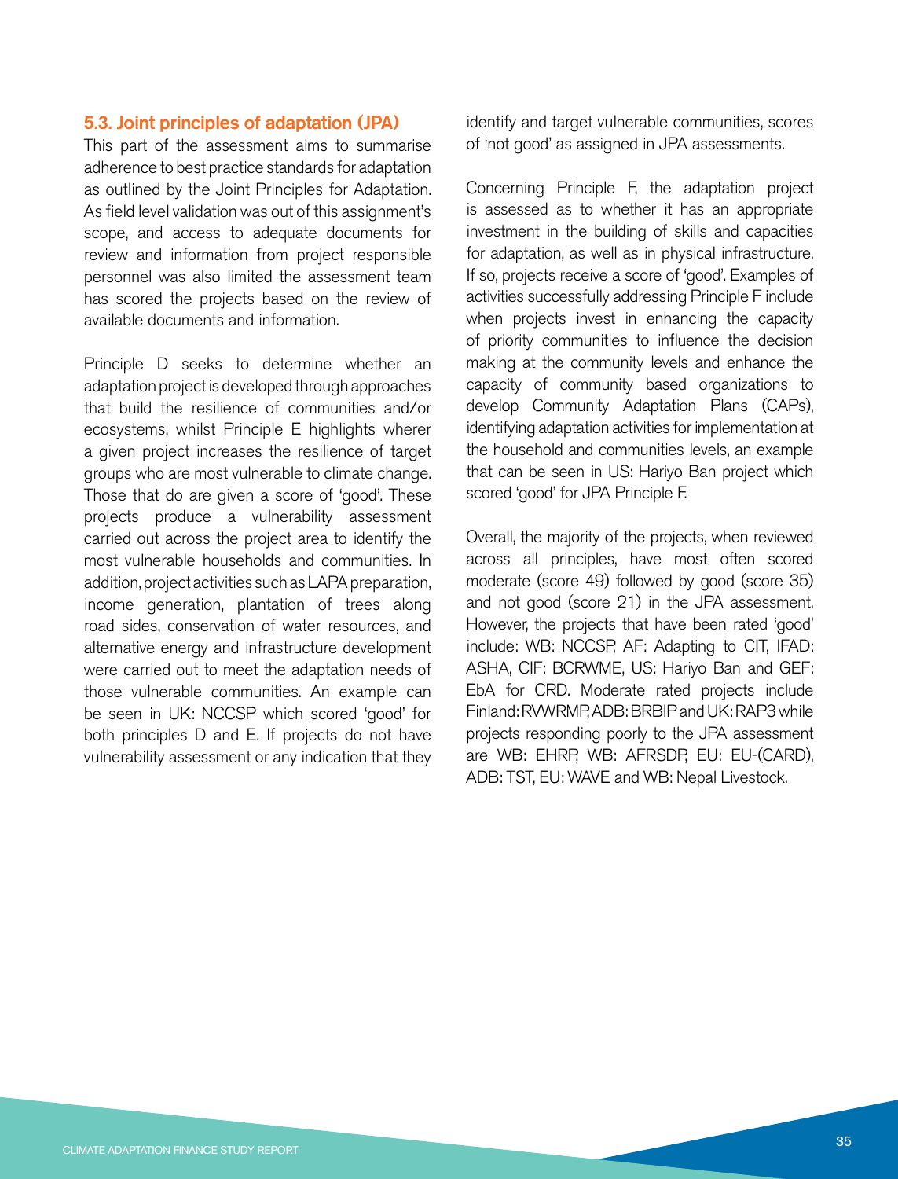### 5.3. Joint principles of adaptation (JPA)

This part of the assessment aims to summarise adherence to best practice standards for adaptation as outlined by the Joint Principles for Adaptation. As field level validation was out of this assignment's scope, and access to adequate documents for review and information from project responsible personnel was also limited the assessment team has scored the projects based on the review of available documents and information.

Principle D seeks to determine whether an adaptation project is developed through approaches that build the resilience of communities and/or ecosystems, whilst Principle E highlights wherer a given project increases the resilience of target groups who are most vulnerable to climate change. Those that do are given a score of 'good'. These projects produce a vulnerability assessment carried out across the project area to identify the most vulnerable households and communities. In addition, project activities such as LAPA preparation, income generation, plantation of trees along road sides, conservation of water resources, and alternative energy and infrastructure development were carried out to meet the adaptation needs of those vulnerable communities. An example can be seen in UK: NCCSP which scored 'good' for both principles D and E. If projects do not have vulnerability assessment or any indication that they identify and target vulnerable communities, scores of 'not good' as assigned in JPA assessments.

Concerning Principle F, the adaptation project is assessed as to whether it has an appropriate investment in the building of skills and capacities for adaptation, as well as in physical infrastructure. If so, projects receive a score of 'good'. Examples of activities successfully addressing Principle F include when projects invest in enhancing the capacity of priority communities to influence the decision making at the community levels and enhance the capacity of community based organizations to develop Community Adaptation Plans (CAPs), identifying adaptation activities for implementation at the household and communities levels, an example that can be seen in US: Hariyo Ban project which scored 'good' for JPA Principle F.

Overall, the majority of the projects, when reviewed across all principles, have most often scored moderate (score 49) followed by good (score 35) and not good (score 21) in the JPA assessment. However, the projects that have been rated 'good' include: WB: NCCSP, AF: Adapting to CIT, IFAD: ASHA, CIF: BCRWME, US: Hariyo Ban and GEF: EbA for CRD. Moderate rated projects include Finland: RVWRMP, ADB: BRBIP and UK: RAP3 while projects responding poorly to the JPA assessment are WB: EHRP, WB: AFRSDP, EU: EU-(CARD), ADB: TST, EU: WAVE and WB: Nepal Livestock.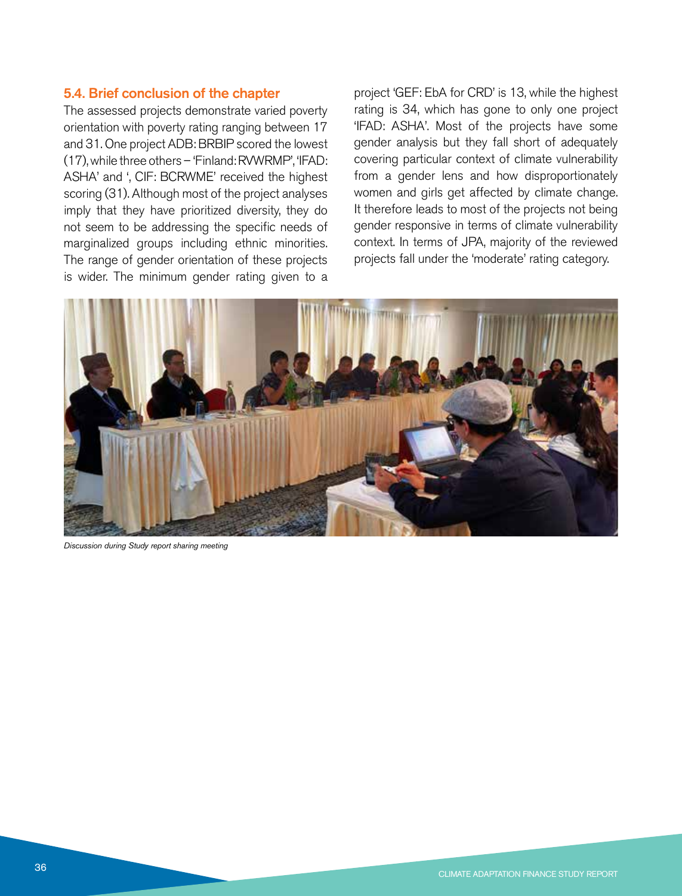### 5.4. Brief conclusion of the chapter

The assessed projects demonstrate varied poverty orientation with poverty rating ranging between 17 and 31. One project ADB: BRBIP scored the lowest (17), while three others – 'Finland: RVWRMP', 'IFAD: ASHA' and ', CIF: BCRWME' received the highest scoring (31). Although most of the project analyses imply that they have prioritized diversity, they do not seem to be addressing the specific needs of marginalized groups including ethnic minorities. The range of gender orientation of these projects is wider. The minimum gender rating given to a project 'GEF: EbA for CRD' is 13, while the highest rating is 34, which has gone to only one project 'IFAD: ASHA'. Most of the projects have some gender analysis but they fall short of adequately covering particular context of climate vulnerability from a gender lens and how disproportionately women and girls get affected by climate change. It therefore leads to most of the projects not being gender responsive in terms of climate vulnerability context. In terms of JPA, majority of the reviewed projects fall under the 'moderate' rating category.

*Discussion during Study report sharing meeting*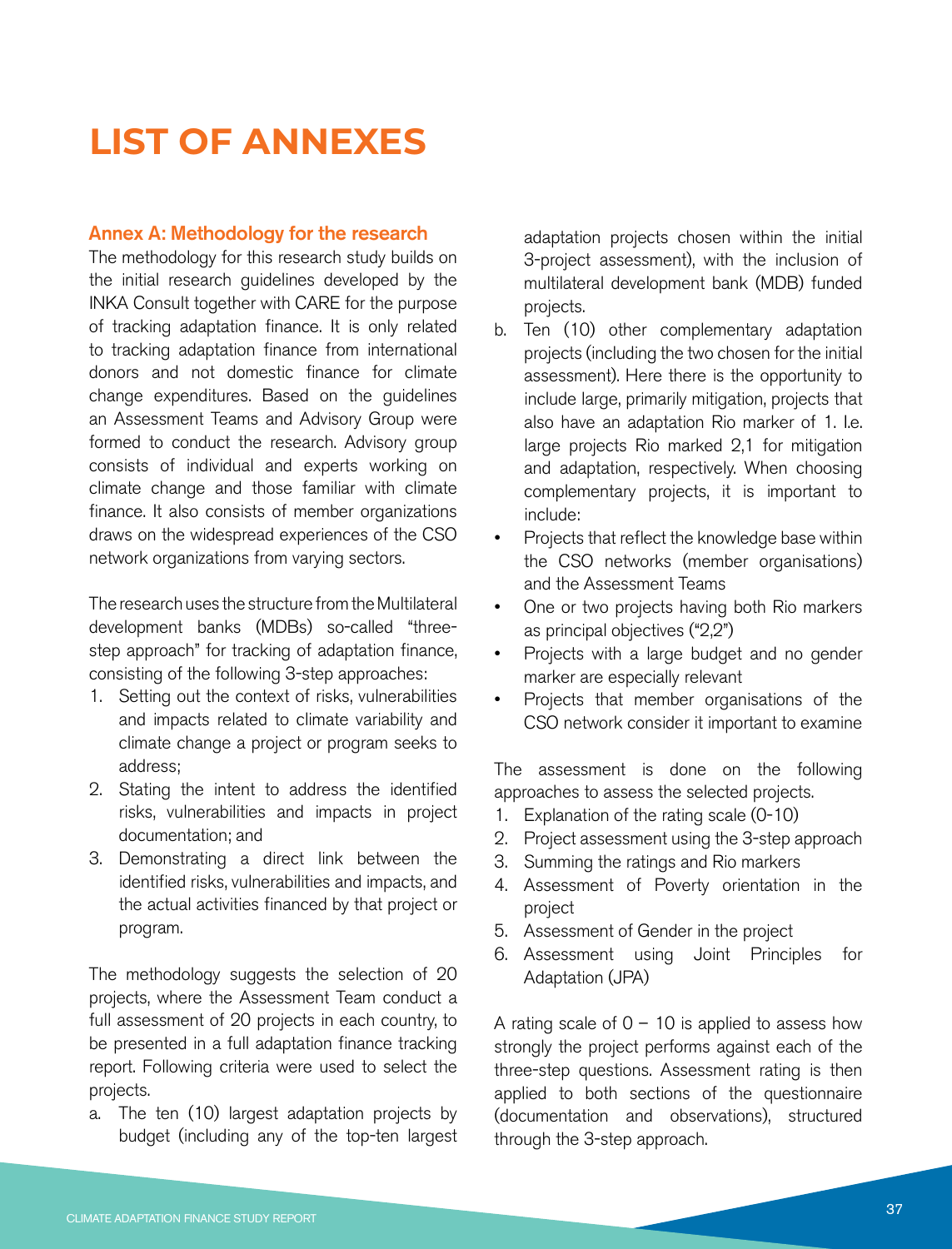# LIST OF ANNEXES

### Annex A: Methodology for the research

The methodology for this research study builds on the initial research guidelines developed by the INKA Consult together with CARE for the purpose of tracking adaptation finance. It is only related to tracking adaptation finance from international donors and not domestic finance for climate change expenditures. Based on the guidelines an Assessment Teams and Advisory Group were formed to conduct the research. Advisory group consists of individual and experts working on climate change and those familiar with climate finance. It also consists of member organizations draws on the widespread experiences of the CSO network organizations from varying sectors.

The research uses the structure from the Multilateral development banks (MDBs) so-called "three-step approach" for tracking of adaptation finance, consisting of the following 3-step approaches:

1. Setting out the context of risks, vulnerabilities and impacts related to climate variability and climate change a project or program seeks to address;
2. Stating the intent to address the identified risks, vulnerabilities and impacts in project documentation; and
3. Demonstrating a direct link between the identified risks, vulnerabilities and impacts, and the actual activities financed by that project or program.

The methodology suggests the selection of 20 projects, where the Assessment Team conduct a full assessment of 20 projects in each country, to be presented in a full adaptation finance tracking report. Following criteria were used to select the projects.

a. The ten (10) largest adaptation projects by budget (including any of the top-ten largest adaptation projects chosen within the initial 3-project assessment), with the inclusion of multilateral development bank (MDB) funded projects.
b. Ten (10) other complementary adaptation projects (including the two chosen for the initial assessment). Here there is the opportunity to include large, primarily mitigation, projects that also have an adaptation Rio marker of 1. I.e. large projects Rio marked 2,1 for mitigation and adaptation, respectively. When choosing complementary projects, it is important to include:

- Projects that reflect the knowledge base within the CSO networks (member organisations) and the Assessment Teams
- One or two projects having both Rio markers as principal objectives ("2,2")
- Projects with a large budget and no gender marker are especially relevant
- Projects that member organisations of the CSO network consider it important to examine

The assessment is done on the following approaches to assess the selected projects.

1. Explanation of the rating scale (0-10)
2. Project assessment using the 3-step approach
3. Summing the ratings and Rio markers
4. Assessment of Poverty orientation in the project
5. Assessment of Gender in the project
6. Assessment using Joint Principles for Adaptation (JPA)

A rating scale of 0 – 10 is applied to assess how strongly the project performs against each of the three-step questions. Assessment rating is then applied to both sections of the questionnaire (documentation and observations), structured through the 3-step approach.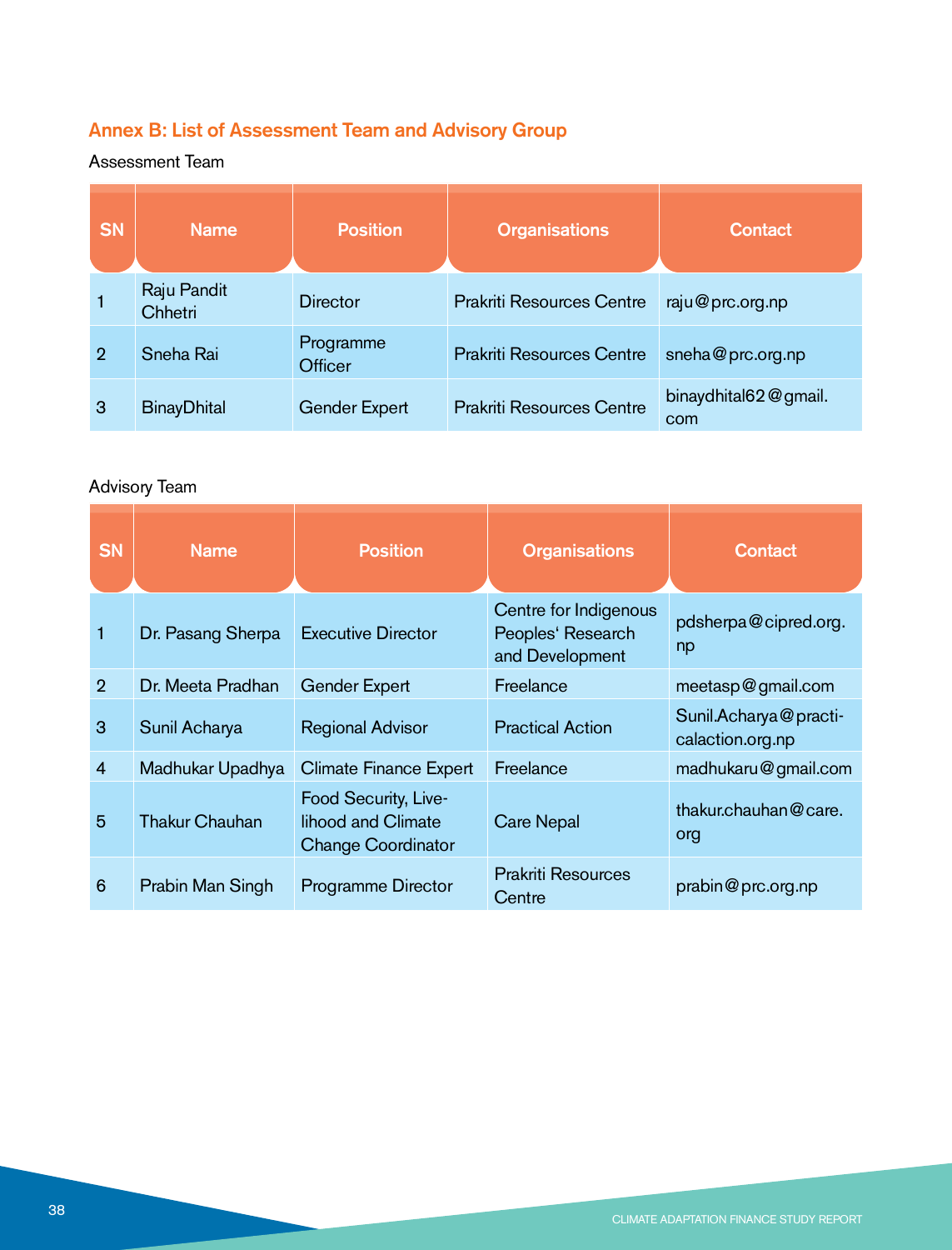## Annex B: List of Assessment Team and Advisory Group

Assessment Team

| SN | Name | Position | Organisations | Contact |
|---|---|---|---|---|
| 1 | Raju Pandit Chhetri | Director | Prakriti Resources Centre | raju@prc.org.np |
| 2 | Sneha Rai | Programme Officer | Prakriti Resources Centre | sneha@prc.org.np |
| 3 | BinayDhital | Gender Expert | Prakriti Resources Centre | binaydhital62@gmail.com |

Advisory Team

| SN | Name | Position | Organisations | Contact |
|---|---|---|---|---|
| 1 | Dr. Pasang Sherpa | Executive Director | Centre for Indigenous Peoples' Research and Development | pdsherpa@cipred.org.np |
| 2 | Dr. Meeta Pradhan | Gender Expert | Freelance | meetasp@gmail.com |
| 3 | Sunil Acharya | Regional Advisor | Practical Action | Sunil.Acharya@practicalaction.org.np |
| 4 | Madhukar Upadhya | Climate Finance Expert | Freelance | madhukaru@gmail.com |
| 5 | Thakur Chauhan | Food Security, Livelihood and Climate Change Coordinator | Care Nepal | thakur.chauhan@care.org |
| 6 | Prabin Man Singh | Programme Director | Prakriti Resources Centre | prabin@prc.org.np |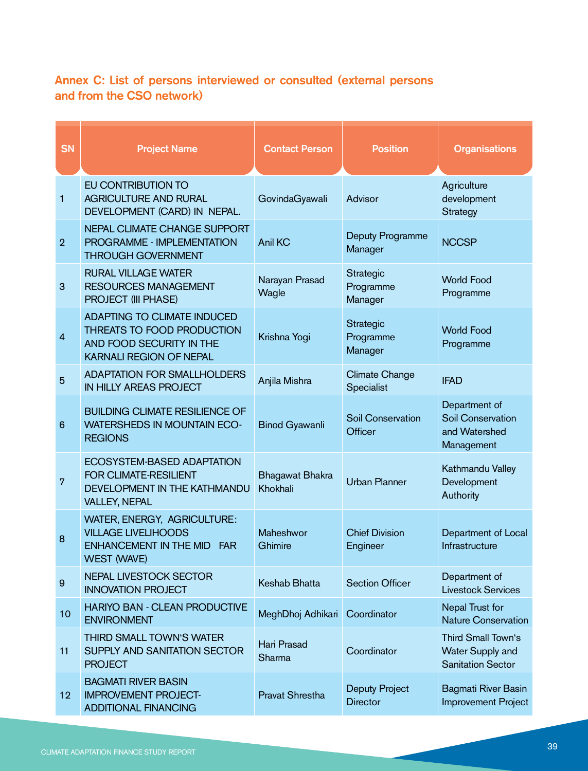## Annex C: List of persons interviewed or consulted (external persons and from the CSO network)

| SN | Project Name | Contact Person | Position | Organisations |
|---|---|---|---|---|
| 1 | EU CONTRIBUTION TO AGRICULTURE AND RURAL DEVELOPMENT (CARD) IN NEPAL. | GovindaGyawali | Advisor | Agriculture development Strategy |
| 2 | NEPAL CLIMATE CHANGE SUPPORT PROGRAMME - IMPLEMENTATION THROUGH GOVERNMENT | Anil KC | Deputy Programme Manager | NCCSP |
| 3 | RURAL VILLAGE WATER RESOURCES MANAGEMENT PROJECT (III PHASE) | Narayan Prasad Wagle | Strategic Programme Manager | World Food Programme |
| 4 | ADAPTING TO CLIMATE INDUCED THREATS TO FOOD PRODUCTION AND FOOD SECURITY IN THE KARNALI REGION OF NEPAL | Krishna Yogi | Strategic Programme Manager | World Food Programme |
| 5 | ADAPTATION FOR SMALLHOLDERS IN HILLY AREAS PROJECT | Anjila Mishra | Climate Change Specialist | IFAD |
| 6 | BUILDING CLIMATE RESILIENCE OF WATERSHEDS IN MOUNTAIN ECO-REGIONS | Binod Gyawanli | Soil Conservation Officer | Department of Soil Conservation and Watershed Management |
| 7 | ECOSYSTEM-BASED ADAPTATION FOR CLIMATE-RESILIENT DEVELOPMENT IN THE KATHMANDU VALLEY, NEPAL | Bhagawat Bhakra Khokhali | Urban Planner | Kathmandu Valley Development Authority |
| 8 | WATER, ENERGY, AGRICULTURE: VILLAGE LIVELIHOODS ENHANCEMENT IN THE MID FAR WEST (WAVE) | Maheshwor Ghimire | Chief Division Engineer | Department of Local Infrastructure |
| 9 | NEPAL LIVESTOCK SECTOR INNOVATION PROJECT | Keshab Bhatta | Section Officer | Department of Livestock Services |
| 10 | HARIYO BAN - CLEAN PRODUCTIVE ENVIRONMENT | MeghDhoj Adhikari | Coordinator | Nepal Trust for Nature Conservation |
| 11 | THIRD SMALL TOWN'S WATER SUPPLY AND SANITATION SECTOR PROJECT | Hari Prasad Sharma | Coordinator | Third Small Town's Water Supply and Sanitation Sector |
| 12 | BAGMATI RIVER BASIN IMPROVEMENT PROJECT-ADDITIONAL FINANCING | Pravat Shrestha | Deputy Project Director | Bagmati River Basin Improvement Project |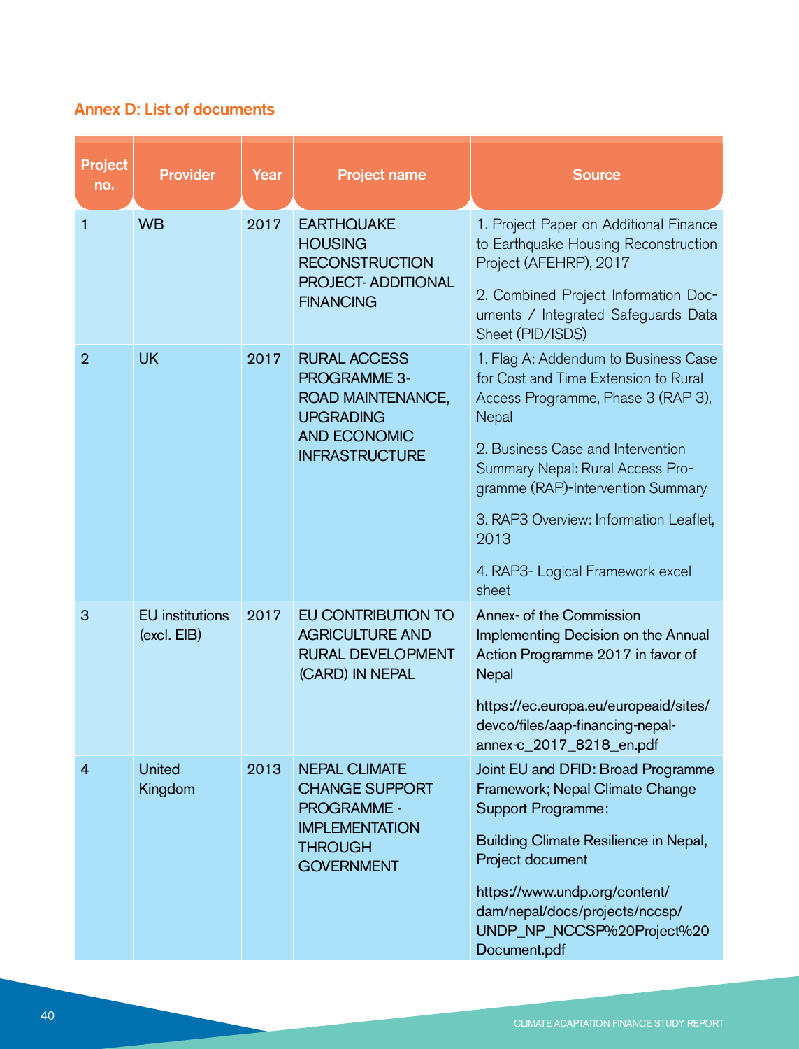## Annex D: List of documents

| Project no. | Provider | Year | Project name | Source |
| --- | --- | --- | --- | --- |
| 1 | WB | 2017 | EARTHQUAKE HOUSING RECONSTRUCTION PROJECT- ADDITIONAL FINANCING | 1. Project Paper on Additional Finance to Earthquake Housing Reconstruction Project (AFEHRP), 2017<br><br>2. Combined Project Information Documents / Integrated Safeguards Data Sheet (PID/ISDS) |
| 2 | UK | 2017 | RURAL ACCESS PROGRAMME 3- ROAD MAINTENANCE, UPGRADING AND ECONOMIC INFRASTRUCTURE | 1. Flag A: Addendum to Business Case for Cost and Time Extension to Rural Access Programme, Phase 3 (RAP 3), Nepal<br><br>2. Business Case and Intervention Summary Nepal: Rural Access Programme (RAP)-Intervention Summary<br><br>3. RAP3 Overview: Information Leaflet, 2013<br><br>4. RAP3- Logical Framework excel sheet |
| 3 | EU institutions (excl. EIB) | 2017 | EU CONTRIBUTION TO AGRICULTURE AND RURAL DEVELOPMENT (CARD) IN NEPAL | Annex- of the Commission Implementing Decision on the Annual Action Programme 2017 in favor of Nepal<br><br>https://ec.europa.eu/europeaid/sites/devco/files/aap-financing-nepal-annex-c_2017_8218_en.pdf |
| 4 | United Kingdom | 2013 | NEPAL CLIMATE CHANGE SUPPORT PROGRAMME - IMPLEMENTATION THROUGH GOVERNMENT | Joint EU and DFID: Broad Programme Framework; Nepal Climate Change Support Programme:<br><br>Building Climate Resilience in Nepal, Project document<br><br>https://www.undp.org/content/dam/nepal/docs/projects/nccsp/UNDP_NP_NCCSP%20Project%20Document.pdf |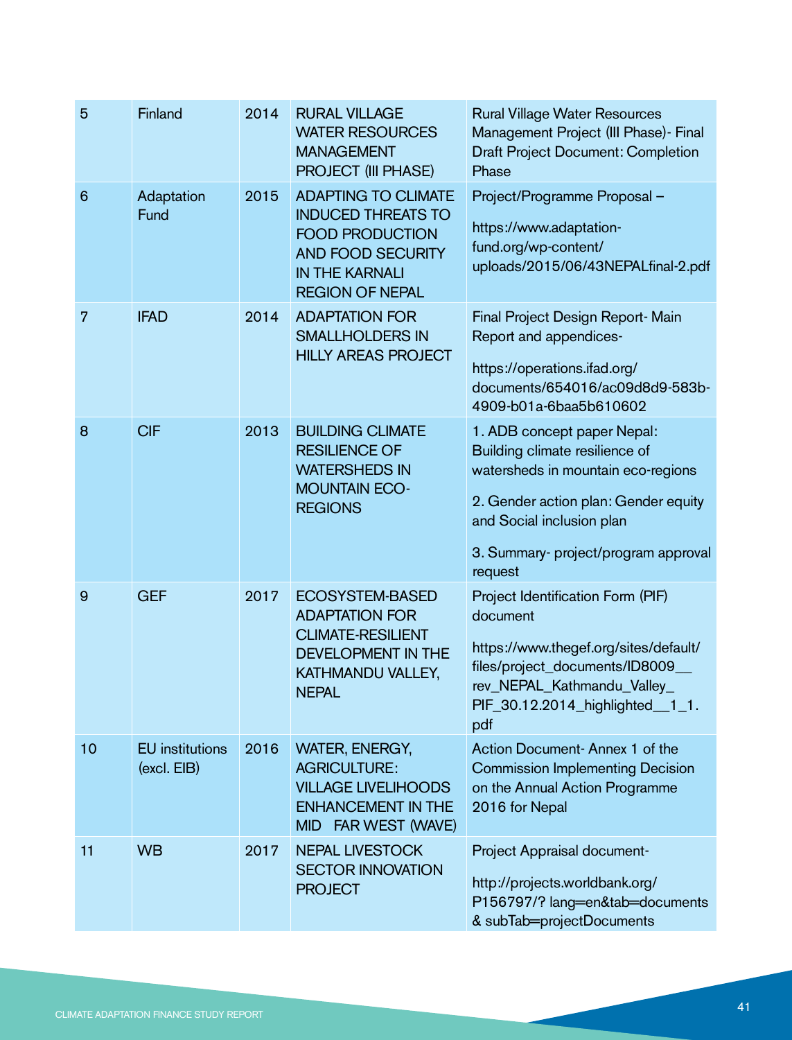| 5 | Finland | 2014 | RURAL VILLAGE WATER RESOURCES MANAGEMENT PROJECT (III PHASE) | Rural Village Water Resources Management Project (III Phase)- Final Draft Project Document: Completion Phase |
|---|---|---|---|---|
| 6 | Adaptation Fund | 2015 | ADAPTING TO CLIMATE INDUCED THREATS TO FOOD PRODUCTION AND FOOD SECURITY IN THE KARNALI REGION OF NEPAL | Project/Programme Proposal – https://www.adaptation-fund.org/wp-content/uploads/2015/06/43NEPALfinal-2.pdf |
| 7 | IFAD | 2014 | ADAPTATION FOR SMALLHOLDERS IN HILLY AREAS PROJECT | Final Project Design Report- Main Report and appendices- https://operations.ifad.org/documents/654016/ac09d8d9-583b-4909-b01a-6baa5b610602 |
| 8 | CIF | 2013 | BUILDING CLIMATE RESILIENCE OF WATERSHEDS IN MOUNTAIN ECO-REGIONS | 1. ADB concept paper Nepal: Building climate resilience of watersheds in mountain eco-regions<br>2. Gender action plan: Gender equity and Social inclusion plan<br>3. Summary- project/program approval request |
| 9 | GEF | 2017 | ECOSYSTEM-BASED ADAPTATION FOR CLIMATE-RESILIENT DEVELOPMENT IN THE KATHMANDU VALLEY, NEPAL | Project Identification Form (PIF) document https://www.thegef.org/sites/default/files/project_documents/ID8009__rev_NEPAL_Kathmandu_Valley_PIF_30.12.2014_highlighted__1_1.pdf |
| 10 | EU institutions (excl. EIB) | 2016 | WATER, ENERGY, AGRICULTURE: VILLAGE LIVELIHOODS ENHANCEMENT IN THE MID FAR WEST (WAVE) | Action Document- Annex 1 of the Commission Implementing Decision on the Annual Action Programme 2016 for Nepal |
| 11 | WB | 2017 | NEPAL LIVESTOCK SECTOR INNOVATION PROJECT | Project Appraisal document- http://projects.worldbank.org/P156797/? lang=en&tab=documents & subTab=projectDocuments |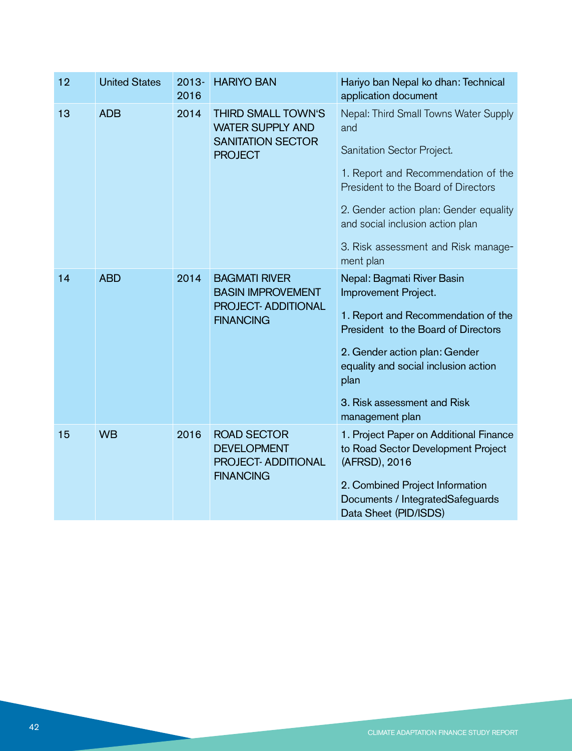| 12 | United States | 2013-2016 | HARIYO BAN | Hariyo ban Nepal ko dhan: Technical application document |
|---|---|---|---|---|
| 13 | ADB | 2014 | THIRD SMALL TOWN'S WATER SUPPLY AND SANITATION SECTOR PROJECT | Nepal: Third Small Towns Water Supply and<br><br>Sanitation Sector Project.<br><br>1. Report and Recommendation of the President to the Board of Directors<br><br>2. Gender action plan: Gender equality and social inclusion action plan<br><br>3. Risk assessment and Risk management plan |
| 14 | ABD | 2014 | BAGMATI RIVER BASIN IMPROVEMENT PROJECT- ADDITIONAL FINANCING | Nepal: Bagmati River Basin Improvement Project.<br><br>1. Report and Recommendation of the President to the Board of Directors<br><br>2. Gender action plan: Gender equality and social inclusion action plan<br><br>3. Risk assessment and Risk management plan |
| 15 | WB | 2016 | ROAD SECTOR DEVELOPMENT PROJECT- ADDITIONAL FINANCING | 1. Project Paper on Additional Finance to Road Sector Development Project (AFRSD), 2016<br><br>2. Combined Project Information Documents / IntegratedSafeguards Data Sheet (PID/ISDS) |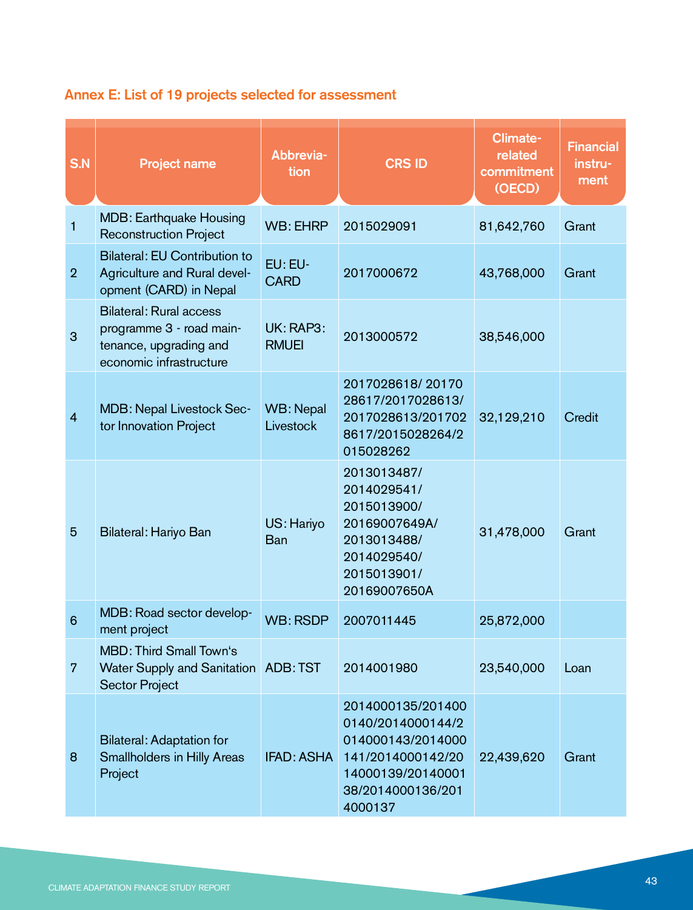## Annex E: List of 19 projects selected for assessment

| S.N | Project name | Abbreviation | CRS ID | Climate-related commitment (OECD) | Financial instrument |
|---|---|---|---|---|---|
| 1 | MDB: Earthquake Housing Reconstruction Project | WB: EHRP | 2015029091 | 81,642,760 | Grant |
| 2 | Bilateral: EU Contribution to Agriculture and Rural development (CARD) in Nepal | EU: EU-CARD | 2017000672 | 43,768,000 | Grant |
| 3 | Bilateral: Rural access programme 3 - road maintenance, upgrading and economic infrastructure | UK: RAP3: RMUEI | 2013000572 | 38,546,000 | |
| 4 | MDB: Nepal Livestock Sector Innovation Project | WB: Nepal Livestock | 2017028618/ 2017028617/2017028613/ 2017028613/2017028617/2015028264/2015028262 | 32,129,210 | Credit |
| 5 | Bilateral: Hariyo Ban | US: Hariyo Ban | 2013013487/ 2014029541/ 2015013900/ 20169007649A/ 2013013488/ 2014029540/ 2015013901/ 20169007650A | 31,478,000 | Grant |
| 6 | MDB: Road sector development project | WB: RSDP | 2007011445 | 25,872,000 | |
| 7 | MBD: Third Small Town's Water Supply and Sanitation Sector Project | ADB: TST | 2014001980 | 23,540,000 | Loan |
| 8 | Bilateral: Adaptation for Smallholders in Hilly Areas Project | IFAD: ASHA | 2014000135/2014000140/2014000144/2014000143/2014000141/2014000142/2014000139/2014000138/2014000136/2014000137 | 22,439,620 | Grant |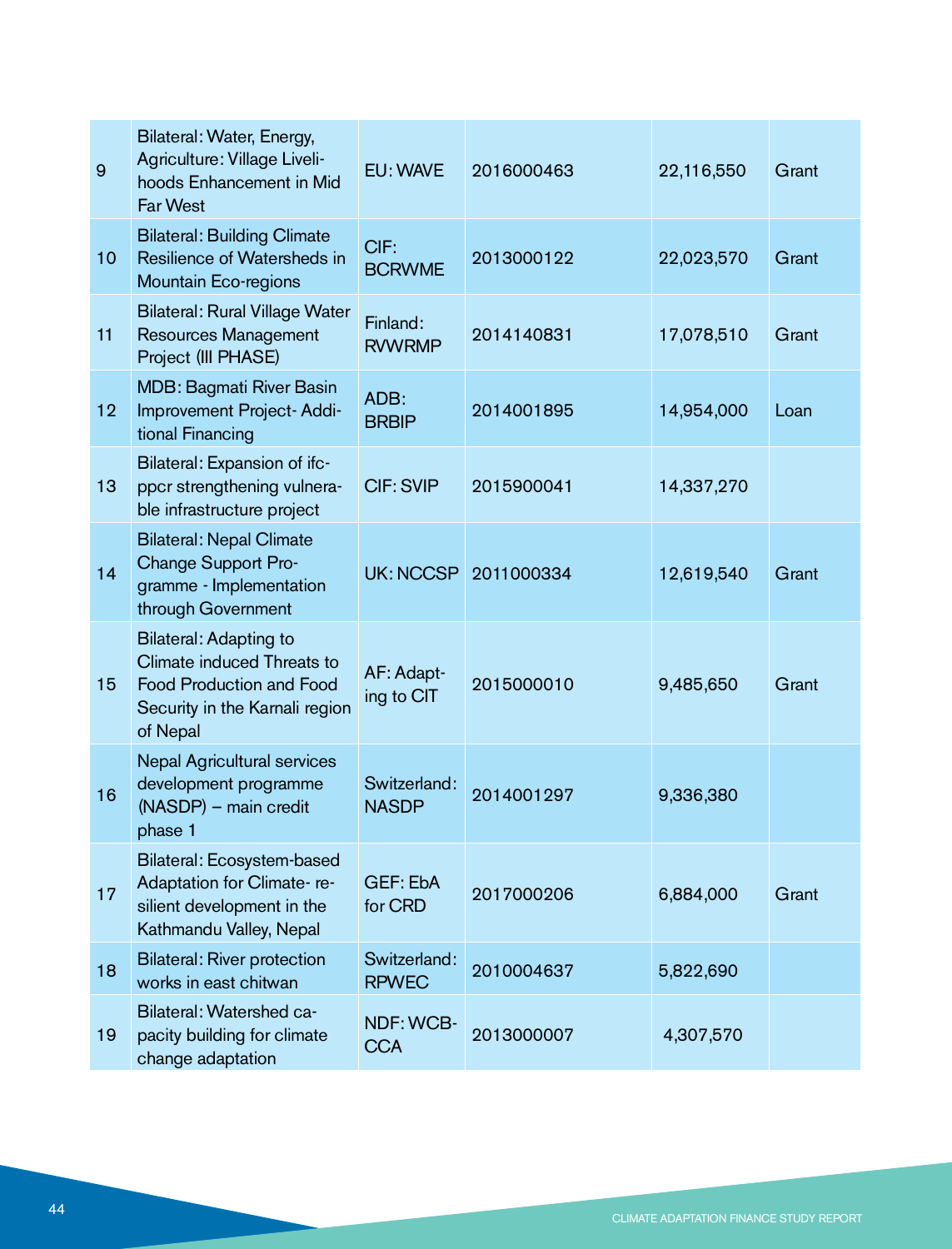| | | | | | |
|---|---|---|---|---|---|
| 9 | Bilateral: Water, Energy, Agriculture: Village Livelihoods Enhancement in Mid Far West | EU: WAVE | 2016000463 | 22,116,550 | Grant |
| 10 | Bilateral: Building Climate Resilience of Watersheds in Mountain Eco-regions | CIF: BCRWME | 2013000122 | 22,023,570 | Grant |
| 11 | Bilateral: Rural Village Water Resources Management Project (III PHASE) | Finland: RVWRMP | 2014140831 | 17,078,510 | Grant |
| 12 | MDB: Bagmati River Basin Improvement Project- Additional Financing | ADB: BRBIP | 2014001895 | 14,954,000 | Loan |
| 13 | Bilateral: Expansion of ifc-ppcr strengthening vulnerable infrastructure project | CIF: SVIP | 2015900041 | 14,337,270 | |
| 14 | Bilateral: Nepal Climate Change Support Programme - Implementation through Government | UK: NCCSP | 2011000334 | 12,619,540 | Grant |
| 15 | Bilateral: Adapting to Climate induced Threats to Food Production and Food Security in the Karnali region of Nepal | AF: Adapting to CIT | 2015000010 | 9,485,650 | Grant |
| 16 | Nepal Agricultural services development programme (NASDP) – main credit phase 1 | Switzerland: NASDP | 2014001297 | 9,336,380 | |
| 17 | Bilateral: Ecosystem-based Adaptation for Climate- resilient development in the Kathmandu Valley, Nepal | GEF: EbA for CRD | 2017000206 | 6,884,000 | Grant |
| 18 | Bilateral: River protection works in east chitwan | Switzerland: RPWEC | 2010004637 | 5,822,690 | |
| 19 | Bilateral: Watershed capacity building for climate change adaptation | NDF: WCB-CCA | 2013000007 | 4,307,570 | |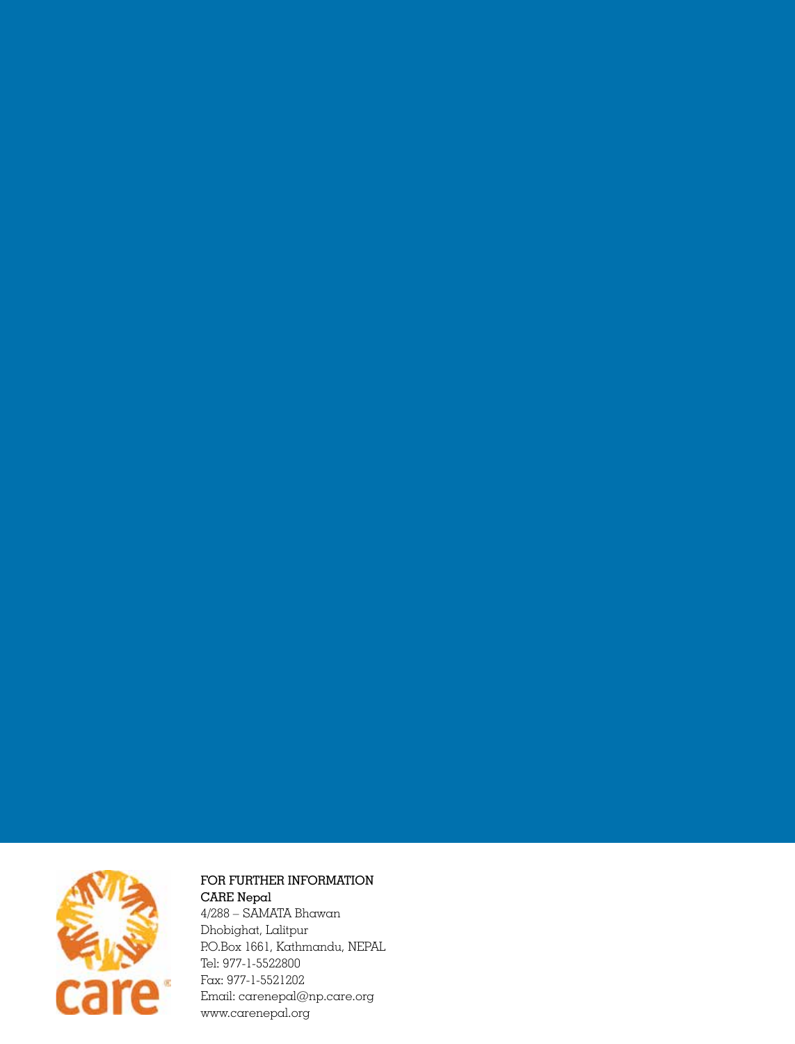FOR FURTHER INFORMATION

**CARE Nepal**

4/288 – SAMATA Bhawan

Dhobighat, Lalitpur

P.O.Box 1661, Kathmandu, NEPAL

Tel: 977-1-5522800

Fax: 977-1-5521202

Email: carenepal@np.care.org

www.carenepal.org